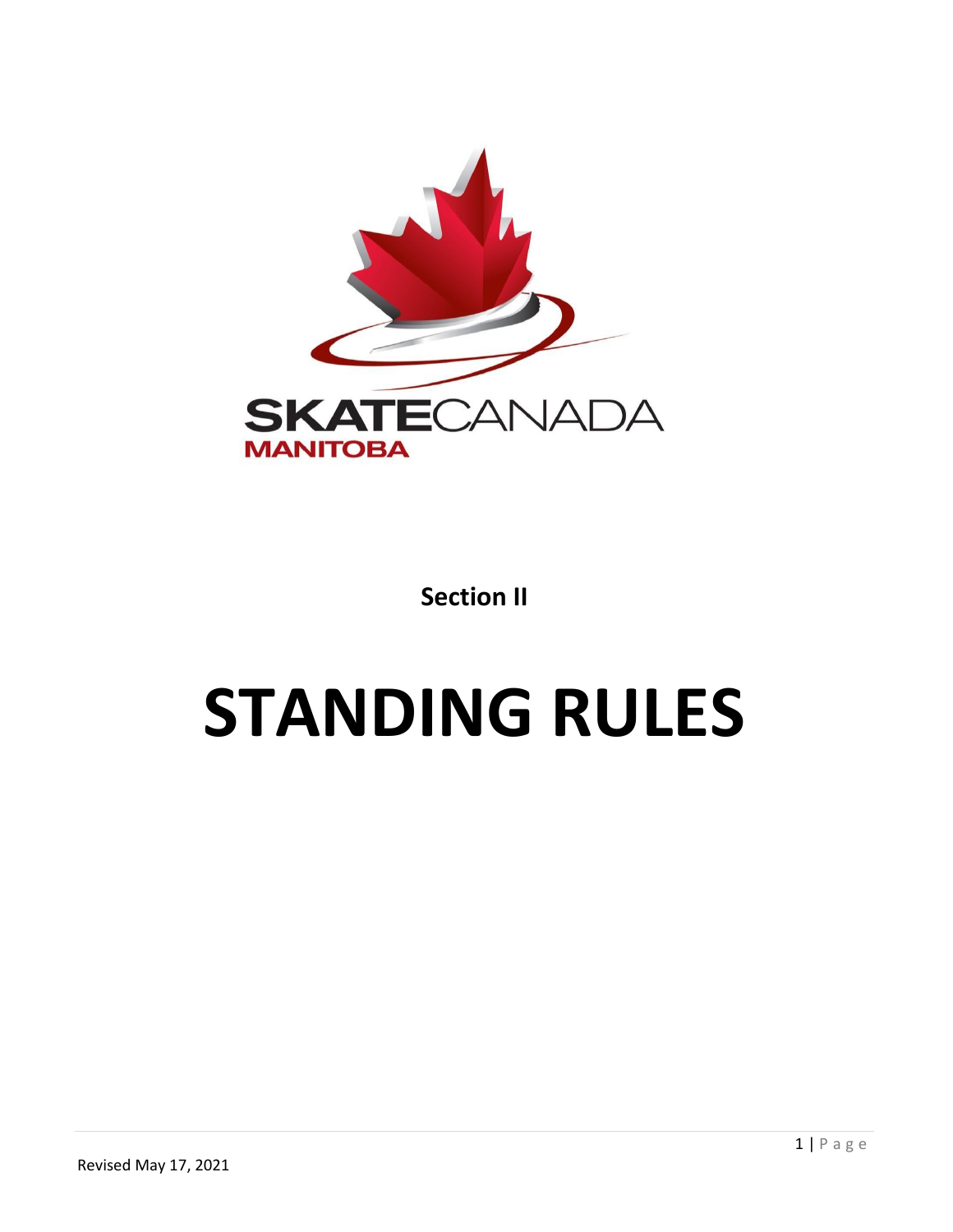SKATECANADA
MANITOBA

**Section II**

# STANDING RULES

Revised May 17, 2021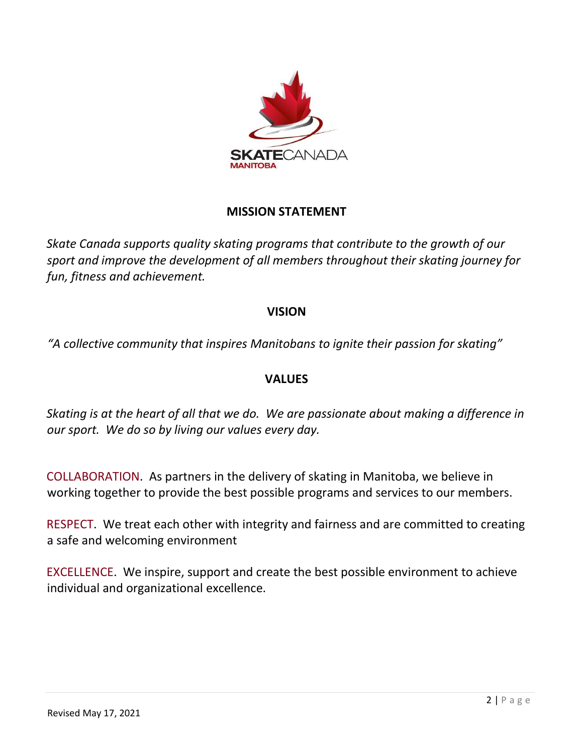## MISSION STATEMENT

*Skate Canada supports quality skating programs that contribute to the growth of our sport and improve the development of all members throughout their skating journey for fun, fitness and achievement.*

## VISION

*"A collective community that inspires Manitobans to ignite their passion for skating"*

## VALUES

*Skating is at the heart of all that we do. We are passionate about making a difference in our sport. We do so by living our values every day.*

COLLABORATION. As partners in the delivery of skating in Manitoba, we believe in working together to provide the best possible programs and services to our members.

RESPECT. We treat each other with integrity and fairness and are committed to creating a safe and welcoming environment

EXCELLENCE. We inspire, support and create the best possible environment to achieve individual and organizational excellence.

Revised May 17, 2021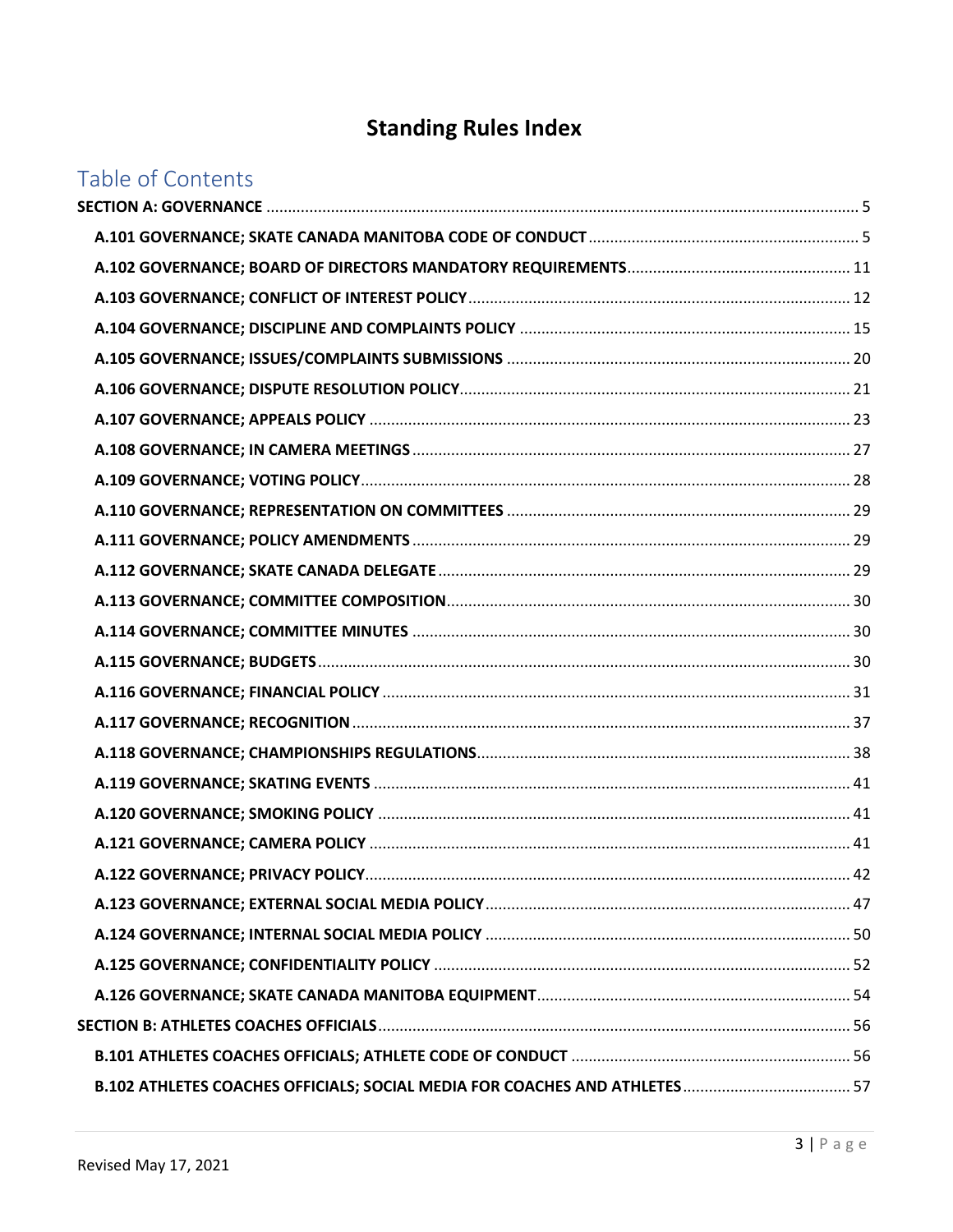# Standing Rules Index

## Table of Contents

**SECTION A: GOVERNANCE** ..... 5

- **A.101 GOVERNANCE; SKATE CANADA MANITOBA CODE OF CONDUCT** ..... 5
- **A.102 GOVERNANCE; BOARD OF DIRECTORS MANDATORY REQUIREMENTS** ..... 11
- **A.103 GOVERNANCE; CONFLICT OF INTEREST POLICY** ..... 12
- **A.104 GOVERNANCE; DISCIPLINE AND COMPLAINTS POLICY** ..... 15
- **A.105 GOVERNANCE; ISSUES/COMPLAINTS SUBMISSIONS** ..... 20
- **A.106 GOVERNANCE; DISPUTE RESOLUTION POLICY** ..... 21
- **A.107 GOVERNANCE; APPEALS POLICY** ..... 23
- **A.108 GOVERNANCE; IN CAMERA MEETINGS** ..... 27
- **A.109 GOVERNANCE; VOTING POLICY** ..... 28
- **A.110 GOVERNANCE; REPRESENTATION ON COMMITTEES** ..... 29
- **A.111 GOVERNANCE; POLICY AMENDMENTS** ..... 29
- **A.112 GOVERNANCE; SKATE CANADA DELEGATE** ..... 29
- **A.113 GOVERNANCE; COMMITTEE COMPOSITION** ..... 30
- **A.114 GOVERNANCE; COMMITTEE MINUTES** ..... 30
- **A.115 GOVERNANCE; BUDGETS** ..... 30
- **A.116 GOVERNANCE; FINANCIAL POLICY** ..... 31
- **A.117 GOVERNANCE; RECOGNITION** ..... 37
- **A.118 GOVERNANCE; CHAMPIONSHIPS REGULATIONS** ..... 38
- **A.119 GOVERNANCE; SKATING EVENTS** ..... 41
- **A.120 GOVERNANCE; SMOKING POLICY** ..... 41
- **A.121 GOVERNANCE; CAMERA POLICY** ..... 41
- **A.122 GOVERNANCE; PRIVACY POLICY** ..... 42
- **A.123 GOVERNANCE; EXTERNAL SOCIAL MEDIA POLICY** ..... 47
- **A.124 GOVERNANCE; INTERNAL SOCIAL MEDIA POLICY** ..... 50
- **A.125 GOVERNANCE; CONFIDENTIALITY POLICY** ..... 52
- **A.126 GOVERNANCE; SKATE CANADA MANITOBA EQUIPMENT** ..... 54

**SECTION B: ATHLETES COACHES OFFICIALS** ..... 56

- **B.101 ATHLETES COACHES OFFICIALS; ATHLETE CODE OF CONDUCT** ..... 56
- **B.102 ATHLETES COACHES OFFICIALS; SOCIAL MEDIA FOR COACHES AND ATHLETES** ..... 57

Revised May 17, 2021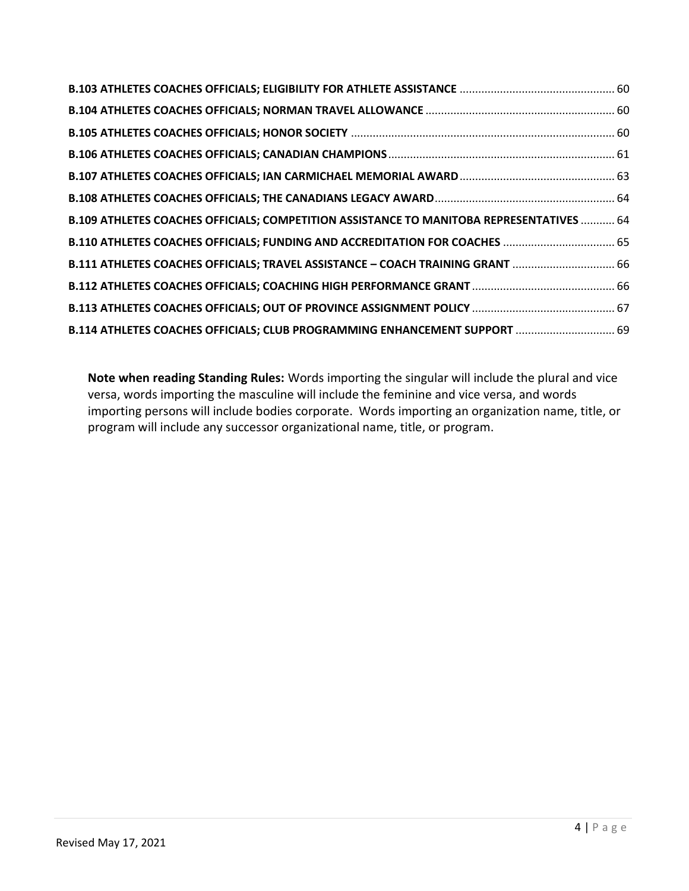**B.103 ATHLETES COACHES OFFICIALS; ELIGIBILITY FOR ATHLETE ASSISTANCE** .................................................. 60

**B.104 ATHLETES COACHES OFFICIALS; NORMAN TRAVEL ALLOWANCE** ............................................................ 60

**B.105 ATHLETES COACHES OFFICIALS; HONOR SOCIETY** ..................................................................................... 60

**B.106 ATHLETES COACHES OFFICIALS; CANADIAN CHAMPIONS** ........................................................................ 61

**B.107 ATHLETES COACHES OFFICIALS; IAN CARMICHAEL MEMORIAL AWARD** ................................................. 63

**B.108 ATHLETES COACHES OFFICIALS; THE CANADIANS LEGACY AWARD** .......................................................... 64

**B.109 ATHLETES COACHES OFFICIALS; COMPETITION ASSISTANCE TO MANITOBA REPRESENTATIVES** ........... 64

**B.110 ATHLETES COACHES OFFICIALS; FUNDING AND ACCREDITATION FOR COACHES** .................................... 65

**B.111 ATHLETES COACHES OFFICIALS; TRAVEL ASSISTANCE – COACH TRAINING GRANT** ................................. 66

**B.112 ATHLETES COACHES OFFICIALS; COACHING HIGH PERFORMANCE GRANT** .............................................. 66

**B.113 ATHLETES COACHES OFFICIALS; OUT OF PROVINCE ASSIGNMENT POLICY** .............................................. 67

**B.114 ATHLETES COACHES OFFICIALS; CLUB PROGRAMMING ENHANCEMENT SUPPORT** ................................ 69

**Note when reading Standing Rules:** Words importing the singular will include the plural and vice versa, words importing the masculine will include the feminine and vice versa, and words importing persons will include bodies corporate. Words importing an organization name, title, or program will include any successor organizational name, title, or program.

Revised May 17, 2021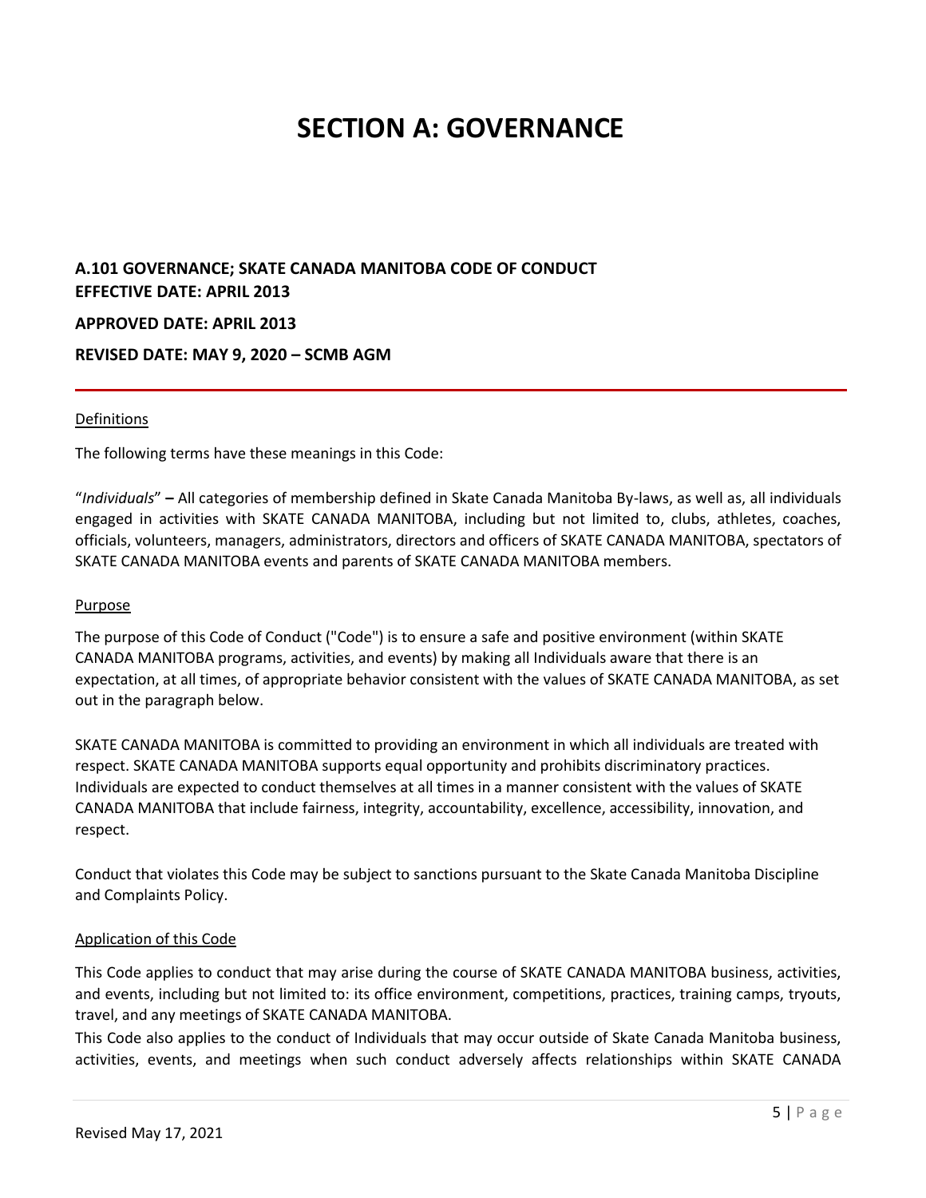# SECTION A: GOVERNANCE

## A.101 GOVERNANCE; SKATE CANADA MANITOBA CODE OF CONDUCT

**EFFECTIVE DATE: APRIL 2013**

**APPROVED DATE: APRIL 2013**

**REVISED DATE: MAY 9, 2020 – SCMB AGM**

---

Definitions

The following terms have these meanings in this Code:

"*Individuals*" **–** All categories of membership defined in Skate Canada Manitoba By-laws, as well as, all individuals engaged in activities with SKATE CANADA MANITOBA, including but not limited to, clubs, athletes, coaches, officials, volunteers, managers, administrators, directors and officers of SKATE CANADA MANITOBA, spectators of SKATE CANADA MANITOBA events and parents of SKATE CANADA MANITOBA members.

Purpose

The purpose of this Code of Conduct ("Code") is to ensure a safe and positive environment (within SKATE CANADA MANITOBA programs, activities, and events) by making all Individuals aware that there is an expectation, at all times, of appropriate behavior consistent with the values of SKATE CANADA MANITOBA, as set out in the paragraph below.

SKATE CANADA MANITOBA is committed to providing an environment in which all individuals are treated with respect. SKATE CANADA MANITOBA supports equal opportunity and prohibits discriminatory practices. Individuals are expected to conduct themselves at all times in a manner consistent with the values of SKATE CANADA MANITOBA that include fairness, integrity, accountability, excellence, accessibility, innovation, and respect.

Conduct that violates this Code may be subject to sanctions pursuant to the Skate Canada Manitoba Discipline and Complaints Policy.

Application of this Code

This Code applies to conduct that may arise during the course of SKATE CANADA MANITOBA business, activities, and events, including but not limited to: its office environment, competitions, practices, training camps, tryouts, travel, and any meetings of SKATE CANADA MANITOBA.

This Code also applies to the conduct of Individuals that may occur outside of Skate Canada Manitoba business, activities, events, and meetings when such conduct adversely affects relationships within SKATE CANADA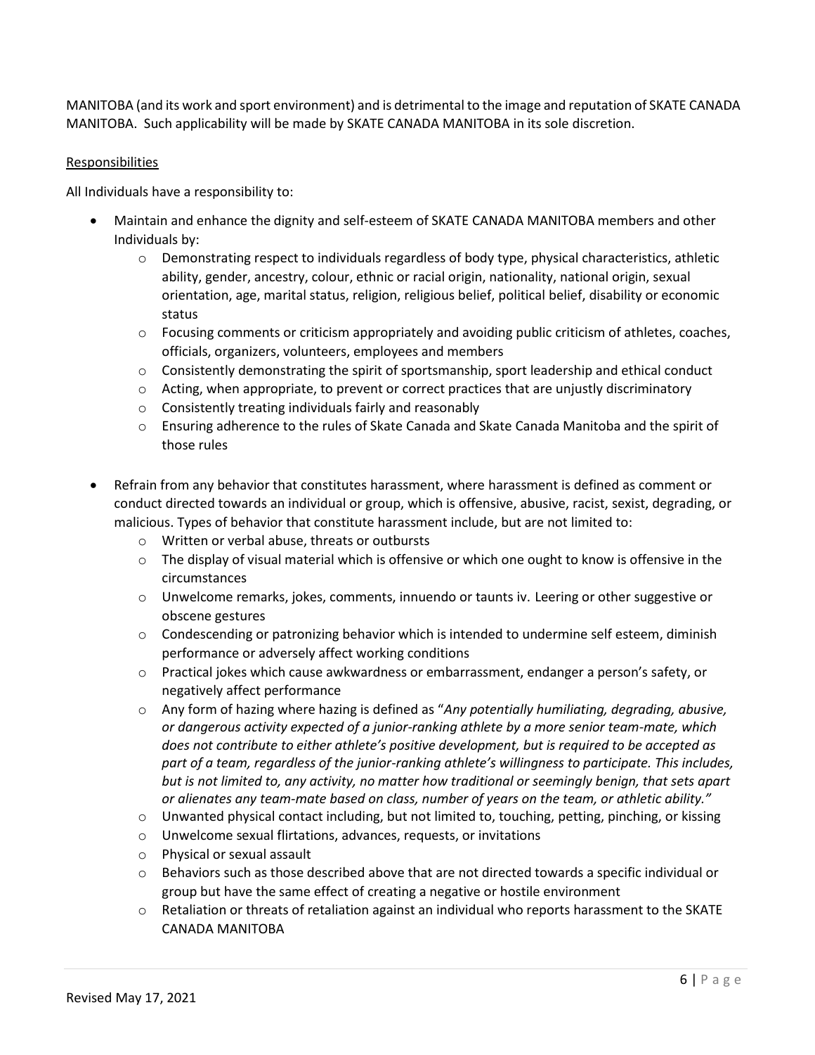MANITOBA (and its work and sport environment) and is detrimental to the image and reputation of SKATE CANADA MANITOBA. Such applicability will be made by SKATE CANADA MANITOBA in its sole discretion.

Responsibilities

All Individuals have a responsibility to:

- Maintain and enhance the dignity and self-esteem of SKATE CANADA MANITOBA members and other Individuals by:
  - Demonstrating respect to individuals regardless of body type, physical characteristics, athletic ability, gender, ancestry, colour, ethnic or racial origin, nationality, national origin, sexual orientation, age, marital status, religion, religious belief, political belief, disability or economic status
  - Focusing comments or criticism appropriately and avoiding public criticism of athletes, coaches, officials, organizers, volunteers, employees and members
  - Consistently demonstrating the spirit of sportsmanship, sport leadership and ethical conduct
  - Acting, when appropriate, to prevent or correct practices that are unjustly discriminatory
  - Consistently treating individuals fairly and reasonably
  - Ensuring adherence to the rules of Skate Canada and Skate Canada Manitoba and the spirit of those rules

- Refrain from any behavior that constitutes harassment, where harassment is defined as comment or conduct directed towards an individual or group, which is offensive, abusive, racist, sexist, degrading, or malicious. Types of behavior that constitute harassment include, but are not limited to:
  - Written or verbal abuse, threats or outbursts
  - The display of visual material which is offensive or which one ought to know is offensive in the circumstances
  - Unwelcome remarks, jokes, comments, innuendo or taunts iv. Leering or other suggestive or obscene gestures
  - Condescending or patronizing behavior which is intended to undermine self esteem, diminish performance or adversely affect working conditions
  - Practical jokes which cause awkwardness or embarrassment, endanger a person's safety, or negatively affect performance
  - Any form of hazing where hazing is defined as "*Any potentially humiliating, degrading, abusive, or dangerous activity expected of a junior-ranking athlete by a more senior team-mate, which does not contribute to either athlete's positive development, but is required to be accepted as part of a team, regardless of the junior-ranking athlete's willingness to participate. This includes, but is not limited to, any activity, no matter how traditional or seemingly benign, that sets apart or alienates any team-mate based on class, number of years on the team, or athletic ability."*
  - Unwanted physical contact including, but not limited to, touching, petting, pinching, or kissing
  - Unwelcome sexual flirtations, advances, requests, or invitations
  - Physical or sexual assault
  - Behaviors such as those described above that are not directed towards a specific individual or group but have the same effect of creating a negative or hostile environment
  - Retaliation or threats of retaliation against an individual who reports harassment to the SKATE CANADA MANITOBA

Revised May 17, 2021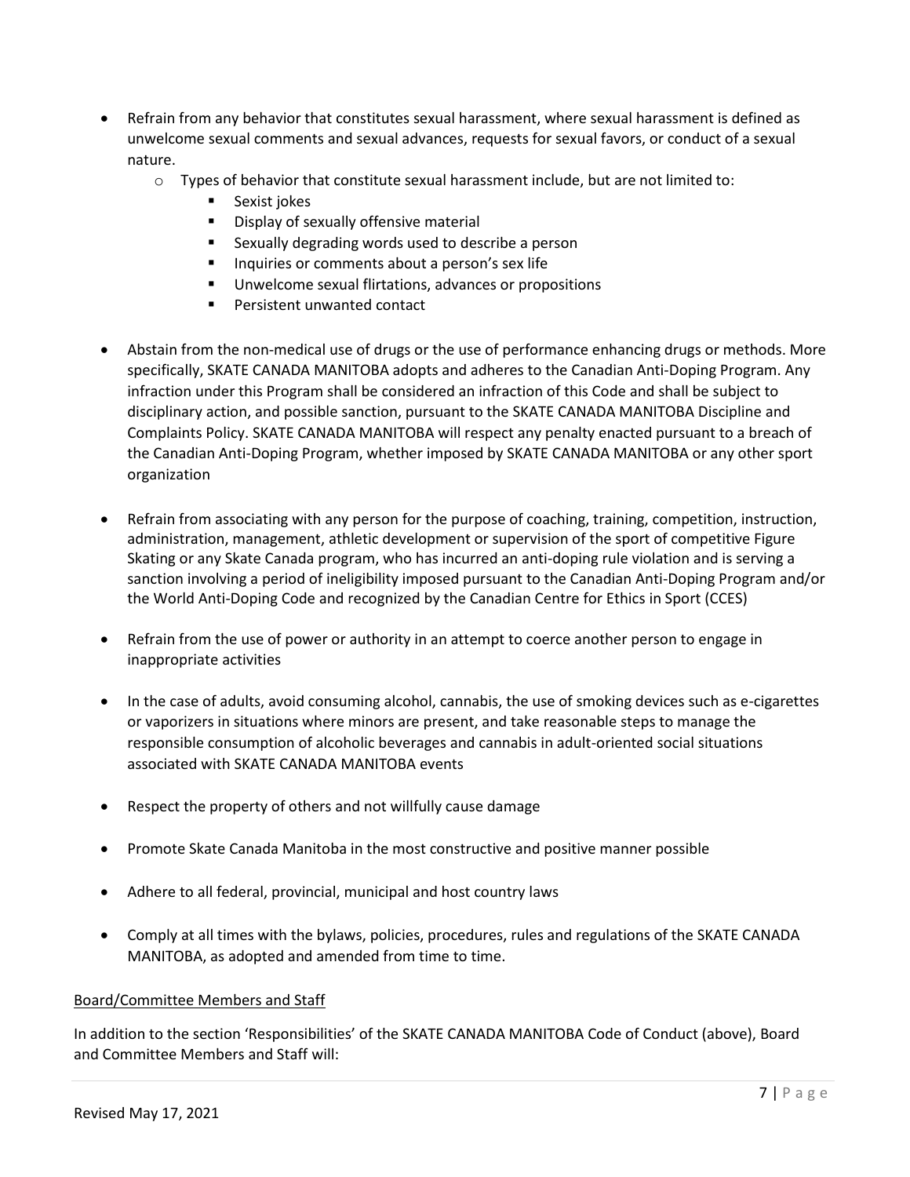- Refrain from any behavior that constitutes sexual harassment, where sexual harassment is defined as unwelcome sexual comments and sexual advances, requests for sexual favors, or conduct of a sexual nature.
  - Types of behavior that constitute sexual harassment include, but are not limited to:
    - Sexist jokes
    - Display of sexually offensive material
    - Sexually degrading words used to describe a person
    - Inquiries or comments about a person's sex life
    - Unwelcome sexual flirtations, advances or propositions
    - Persistent unwanted contact

- Abstain from the non-medical use of drugs or the use of performance enhancing drugs or methods. More specifically, SKATE CANADA MANITOBA adopts and adheres to the Canadian Anti-Doping Program. Any infraction under this Program shall be considered an infraction of this Code and shall be subject to disciplinary action, and possible sanction, pursuant to the SKATE CANADA MANITOBA Discipline and Complaints Policy. SKATE CANADA MANITOBA will respect any penalty enacted pursuant to a breach of the Canadian Anti-Doping Program, whether imposed by SKATE CANADA MANITOBA or any other sport organization

- Refrain from associating with any person for the purpose of coaching, training, competition, instruction, administration, management, athletic development or supervision of the sport of competitive Figure Skating or any Skate Canada program, who has incurred an anti-doping rule violation and is serving a sanction involving a period of ineligibility imposed pursuant to the Canadian Anti-Doping Program and/or the World Anti-Doping Code and recognized by the Canadian Centre for Ethics in Sport (CCES)

- Refrain from the use of power or authority in an attempt to coerce another person to engage in inappropriate activities

- In the case of adults, avoid consuming alcohol, cannabis, the use of smoking devices such as e-cigarettes or vaporizers in situations where minors are present, and take reasonable steps to manage the responsible consumption of alcoholic beverages and cannabis in adult-oriented social situations associated with SKATE CANADA MANITOBA events

- Respect the property of others and not willfully cause damage

- Promote Skate Canada Manitoba in the most constructive and positive manner possible

- Adhere to all federal, provincial, municipal and host country laws

- Comply at all times with the bylaws, policies, procedures, rules and regulations of the SKATE CANADA MANITOBA, as adopted and amended from time to time.

Board/Committee Members and Staff

In addition to the section 'Responsibilities' of the SKATE CANADA MANITOBA Code of Conduct (above), Board and Committee Members and Staff will: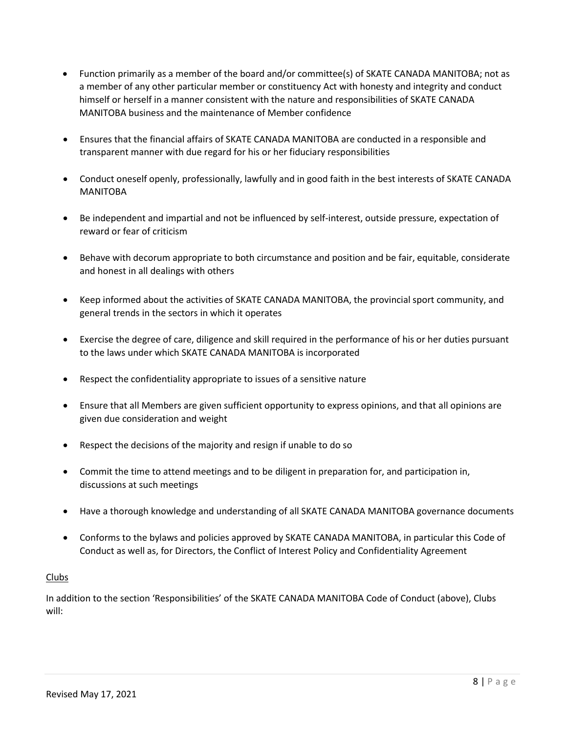- Function primarily as a member of the board and/or committee(s) of SKATE CANADA MANITOBA; not as a member of any other particular member or constituency Act with honesty and integrity and conduct himself or herself in a manner consistent with the nature and responsibilities of SKATE CANADA MANITOBA business and the maintenance of Member confidence

- Ensures that the financial affairs of SKATE CANADA MANITOBA are conducted in a responsible and transparent manner with due regard for his or her fiduciary responsibilities

- Conduct oneself openly, professionally, lawfully and in good faith in the best interests of SKATE CANADA MANITOBA

- Be independent and impartial and not be influenced by self-interest, outside pressure, expectation of reward or fear of criticism

- Behave with decorum appropriate to both circumstance and position and be fair, equitable, considerate and honest in all dealings with others

- Keep informed about the activities of SKATE CANADA MANITOBA, the provincial sport community, and general trends in the sectors in which it operates

- Exercise the degree of care, diligence and skill required in the performance of his or her duties pursuant to the laws under which SKATE CANADA MANITOBA is incorporated

- Respect the confidentiality appropriate to issues of a sensitive nature

- Ensure that all Members are given sufficient opportunity to express opinions, and that all opinions are given due consideration and weight

- Respect the decisions of the majority and resign if unable to do so

- Commit the time to attend meetings and to be diligent in preparation for, and participation in, discussions at such meetings

- Have a thorough knowledge and understanding of all SKATE CANADA MANITOBA governance documents

- Conforms to the bylaws and policies approved by SKATE CANADA MANITOBA, in particular this Code of Conduct as well as, for Directors, the Conflict of Interest Policy and Confidentiality Agreement

Clubs

In addition to the section 'Responsibilities' of the SKATE CANADA MANITOBA Code of Conduct (above), Clubs will: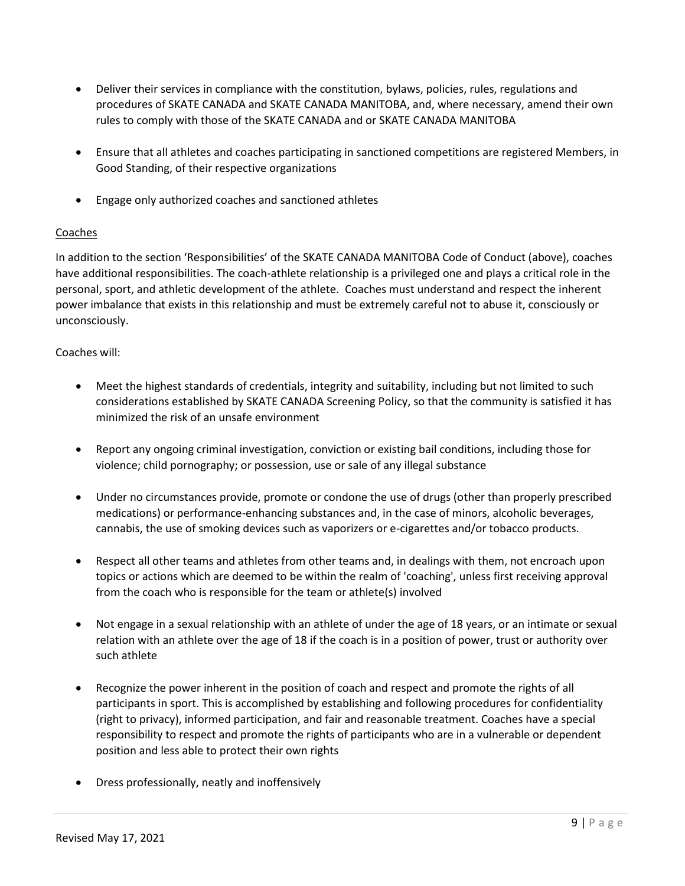- Deliver their services in compliance with the constitution, bylaws, policies, rules, regulations and procedures of SKATE CANADA and SKATE CANADA MANITOBA, and, where necessary, amend their own rules to comply with those of the SKATE CANADA and or SKATE CANADA MANITOBA
- Ensure that all athletes and coaches participating in sanctioned competitions are registered Members, in Good Standing, of their respective organizations
- Engage only authorized coaches and sanctioned athletes

Coaches

In addition to the section 'Responsibilities' of the SKATE CANADA MANITOBA Code of Conduct (above), coaches have additional responsibilities. The coach-athlete relationship is a privileged one and plays a critical role in the personal, sport, and athletic development of the athlete. Coaches must understand and respect the inherent power imbalance that exists in this relationship and must be extremely careful not to abuse it, consciously or unconsciously.

Coaches will:

- Meet the highest standards of credentials, integrity and suitability, including but not limited to such considerations established by SKATE CANADA Screening Policy, so that the community is satisfied it has minimized the risk of an unsafe environment
- Report any ongoing criminal investigation, conviction or existing bail conditions, including those for violence; child pornography; or possession, use or sale of any illegal substance
- Under no circumstances provide, promote or condone the use of drugs (other than properly prescribed medications) or performance-enhancing substances and, in the case of minors, alcoholic beverages, cannabis, the use of smoking devices such as vaporizers or e-cigarettes and/or tobacco products.
- Respect all other teams and athletes from other teams and, in dealings with them, not encroach upon topics or actions which are deemed to be within the realm of 'coaching', unless first receiving approval from the coach who is responsible for the team or athlete(s) involved
- Not engage in a sexual relationship with an athlete of under the age of 18 years, or an intimate or sexual relation with an athlete over the age of 18 if the coach is in a position of power, trust or authority over such athlete
- Recognize the power inherent in the position of coach and respect and promote the rights of all participants in sport. This is accomplished by establishing and following procedures for confidentiality (right to privacy), informed participation, and fair and reasonable treatment. Coaches have a special responsibility to respect and promote the rights of participants who are in a vulnerable or dependent position and less able to protect their own rights
- Dress professionally, neatly and inoffensively

Revised May 17, 2021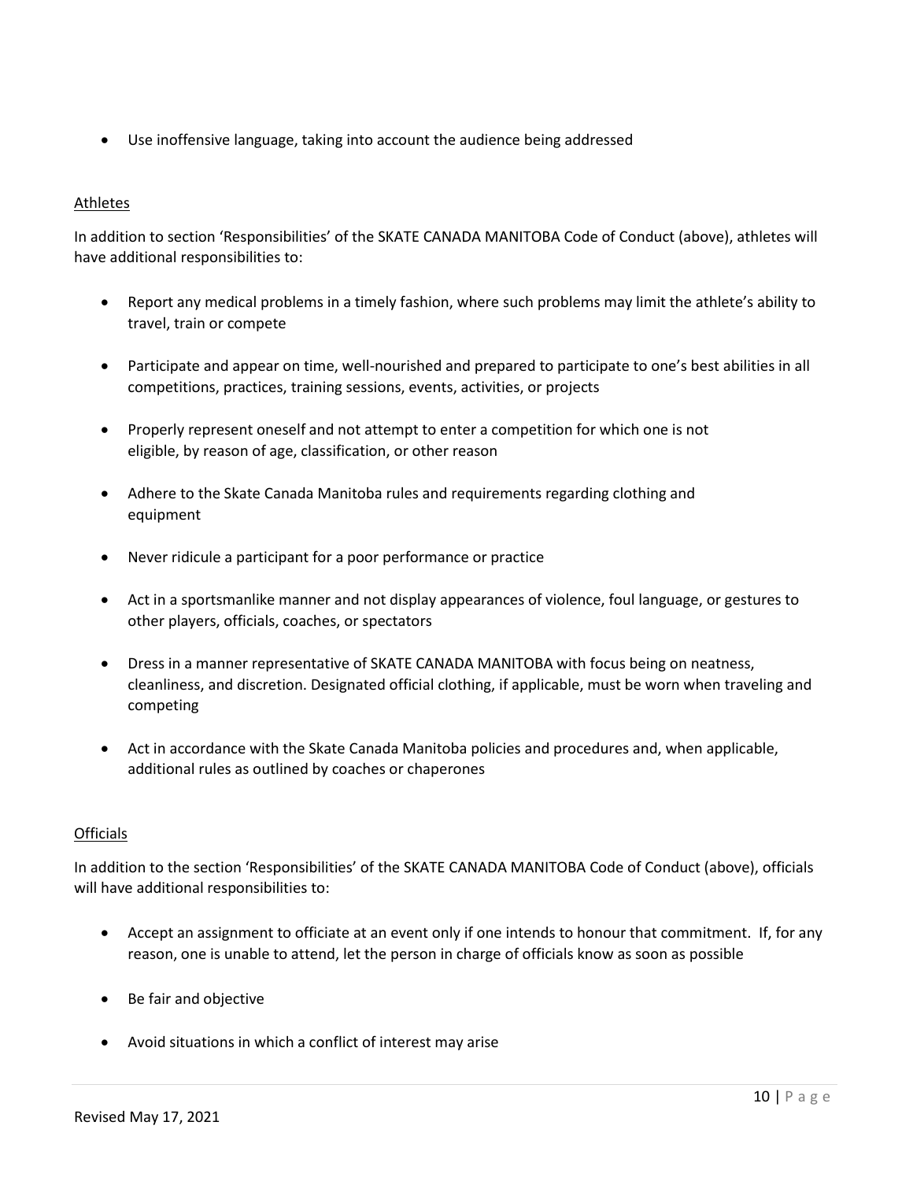- Use inoffensive language, taking into account the audience being addressed

<u>Athletes</u>

In addition to section 'Responsibilities' of the SKATE CANADA MANITOBA Code of Conduct (above), athletes will have additional responsibilities to:

- Report any medical problems in a timely fashion, where such problems may limit the athlete's ability to travel, train or compete
- Participate and appear on time, well-nourished and prepared to participate to one's best abilities in all competitions, practices, training sessions, events, activities, or projects
- Properly represent oneself and not attempt to enter a competition for which one is not eligible, by reason of age, classification, or other reason
- Adhere to the Skate Canada Manitoba rules and requirements regarding clothing and equipment
- Never ridicule a participant for a poor performance or practice
- Act in a sportsmanlike manner and not display appearances of violence, foul language, or gestures to other players, officials, coaches, or spectators
- Dress in a manner representative of SKATE CANADA MANITOBA with focus being on neatness, cleanliness, and discretion. Designated official clothing, if applicable, must be worn when traveling and competing
- Act in accordance with the Skate Canada Manitoba policies and procedures and, when applicable, additional rules as outlined by coaches or chaperones

<u>Officials</u>

In addition to the section 'Responsibilities' of the SKATE CANADA MANITOBA Code of Conduct (above), officials will have additional responsibilities to:

- Accept an assignment to officiate at an event only if one intends to honour that commitment. If, for any reason, one is unable to attend, let the person in charge of officials know as soon as possible
- Be fair and objective
- Avoid situations in which a conflict of interest may arise

Revised May 17, 2021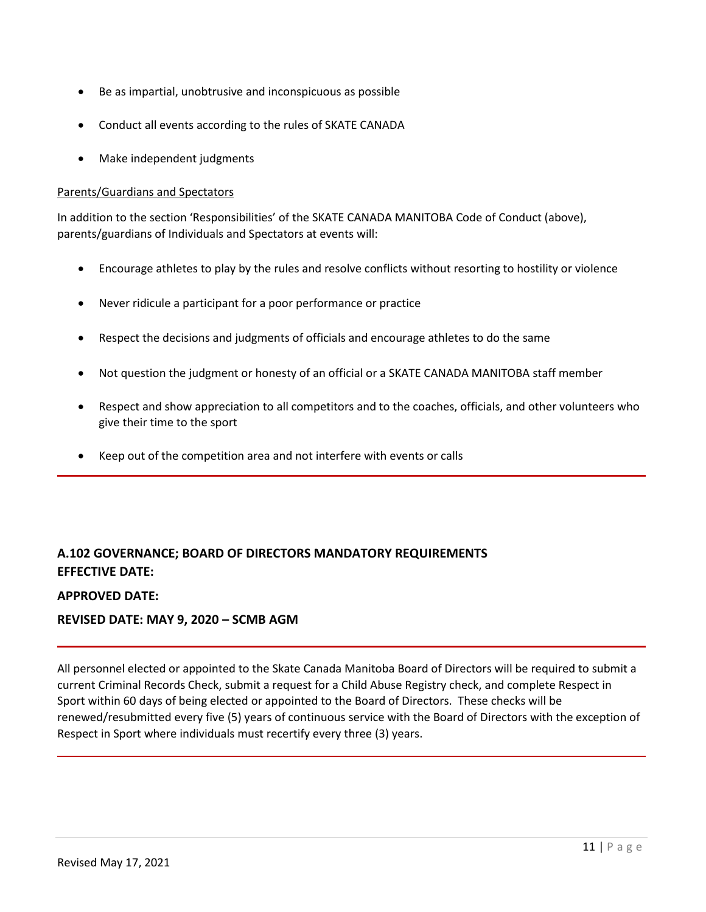- Be as impartial, unobtrusive and inconspicuous as possible
- Conduct all events according to the rules of SKATE CANADA
- Make independent judgments

Parents/Guardians and Spectators

In addition to the section 'Responsibilities' of the SKATE CANADA MANITOBA Code of Conduct (above), parents/guardians of Individuals and Spectators at events will:

- Encourage athletes to play by the rules and resolve conflicts without resorting to hostility or violence
- Never ridicule a participant for a poor performance or practice
- Respect the decisions and judgments of officials and encourage athletes to do the same
- Not question the judgment or honesty of an official or a SKATE CANADA MANITOBA staff member
- Respect and show appreciation to all competitors and to the coaches, officials, and other volunteers who give their time to the sport
- Keep out of the competition area and not interfere with events or calls

---

## A.102 GOVERNANCE; BOARD OF DIRECTORS MANDATORY REQUIREMENTS

**EFFECTIVE DATE:**

**APPROVED DATE:**

**REVISED DATE: MAY 9, 2020 – SCMB AGM**

---

All personnel elected or appointed to the Skate Canada Manitoba Board of Directors will be required to submit a current Criminal Records Check, submit a request for a Child Abuse Registry check, and complete Respect in Sport within 60 days of being elected or appointed to the Board of Directors. These checks will be renewed/resubmitted every five (5) years of continuous service with the Board of Directors with the exception of Respect in Sport where individuals must recertify every three (3) years.

---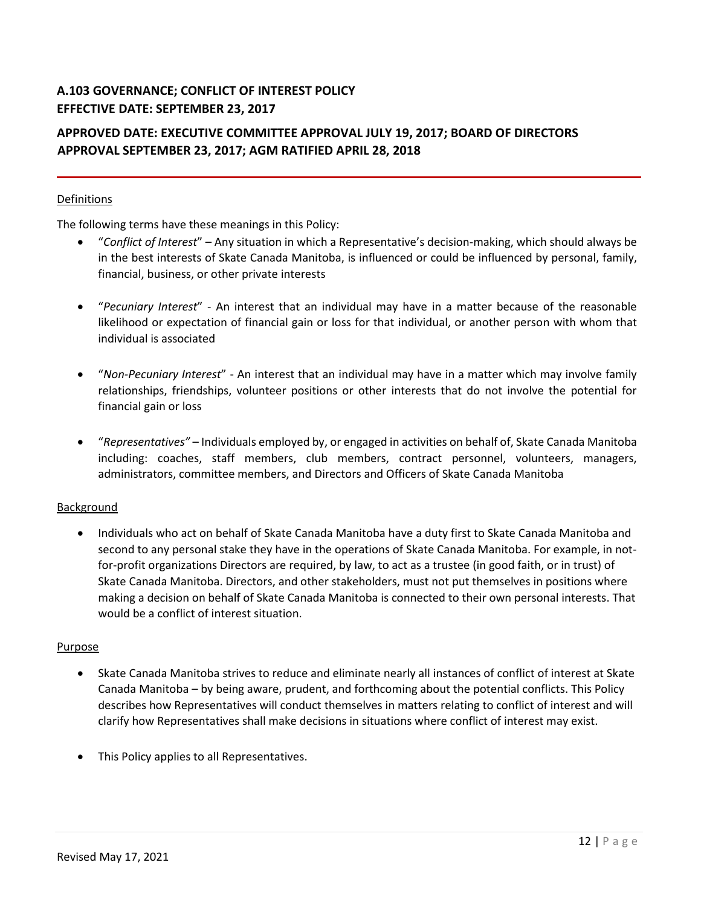## A.103 GOVERNANCE; CONFLICT OF INTEREST POLICY
## EFFECTIVE DATE: SEPTEMBER 23, 2017

## APPROVED DATE: EXECUTIVE COMMITTEE APPROVAL JULY 19, 2017; BOARD OF DIRECTORS APPROVAL SEPTEMBER 23, 2017; AGM RATIFIED APRIL 28, 2018

---

Definitions

The following terms have these meanings in this Policy:

- "*Conflict of Interest*" – Any situation in which a Representative's decision-making, which should always be in the best interests of Skate Canada Manitoba, is influenced or could be influenced by personal, family, financial, business, or other private interests

- "*Pecuniary Interest*" - An interest that an individual may have in a matter because of the reasonable likelihood or expectation of financial gain or loss for that individual, or another person with whom that individual is associated

- "*Non-Pecuniary Interest*" - An interest that an individual may have in a matter which may involve family relationships, friendships, volunteer positions or other interests that do not involve the potential for financial gain or loss

- "*Representatives"* – Individuals employed by, or engaged in activities on behalf of, Skate Canada Manitoba including: coaches, staff members, club members, contract personnel, volunteers, managers, administrators, committee members, and Directors and Officers of Skate Canada Manitoba

Background

- Individuals who act on behalf of Skate Canada Manitoba have a duty first to Skate Canada Manitoba and second to any personal stake they have in the operations of Skate Canada Manitoba. For example, in not-for-profit organizations Directors are required, by law, to act as a trustee (in good faith, or in trust) of Skate Canada Manitoba. Directors, and other stakeholders, must not put themselves in positions where making a decision on behalf of Skate Canada Manitoba is connected to their own personal interests. That would be a conflict of interest situation.

Purpose

- Skate Canada Manitoba strives to reduce and eliminate nearly all instances of conflict of interest at Skate Canada Manitoba – by being aware, prudent, and forthcoming about the potential conflicts. This Policy describes how Representatives will conduct themselves in matters relating to conflict of interest and will clarify how Representatives shall make decisions in situations where conflict of interest may exist.

- This Policy applies to all Representatives.

Revised May 17, 2021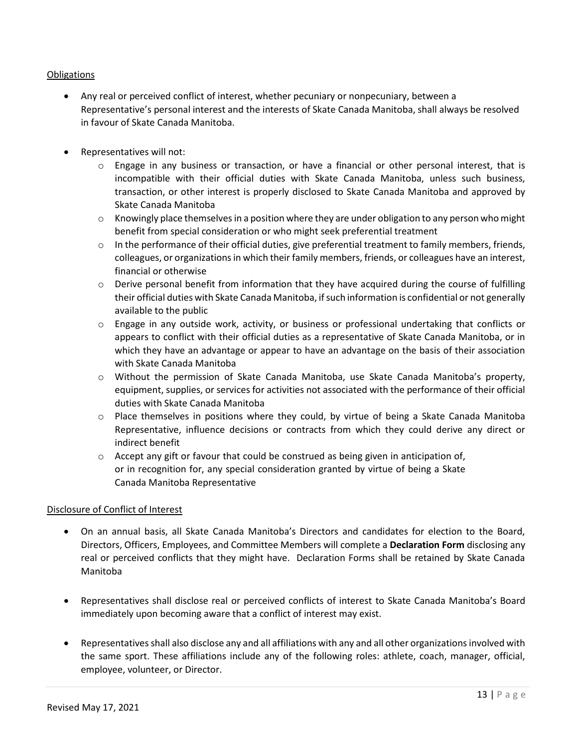### Obligations

- Any real or perceived conflict of interest, whether pecuniary or nonpecuniary, between a Representative's personal interest and the interests of Skate Canada Manitoba, shall always be resolved in favour of Skate Canada Manitoba.

- Representatives will not:
  - Engage in any business or transaction, or have a financial or other personal interest, that is incompatible with their official duties with Skate Canada Manitoba, unless such business, transaction, or other interest is properly disclosed to Skate Canada Manitoba and approved by Skate Canada Manitoba
  - Knowingly place themselves in a position where they are under obligation to any person who might benefit from special consideration or who might seek preferential treatment
  - In the performance of their official duties, give preferential treatment to family members, friends, colleagues, or organizations in which their family members, friends, or colleagues have an interest, financial or otherwise
  - Derive personal benefit from information that they have acquired during the course of fulfilling their official duties with Skate Canada Manitoba, if such information is confidential or not generally available to the public
  - Engage in any outside work, activity, or business or professional undertaking that conflicts or appears to conflict with their official duties as a representative of Skate Canada Manitoba, or in which they have an advantage or appear to have an advantage on the basis of their association with Skate Canada Manitoba
  - Without the permission of Skate Canada Manitoba, use Skate Canada Manitoba's property, equipment, supplies, or services for activities not associated with the performance of their official duties with Skate Canada Manitoba
  - Place themselves in positions where they could, by virtue of being a Skate Canada Manitoba Representative, influence decisions or contracts from which they could derive any direct or indirect benefit
  - Accept any gift or favour that could be construed as being given in anticipation of, or in recognition for, any special consideration granted by virtue of being a Skate Canada Manitoba Representative

### Disclosure of Conflict of Interest

- On an annual basis, all Skate Canada Manitoba's Directors and candidates for election to the Board, Directors, Officers, Employees, and Committee Members will complete a **Declaration Form** disclosing any real or perceived conflicts that they might have. Declaration Forms shall be retained by Skate Canada Manitoba

- Representatives shall disclose real or perceived conflicts of interest to Skate Canada Manitoba's Board immediately upon becoming aware that a conflict of interest may exist.

- Representatives shall also disclose any and all affiliations with any and all other organizations involved with the same sport. These affiliations include any of the following roles: athlete, coach, manager, official, employee, volunteer, or Director.

Revised May 17, 2021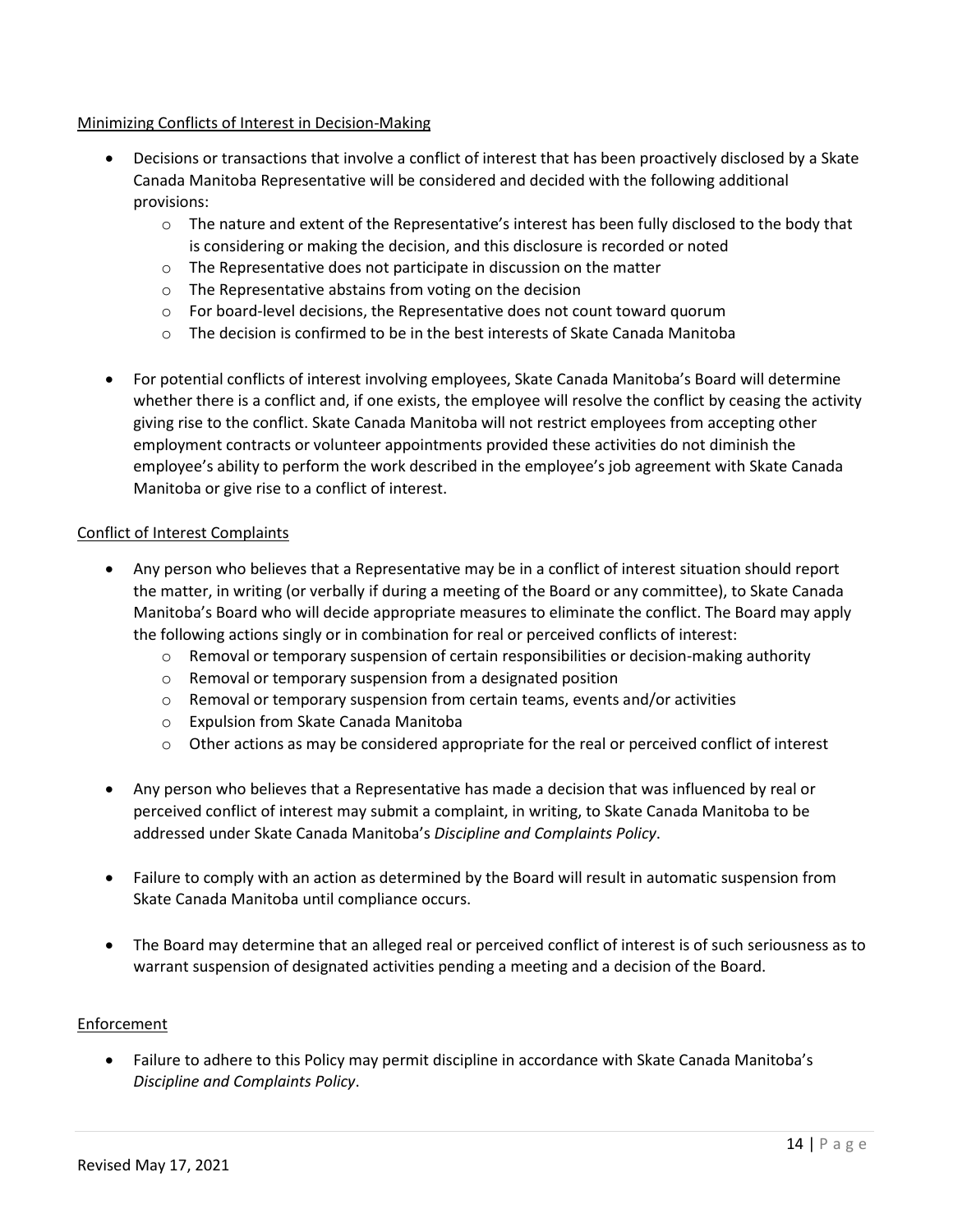Minimizing Conflicts of Interest in Decision-Making

- Decisions or transactions that involve a conflict of interest that has been proactively disclosed by a Skate Canada Manitoba Representative will be considered and decided with the following additional provisions:
  - The nature and extent of the Representative's interest has been fully disclosed to the body that is considering or making the decision, and this disclosure is recorded or noted
  - The Representative does not participate in discussion on the matter
  - The Representative abstains from voting on the decision
  - For board-level decisions, the Representative does not count toward quorum
  - The decision is confirmed to be in the best interests of Skate Canada Manitoba

- For potential conflicts of interest involving employees, Skate Canada Manitoba's Board will determine whether there is a conflict and, if one exists, the employee will resolve the conflict by ceasing the activity giving rise to the conflict. Skate Canada Manitoba will not restrict employees from accepting other employment contracts or volunteer appointments provided these activities do not diminish the employee's ability to perform the work described in the employee's job agreement with Skate Canada Manitoba or give rise to a conflict of interest.

Conflict of Interest Complaints

- Any person who believes that a Representative may be in a conflict of interest situation should report the matter, in writing (or verbally if during a meeting of the Board or any committee), to Skate Canada Manitoba's Board who will decide appropriate measures to eliminate the conflict. The Board may apply the following actions singly or in combination for real or perceived conflicts of interest:
  - Removal or temporary suspension of certain responsibilities or decision-making authority
  - Removal or temporary suspension from a designated position
  - Removal or temporary suspension from certain teams, events and/or activities
  - Expulsion from Skate Canada Manitoba
  - Other actions as may be considered appropriate for the real or perceived conflict of interest

- Any person who believes that a Representative has made a decision that was influenced by real or perceived conflict of interest may submit a complaint, in writing, to Skate Canada Manitoba to be addressed under Skate Canada Manitoba's *Discipline and Complaints Policy*.

- Failure to comply with an action as determined by the Board will result in automatic suspension from Skate Canada Manitoba until compliance occurs.

- The Board may determine that an alleged real or perceived conflict of interest is of such seriousness as to warrant suspension of designated activities pending a meeting and a decision of the Board.

Enforcement

- Failure to adhere to this Policy may permit discipline in accordance with Skate Canada Manitoba's *Discipline and Complaints Policy*.

Revised May 17, 2021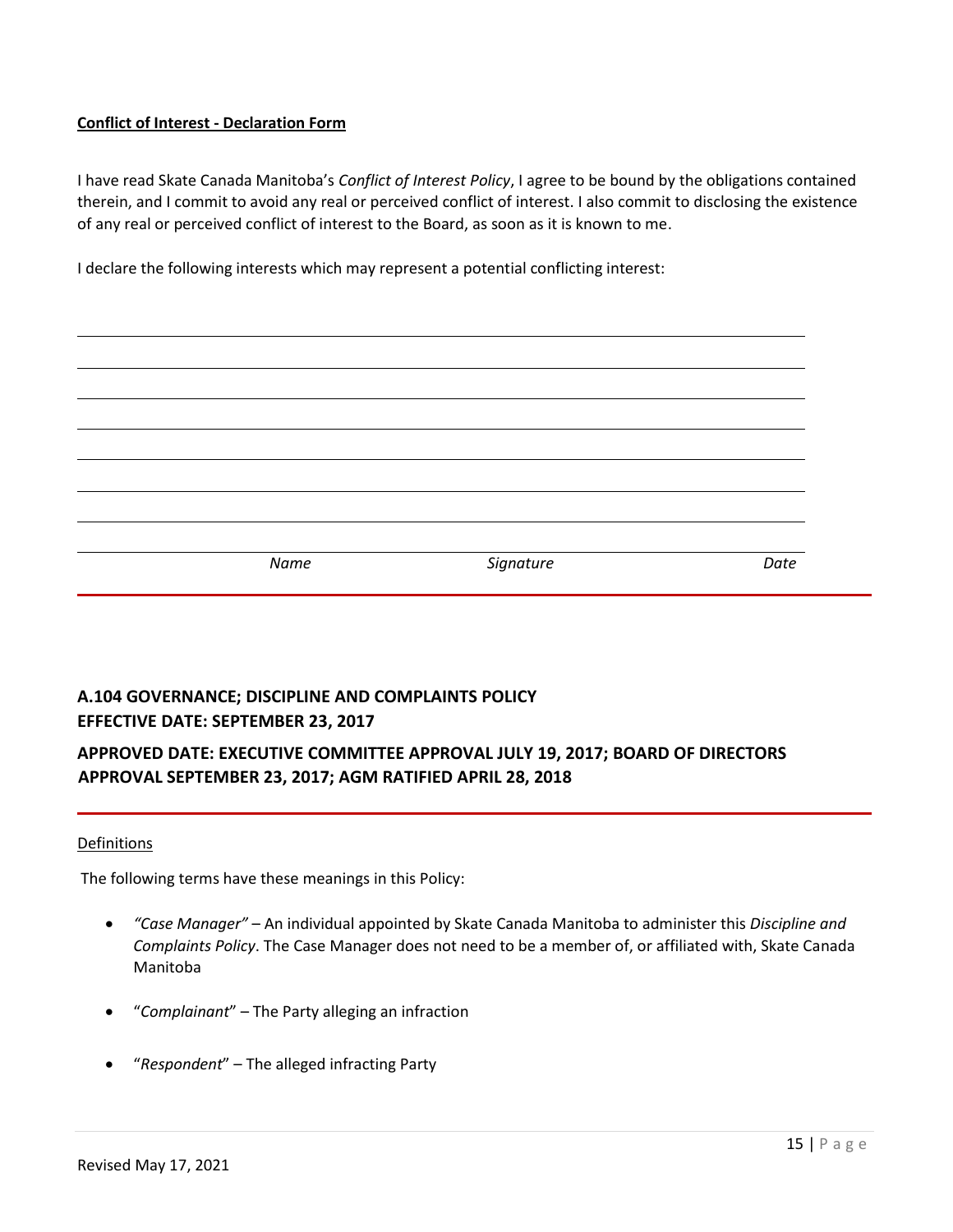**Conflict of Interest - Declaration Form**

I have read Skate Canada Manitoba's *Conflict of Interest Policy*, I agree to be bound by the obligations contained therein, and I commit to avoid any real or perceived conflict of interest. I also commit to disclosing the existence of any real or perceived conflict of interest to the Board, as soon as it is known to me.

I declare the following interests which may represent a potential conflicting interest:

\_\_\_\_\_\_\_\_\_\_\_\_\_\_\_\_\_\_\_\_\_\_\_\_\_\_\_\_\_\_\_\_\_\_\_\_\_\_\_\_\_\_\_\_\_\_\_\_\_\_\_\_\_\_\_\_\_\_\_\_\_\_\_\_\_\_\_\_\_\_\_\_\_\_\_\_\_\_

\_\_\_\_\_\_\_\_\_\_\_\_\_\_\_\_\_\_\_\_\_\_\_\_\_\_\_\_\_\_\_\_\_\_\_\_\_\_\_\_\_\_\_\_\_\_\_\_\_\_\_\_\_\_\_\_\_\_\_\_\_\_\_\_\_\_\_\_\_\_\_\_\_\_\_\_\_\_

\_\_\_\_\_\_\_\_\_\_\_\_\_\_\_\_\_\_\_\_\_\_\_\_\_\_\_\_\_\_\_\_\_\_\_\_\_\_\_\_\_\_\_\_\_\_\_\_\_\_\_\_\_\_\_\_\_\_\_\_\_\_\_\_\_\_\_\_\_\_\_\_\_\_\_\_\_\_

\_\_\_\_\_\_\_\_\_\_\_\_\_\_\_\_\_\_\_\_\_\_\_\_\_\_\_\_\_\_\_\_\_\_\_\_\_\_\_\_\_\_\_\_\_\_\_\_\_\_\_\_\_\_\_\_\_\_\_\_\_\_\_\_\_\_\_\_\_\_\_\_\_\_\_\_\_\_

\_\_\_\_\_\_\_\_\_\_\_\_\_\_\_\_\_\_\_\_\_\_\_\_\_\_\_\_\_\_\_\_\_\_\_\_\_\_\_\_\_\_\_\_\_\_\_\_\_\_\_\_\_\_\_\_\_\_\_\_\_\_\_\_\_\_\_\_\_\_\_\_\_\_\_\_\_\_

\_\_\_\_\_\_\_\_\_\_\_\_\_\_\_\_\_\_\_\_\_\_\_\_\_\_\_\_\_\_\_\_\_\_\_\_\_\_\_\_\_\_\_\_\_\_\_\_\_\_\_\_\_\_\_\_\_\_\_\_\_\_\_\_\_\_\_\_\_\_\_\_\_\_\_\_\_\_

\_\_\_\_\_\_\_\_\_\_\_\_\_\_\_\_\_\_\_\_\_\_\_\_\_\_\_\_\_\_\_\_\_\_\_\_\_\_\_\_\_\_\_\_\_\_\_\_\_\_\_\_\_\_\_\_\_\_\_\_\_\_\_\_\_\_\_\_\_\_\_\_\_\_\_\_\_\_

\_\_\_\_\_\_\_\_\_\_\_\_\_\_\_\_\_\_\_\_\_\_\_\_\_\_\_\_\_\_\_\_\_\_\_\_\_\_\_\_\_\_\_\_\_\_\_\_\_\_\_\_\_\_\_\_\_\_\_\_\_\_\_\_\_\_\_\_\_\_\_\_\_\_\_\_\_\_

*Name* *Signature* *Date*

---

## A.104 GOVERNANCE; DISCIPLINE AND COMPLAINTS POLICY

## EFFECTIVE DATE: SEPTEMBER 23, 2017

## APPROVED DATE: EXECUTIVE COMMITTEE APPROVAL JULY 19, 2017; BOARD OF DIRECTORS APPROVAL SEPTEMBER 23, 2017; AGM RATIFIED APRIL 28, 2018

---

Definitions

The following terms have these meanings in this Policy:

- *"Case Manager"* – An individual appointed by Skate Canada Manitoba to administer this *Discipline and Complaints Policy*. The Case Manager does not need to be a member of, or affiliated with, Skate Canada Manitoba
- "*Complainant*" – The Party alleging an infraction
- "*Respondent*" – The alleged infracting Party

Revised May 17, 2021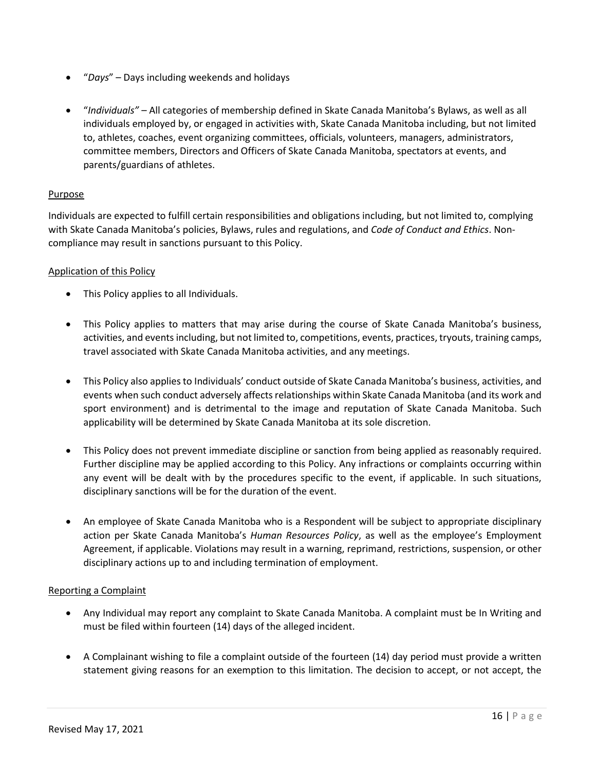- "*Days*" – Days including weekends and holidays

- "*Individuals"* – All categories of membership defined in Skate Canada Manitoba's Bylaws, as well as all individuals employed by, or engaged in activities with, Skate Canada Manitoba including, but not limited to, athletes, coaches, event organizing committees, officials, volunteers, managers, administrators, committee members, Directors and Officers of Skate Canada Manitoba, spectators at events, and parents/guardians of athletes.

<u>Purpose</u>

Individuals are expected to fulfill certain responsibilities and obligations including, but not limited to, complying with Skate Canada Manitoba's policies, Bylaws, rules and regulations, and *Code of Conduct and Ethics*. Non-compliance may result in sanctions pursuant to this Policy.

<u>Application of this Policy</u>

- This Policy applies to all Individuals.

- This Policy applies to matters that may arise during the course of Skate Canada Manitoba's business, activities, and events including, but not limited to, competitions, events, practices, tryouts, training camps, travel associated with Skate Canada Manitoba activities, and any meetings.

- This Policy also applies to Individuals' conduct outside of Skate Canada Manitoba's business, activities, and events when such conduct adversely affects relationships within Skate Canada Manitoba (and its work and sport environment) and is detrimental to the image and reputation of Skate Canada Manitoba. Such applicability will be determined by Skate Canada Manitoba at its sole discretion.

- This Policy does not prevent immediate discipline or sanction from being applied as reasonably required. Further discipline may be applied according to this Policy. Any infractions or complaints occurring within any event will be dealt with by the procedures specific to the event, if applicable. In such situations, disciplinary sanctions will be for the duration of the event.

- An employee of Skate Canada Manitoba who is a Respondent will be subject to appropriate disciplinary action per Skate Canada Manitoba's *Human Resources Policy*, as well as the employee's Employment Agreement, if applicable. Violations may result in a warning, reprimand, restrictions, suspension, or other disciplinary actions up to and including termination of employment.

<u>Reporting a Complaint</u>

- Any Individual may report any complaint to Skate Canada Manitoba. A complaint must be In Writing and must be filed within fourteen (14) days of the alleged incident.

- A Complainant wishing to file a complaint outside of the fourteen (14) day period must provide a written statement giving reasons for an exemption to this limitation. The decision to accept, or not accept, the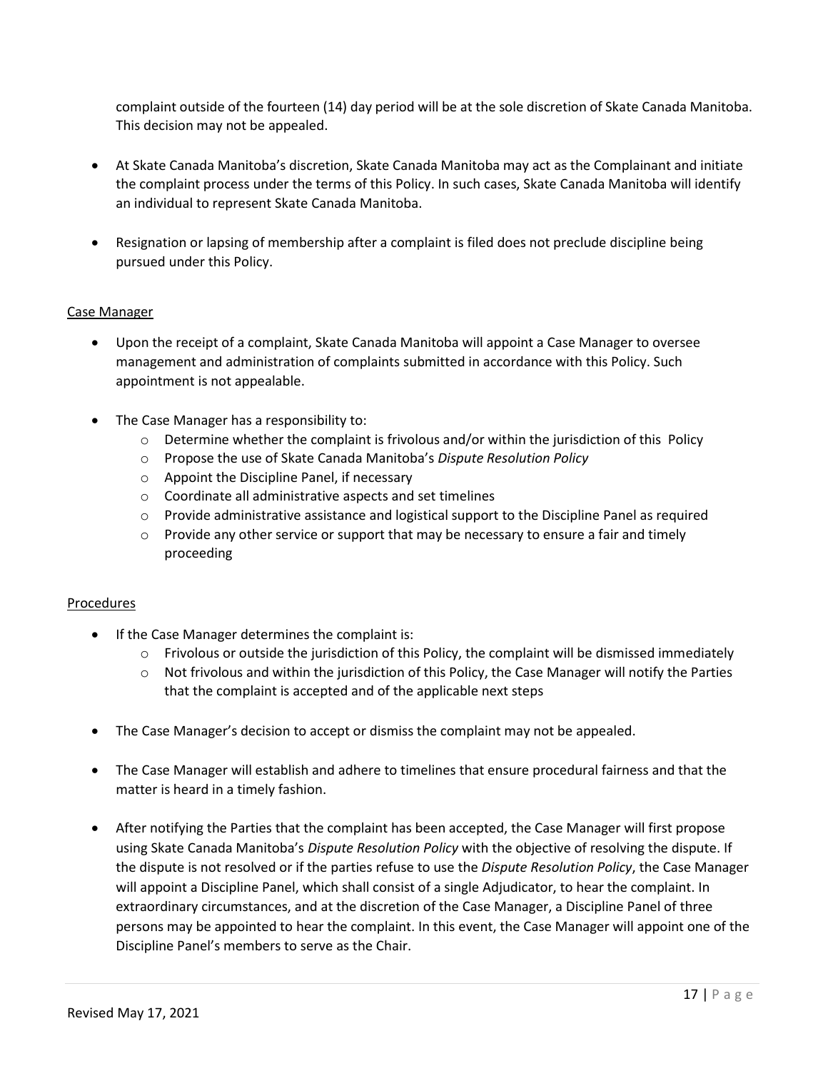complaint outside of the fourteen (14) day period will be at the sole discretion of Skate Canada Manitoba. This decision may not be appealed.

- At Skate Canada Manitoba's discretion, Skate Canada Manitoba may act as the Complainant and initiate the complaint process under the terms of this Policy. In such cases, Skate Canada Manitoba will identify an individual to represent Skate Canada Manitoba.

- Resignation or lapsing of membership after a complaint is filed does not preclude discipline being pursued under this Policy.

Case Manager

- Upon the receipt of a complaint, Skate Canada Manitoba will appoint a Case Manager to oversee management and administration of complaints submitted in accordance with this Policy. Such appointment is not appealable.

- The Case Manager has a responsibility to:
  - Determine whether the complaint is frivolous and/or within the jurisdiction of this Policy
  - Propose the use of Skate Canada Manitoba's *Dispute Resolution Policy*
  - Appoint the Discipline Panel, if necessary
  - Coordinate all administrative aspects and set timelines
  - Provide administrative assistance and logistical support to the Discipline Panel as required
  - Provide any other service or support that may be necessary to ensure a fair and timely proceeding

Procedures

- If the Case Manager determines the complaint is:
  - Frivolous or outside the jurisdiction of this Policy, the complaint will be dismissed immediately
  - Not frivolous and within the jurisdiction of this Policy, the Case Manager will notify the Parties that the complaint is accepted and of the applicable next steps

- The Case Manager's decision to accept or dismiss the complaint may not be appealed.

- The Case Manager will establish and adhere to timelines that ensure procedural fairness and that the matter is heard in a timely fashion.

- After notifying the Parties that the complaint has been accepted, the Case Manager will first propose using Skate Canada Manitoba's *Dispute Resolution Policy* with the objective of resolving the dispute. If the dispute is not resolved or if the parties refuse to use the *Dispute Resolution Policy*, the Case Manager will appoint a Discipline Panel, which shall consist of a single Adjudicator, to hear the complaint. In extraordinary circumstances, and at the discretion of the Case Manager, a Discipline Panel of three persons may be appointed to hear the complaint. In this event, the Case Manager will appoint one of the Discipline Panel's members to serve as the Chair.

Revised May 17, 2021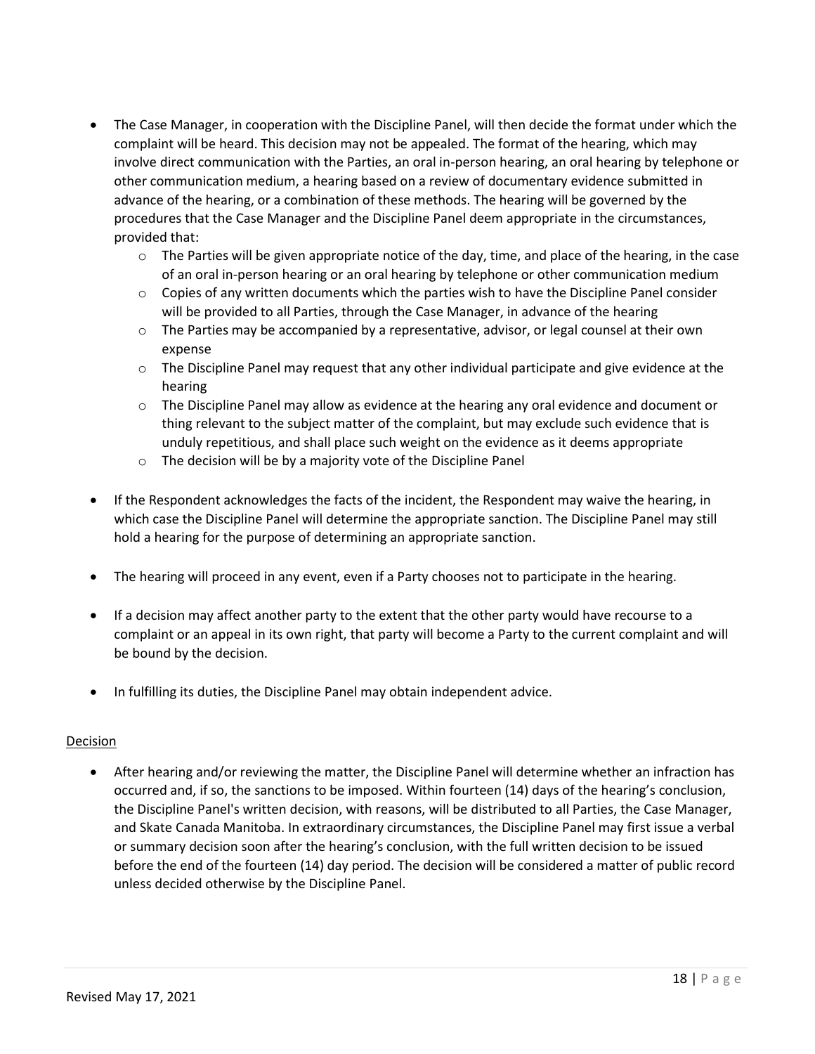- The Case Manager, in cooperation with the Discipline Panel, will then decide the format under which the complaint will be heard. This decision may not be appealed. The format of the hearing, which may involve direct communication with the Parties, an oral in-person hearing, an oral hearing by telephone or other communication medium, a hearing based on a review of documentary evidence submitted in advance of the hearing, or a combination of these methods. The hearing will be governed by the procedures that the Case Manager and the Discipline Panel deem appropriate in the circumstances, provided that:
  - The Parties will be given appropriate notice of the day, time, and place of the hearing, in the case of an oral in-person hearing or an oral hearing by telephone or other communication medium
  - Copies of any written documents which the parties wish to have the Discipline Panel consider will be provided to all Parties, through the Case Manager, in advance of the hearing
  - The Parties may be accompanied by a representative, advisor, or legal counsel at their own expense
  - The Discipline Panel may request that any other individual participate and give evidence at the hearing
  - The Discipline Panel may allow as evidence at the hearing any oral evidence and document or thing relevant to the subject matter of the complaint, but may exclude such evidence that is unduly repetitious, and shall place such weight on the evidence as it deems appropriate
  - The decision will be by a majority vote of the Discipline Panel

- If the Respondent acknowledges the facts of the incident, the Respondent may waive the hearing, in which case the Discipline Panel will determine the appropriate sanction. The Discipline Panel may still hold a hearing for the purpose of determining an appropriate sanction.

- The hearing will proceed in any event, even if a Party chooses not to participate in the hearing.

- If a decision may affect another party to the extent that the other party would have recourse to a complaint or an appeal in its own right, that party will become a Party to the current complaint and will be bound by the decision.

- In fulfilling its duties, the Discipline Panel may obtain independent advice.

Decision

- After hearing and/or reviewing the matter, the Discipline Panel will determine whether an infraction has occurred and, if so, the sanctions to be imposed. Within fourteen (14) days of the hearing's conclusion, the Discipline Panel's written decision, with reasons, will be distributed to all Parties, the Case Manager, and Skate Canada Manitoba. In extraordinary circumstances, the Discipline Panel may first issue a verbal or summary decision soon after the hearing's conclusion, with the full written decision to be issued before the end of the fourteen (14) day period. The decision will be considered a matter of public record unless decided otherwise by the Discipline Panel.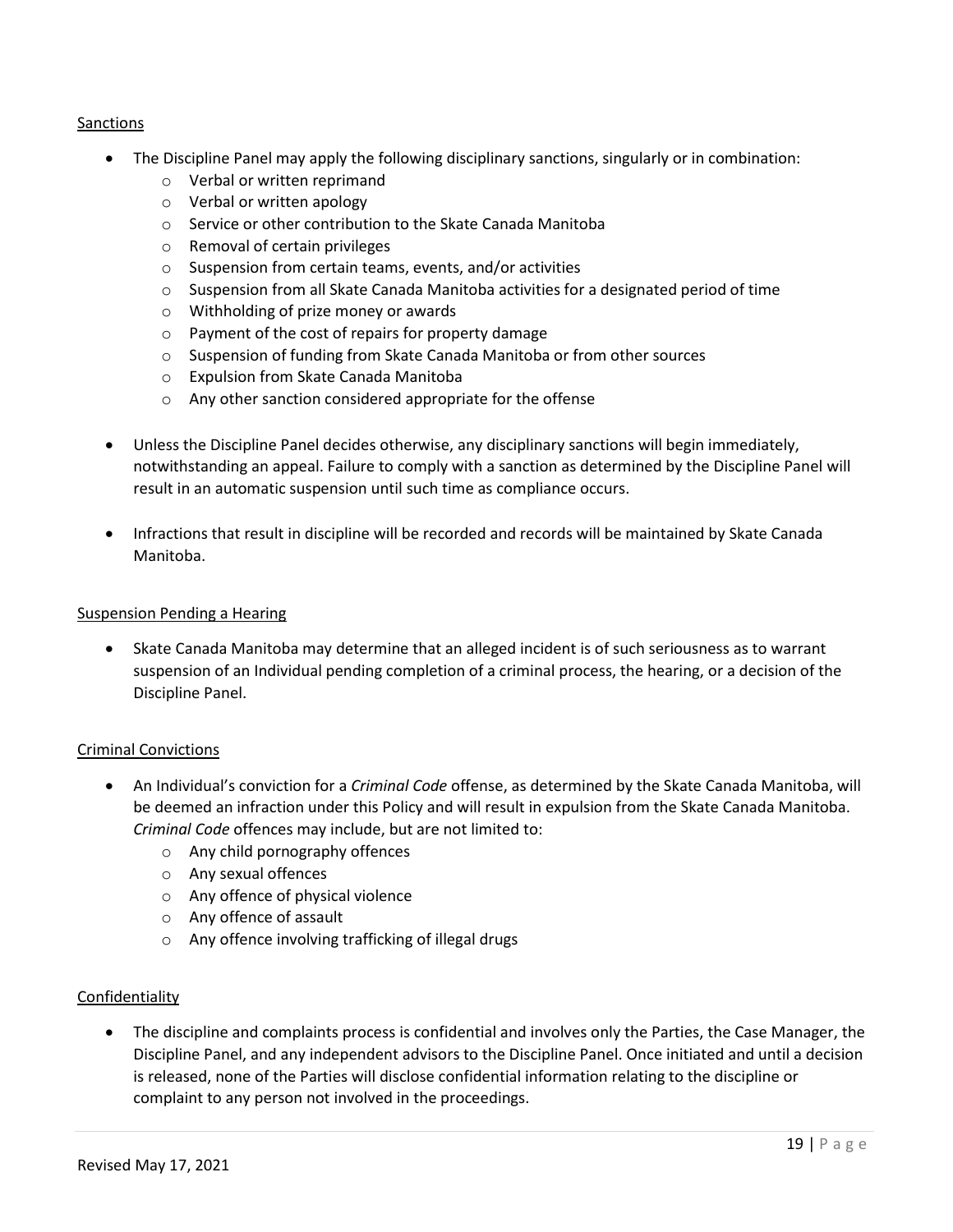<u>Sanctions</u>

- The Discipline Panel may apply the following disciplinary sanctions, singularly or in combination:
  - Verbal or written reprimand
  - Verbal or written apology
  - Service or other contribution to the Skate Canada Manitoba
  - Removal of certain privileges
  - Suspension from certain teams, events, and/or activities
  - Suspension from all Skate Canada Manitoba activities for a designated period of time
  - Withholding of prize money or awards
  - Payment of the cost of repairs for property damage
  - Suspension of funding from Skate Canada Manitoba or from other sources
  - Expulsion from Skate Canada Manitoba
  - Any other sanction considered appropriate for the offense

- Unless the Discipline Panel decides otherwise, any disciplinary sanctions will begin immediately, notwithstanding an appeal. Failure to comply with a sanction as determined by the Discipline Panel will result in an automatic suspension until such time as compliance occurs.

- Infractions that result in discipline will be recorded and records will be maintained by Skate Canada Manitoba.

<u>Suspension Pending a Hearing</u>

- Skate Canada Manitoba may determine that an alleged incident is of such seriousness as to warrant suspension of an Individual pending completion of a criminal process, the hearing, or a decision of the Discipline Panel.

<u>Criminal Convictions</u>

- An Individual's conviction for a *Criminal Code* offense, as determined by the Skate Canada Manitoba, will be deemed an infraction under this Policy and will result in expulsion from the Skate Canada Manitoba. *Criminal Code* offences may include, but are not limited to:
  - Any child pornography offences
  - Any sexual offences
  - Any offence of physical violence
  - Any offence of assault
  - Any offence involving trafficking of illegal drugs

<u>Confidentiality</u>

- The discipline and complaints process is confidential and involves only the Parties, the Case Manager, the Discipline Panel, and any independent advisors to the Discipline Panel. Once initiated and until a decision is released, none of the Parties will disclose confidential information relating to the discipline or complaint to any person not involved in the proceedings.

Revised May 17, 2021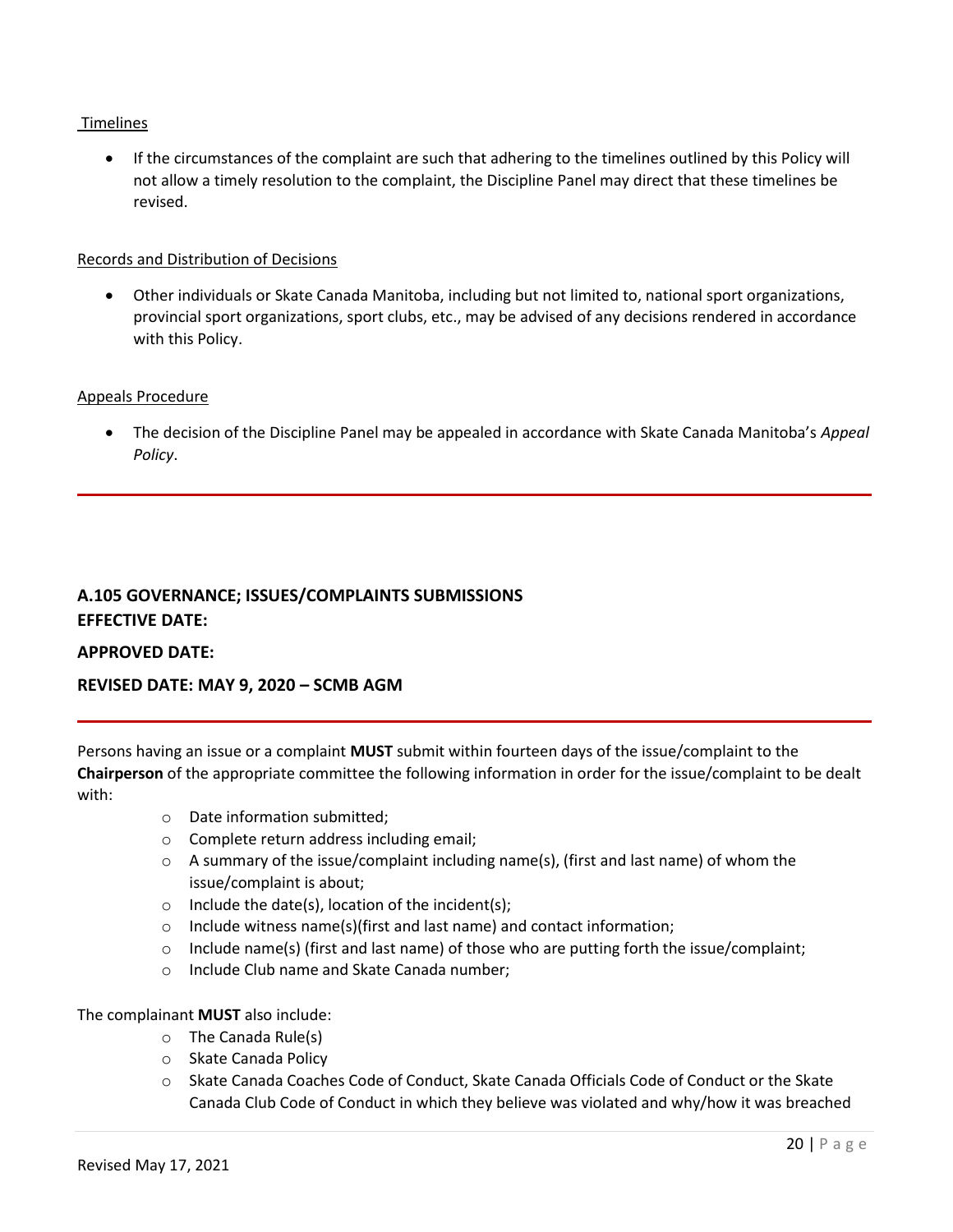Timelines

- If the circumstances of the complaint are such that adhering to the timelines outlined by this Policy will not allow a timely resolution to the complaint, the Discipline Panel may direct that these timelines be revised.

Records and Distribution of Decisions

- Other individuals or Skate Canada Manitoba, including but not limited to, national sport organizations, provincial sport organizations, sport clubs, etc., may be advised of any decisions rendered in accordance with this Policy.

Appeals Procedure

- The decision of the Discipline Panel may be appealed in accordance with Skate Canada Manitoba's *Appeal Policy*.

---

## A.105 GOVERNANCE; ISSUES/COMPLAINTS SUBMISSIONS

**EFFECTIVE DATE:**

**APPROVED DATE:**

**REVISED DATE: MAY 9, 2020 – SCMB AGM**

---

Persons having an issue or a complaint **MUST** submit within fourteen days of the issue/complaint to the **Chairperson** of the appropriate committee the following information in order for the issue/complaint to be dealt with:

- Date information submitted;
- Complete return address including email;
- A summary of the issue/complaint including name(s), (first and last name) of whom the issue/complaint is about;
- Include the date(s), location of the incident(s);
- Include witness name(s)(first and last name) and contact information;
- Include name(s) (first and last name) of those who are putting forth the issue/complaint;
- Include Club name and Skate Canada number;

The complainant **MUST** also include:

- The Canada Rule(s)
- Skate Canada Policy
- Skate Canada Coaches Code of Conduct, Skate Canada Officials Code of Conduct or the Skate Canada Club Code of Conduct in which they believe was violated and why/how it was breached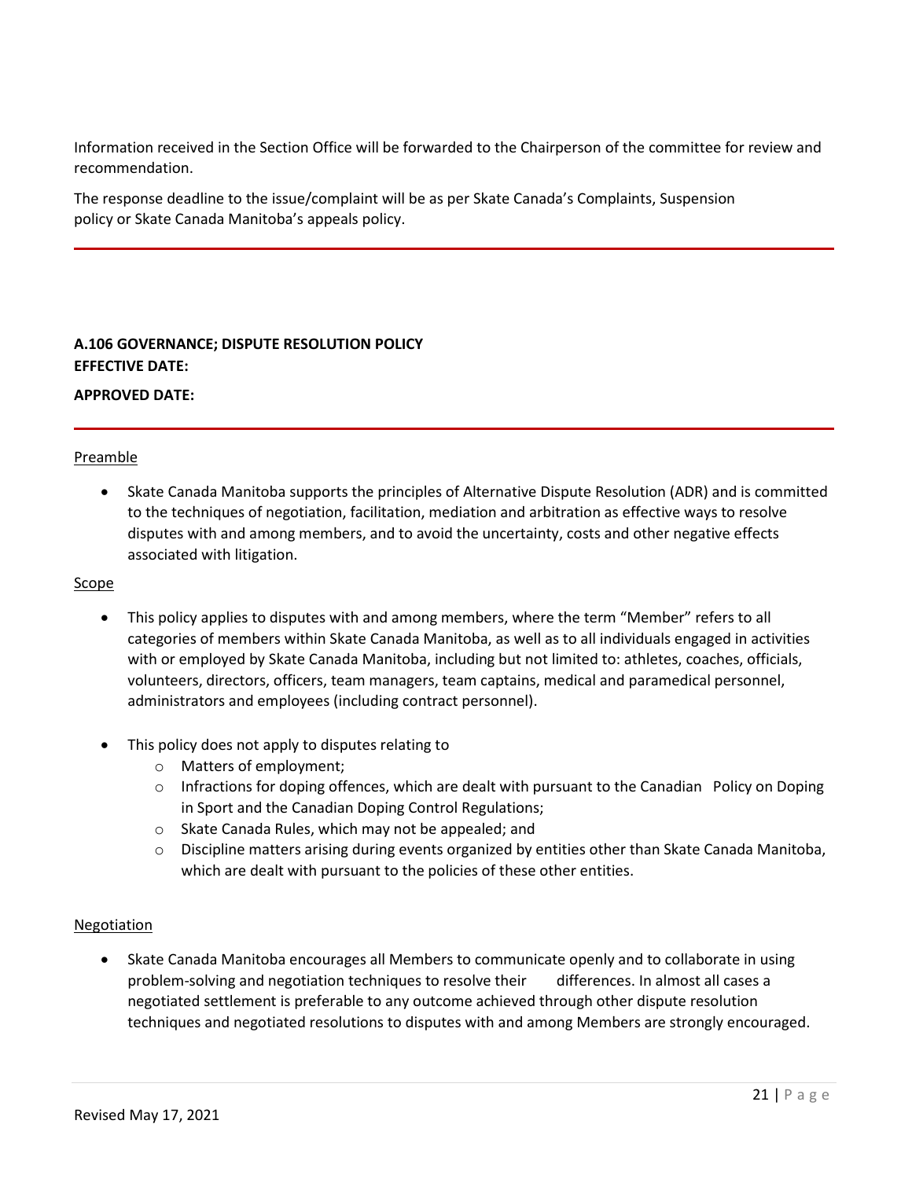Information received in the Section Office will be forwarded to the Chairperson of the committee for review and recommendation.

The response deadline to the issue/complaint will be as per Skate Canada's Complaints, Suspension policy or Skate Canada Manitoba's appeals policy.

---

## A.106 GOVERNANCE; DISPUTE RESOLUTION POLICY

**EFFECTIVE DATE:**

**APPROVED DATE:**

---

### Preamble

- Skate Canada Manitoba supports the principles of Alternative Dispute Resolution (ADR) and is committed to the techniques of negotiation, facilitation, mediation and arbitration as effective ways to resolve disputes with and among members, and to avoid the uncertainty, costs and other negative effects associated with litigation.

### Scope

- This policy applies to disputes with and among members, where the term "Member" refers to all categories of members within Skate Canada Manitoba, as well as to all individuals engaged in activities with or employed by Skate Canada Manitoba, including but not limited to: athletes, coaches, officials, volunteers, directors, officers, team managers, team captains, medical and paramedical personnel, administrators and employees (including contract personnel).

- This policy does not apply to disputes relating to
  - Matters of employment;
  - Infractions for doping offences, which are dealt with pursuant to the Canadian Policy on Doping in Sport and the Canadian Doping Control Regulations;
  - Skate Canada Rules, which may not be appealed; and
  - Discipline matters arising during events organized by entities other than Skate Canada Manitoba, which are dealt with pursuant to the policies of these other entities.

### Negotiation

- Skate Canada Manitoba encourages all Members to communicate openly and to collaborate in using problem-solving and negotiation techniques to resolve their differences. In almost all cases a negotiated settlement is preferable to any outcome achieved through other dispute resolution techniques and negotiated resolutions to disputes with and among Members are strongly encouraged.

Revised May 17, 2021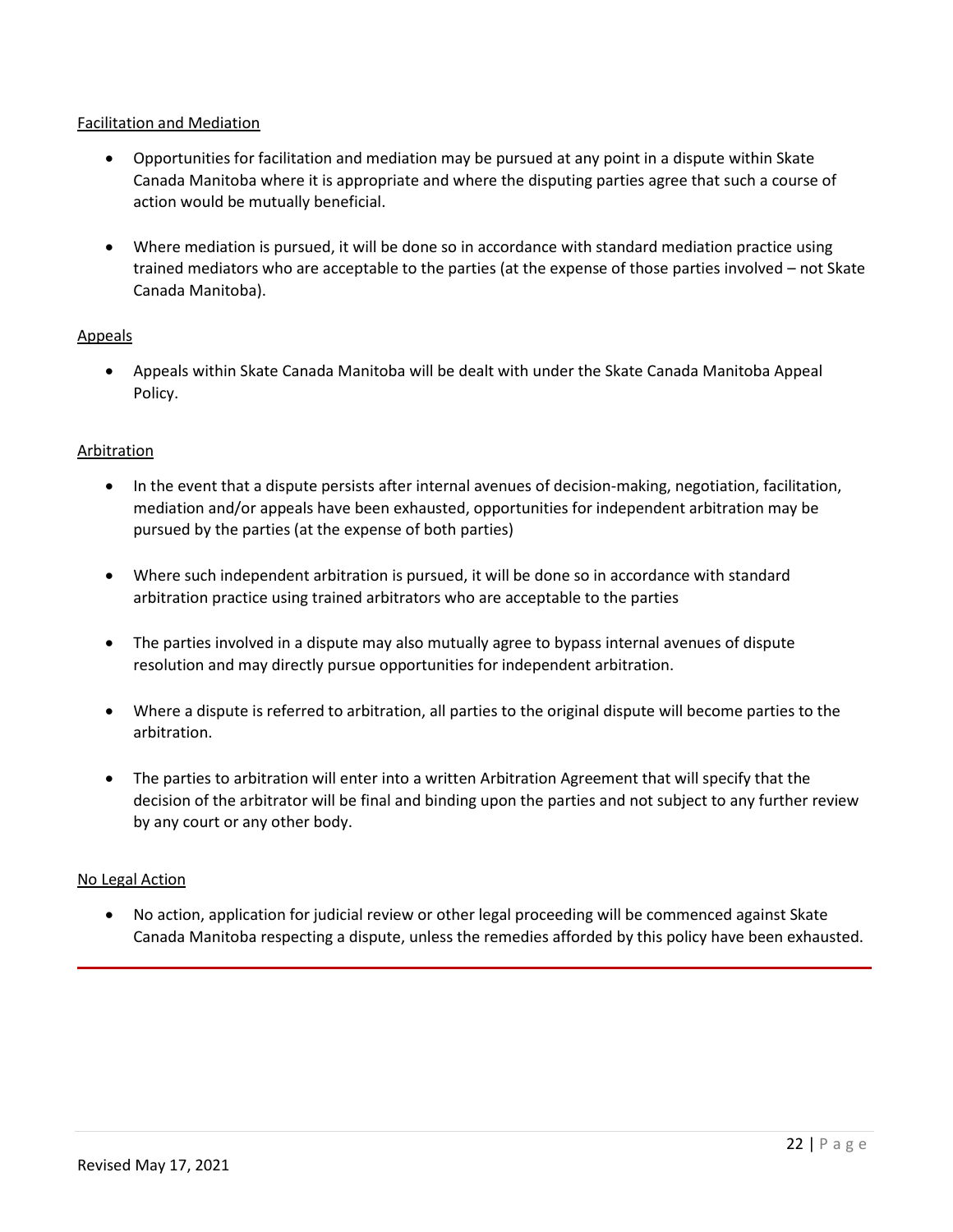Facilitation and Mediation

- Opportunities for facilitation and mediation may be pursued at any point in a dispute within Skate Canada Manitoba where it is appropriate and where the disputing parties agree that such a course of action would be mutually beneficial.

- Where mediation is pursued, it will be done so in accordance with standard mediation practice using trained mediators who are acceptable to the parties (at the expense of those parties involved – not Skate Canada Manitoba).

Appeals

- Appeals within Skate Canada Manitoba will be dealt with under the Skate Canada Manitoba Appeal Policy.

Arbitration

- In the event that a dispute persists after internal avenues of decision-making, negotiation, facilitation, mediation and/or appeals have been exhausted, opportunities for independent arbitration may be pursued by the parties (at the expense of both parties)

- Where such independent arbitration is pursued, it will be done so in accordance with standard arbitration practice using trained arbitrators who are acceptable to the parties

- The parties involved in a dispute may also mutually agree to bypass internal avenues of dispute resolution and may directly pursue opportunities for independent arbitration.

- Where a dispute is referred to arbitration, all parties to the original dispute will become parties to the arbitration.

- The parties to arbitration will enter into a written Arbitration Agreement that will specify that the decision of the arbitrator will be final and binding upon the parties and not subject to any further review by any court or any other body.

No Legal Action

- No action, application for judicial review or other legal proceeding will be commenced against Skate Canada Manitoba respecting a dispute, unless the remedies afforded by this policy have been exhausted.

Revised May 17, 2021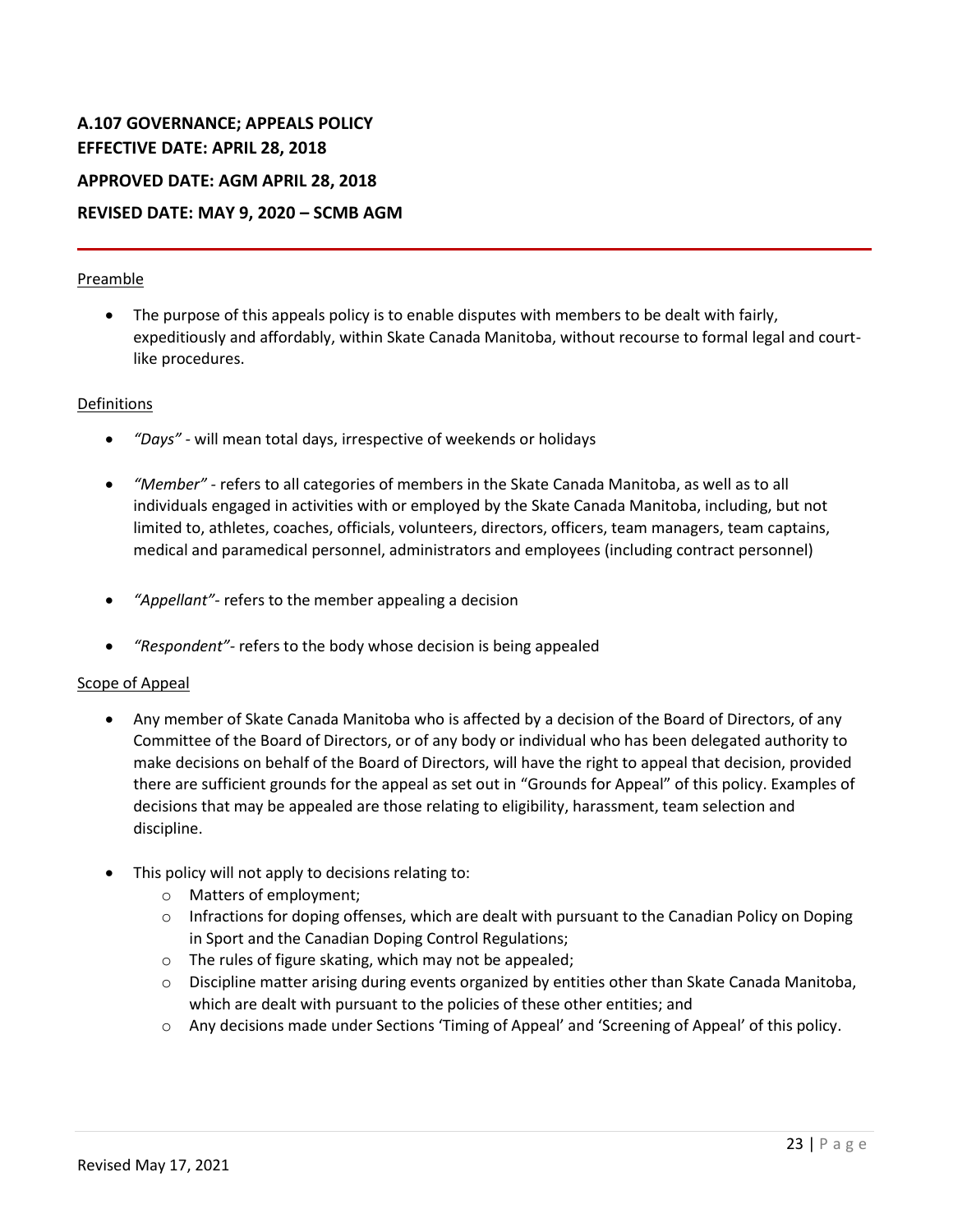**A.107 GOVERNANCE; APPEALS POLICY**
**EFFECTIVE DATE: APRIL 28, 2018**

**APPROVED DATE: AGM APRIL 28, 2018**

**REVISED DATE: MAY 9, 2020 – SCMB AGM**

---

Preamble

- The purpose of this appeals policy is to enable disputes with members to be dealt with fairly, expeditiously and affordably, within Skate Canada Manitoba, without recourse to formal legal and court-like procedures.

Definitions

- *"Days"* - will mean total days, irrespective of weekends or holidays
- *"Member"* - refers to all categories of members in the Skate Canada Manitoba, as well as to all individuals engaged in activities with or employed by the Skate Canada Manitoba, including, but not limited to, athletes, coaches, officials, volunteers, directors, officers, team managers, team captains, medical and paramedical personnel, administrators and employees (including contract personnel)
- *"Appellant"*- refers to the member appealing a decision
- *"Respondent"*- refers to the body whose decision is being appealed

Scope of Appeal

- Any member of Skate Canada Manitoba who is affected by a decision of the Board of Directors, of any Committee of the Board of Directors, or of any body or individual who has been delegated authority to make decisions on behalf of the Board of Directors, will have the right to appeal that decision, provided there are sufficient grounds for the appeal as set out in "Grounds for Appeal" of this policy. Examples of decisions that may be appealed are those relating to eligibility, harassment, team selection and discipline.
- This policy will not apply to decisions relating to:
  - Matters of employment;
  - Infractions for doping offenses, which are dealt with pursuant to the Canadian Policy on Doping in Sport and the Canadian Doping Control Regulations;
  - The rules of figure skating, which may not be appealed;
  - Discipline matter arising during events organized by entities other than Skate Canada Manitoba, which are dealt with pursuant to the policies of these other entities; and
  - Any decisions made under Sections 'Timing of Appeal' and 'Screening of Appeal' of this policy.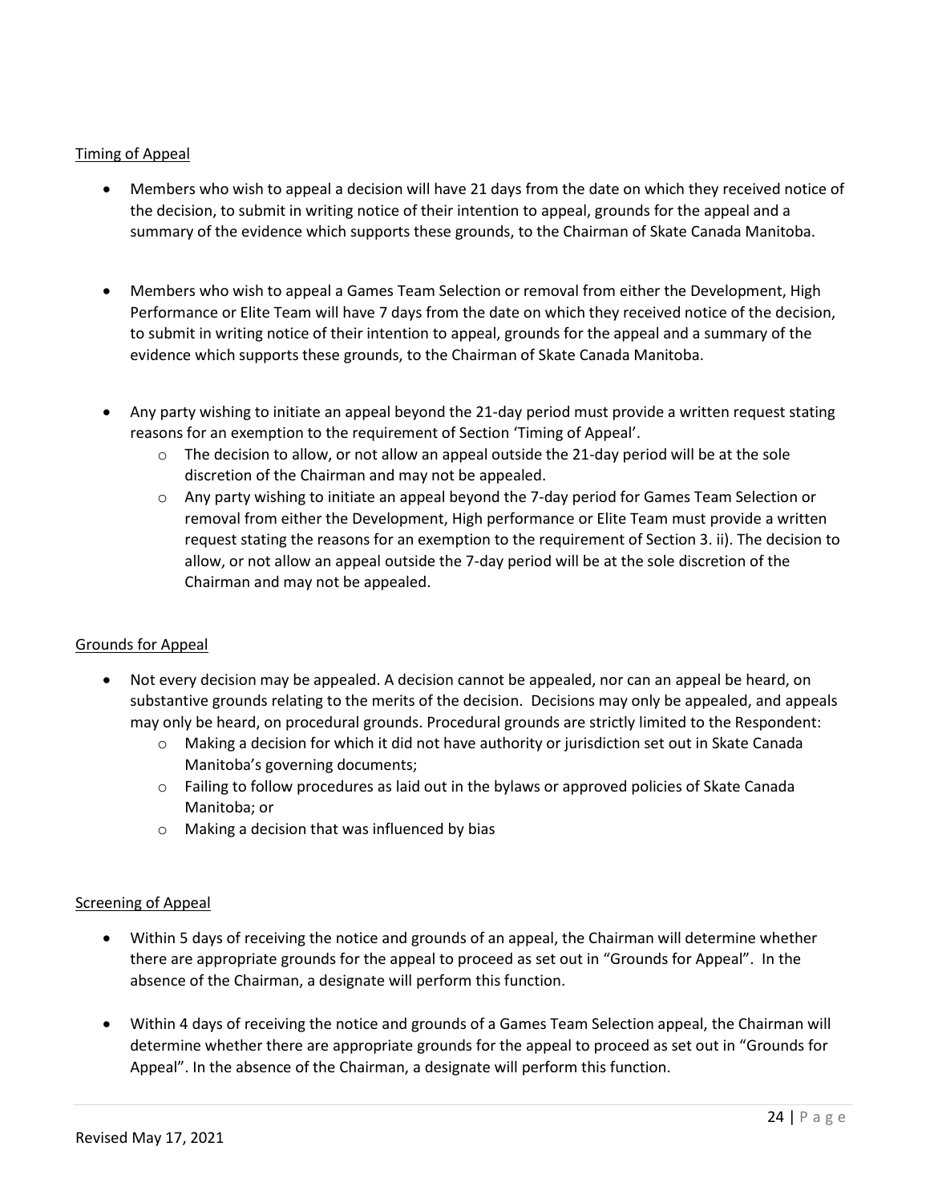Timing of Appeal

- Members who wish to appeal a decision will have 21 days from the date on which they received notice of the decision, to submit in writing notice of their intention to appeal, grounds for the appeal and a summary of the evidence which supports these grounds, to the Chairman of Skate Canada Manitoba.

- Members who wish to appeal a Games Team Selection or removal from either the Development, High Performance or Elite Team will have 7 days from the date on which they received notice of the decision, to submit in writing notice of their intention to appeal, grounds for the appeal and a summary of the evidence which supports these grounds, to the Chairman of Skate Canada Manitoba.

- Any party wishing to initiate an appeal beyond the 21-day period must provide a written request stating reasons for an exemption to the requirement of Section 'Timing of Appeal'.
  - The decision to allow, or not allow an appeal outside the 21-day period will be at the sole discretion of the Chairman and may not be appealed.
  - Any party wishing to initiate an appeal beyond the 7-day period for Games Team Selection or removal from either the Development, High performance or Elite Team must provide a written request stating the reasons for an exemption to the requirement of Section 3. ii). The decision to allow, or not allow an appeal outside the 7-day period will be at the sole discretion of the Chairman and may not be appealed.

Grounds for Appeal

- Not every decision may be appealed. A decision cannot be appealed, nor can an appeal be heard, on substantive grounds relating to the merits of the decision. Decisions may only be appealed, and appeals may only be heard, on procedural grounds. Procedural grounds are strictly limited to the Respondent:
  - Making a decision for which it did not have authority or jurisdiction set out in Skate Canada Manitoba's governing documents;
  - Failing to follow procedures as laid out in the bylaws or approved policies of Skate Canada Manitoba; or
  - Making a decision that was influenced by bias

Screening of Appeal

- Within 5 days of receiving the notice and grounds of an appeal, the Chairman will determine whether there are appropriate grounds for the appeal to proceed as set out in "Grounds for Appeal". In the absence of the Chairman, a designate will perform this function.

- Within 4 days of receiving the notice and grounds of a Games Team Selection appeal, the Chairman will determine whether there are appropriate grounds for the appeal to proceed as set out in "Grounds for Appeal". In the absence of the Chairman, a designate will perform this function.

Revised May 17, 2021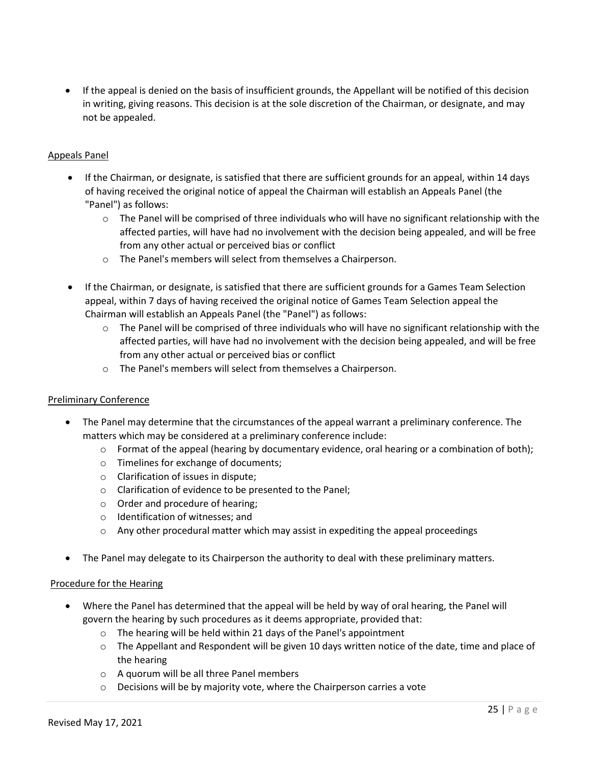- If the appeal is denied on the basis of insufficient grounds, the Appellant will be notified of this decision in writing, giving reasons. This decision is at the sole discretion of the Chairman, or designate, and may not be appealed.

<u>Appeals Panel</u>

- If the Chairman, or designate, is satisfied that there are sufficient grounds for an appeal, within 14 days of having received the original notice of appeal the Chairman will establish an Appeals Panel (the "Panel") as follows:
  - The Panel will be comprised of three individuals who will have no significant relationship with the affected parties, will have had no involvement with the decision being appealed, and will be free from any other actual or perceived bias or conflict
  - The Panel's members will select from themselves a Chairperson.

- If the Chairman, or designate, is satisfied that there are sufficient grounds for a Games Team Selection appeal, within 7 days of having received the original notice of Games Team Selection appeal the Chairman will establish an Appeals Panel (the "Panel") as follows:
  - The Panel will be comprised of three individuals who will have no significant relationship with the affected parties, will have had no involvement with the decision being appealed, and will be free from any other actual or perceived bias or conflict
  - The Panel's members will select from themselves a Chairperson.

<u>Preliminary Conference</u>

- The Panel may determine that the circumstances of the appeal warrant a preliminary conference. The matters which may be considered at a preliminary conference include:
  - Format of the appeal (hearing by documentary evidence, oral hearing or a combination of both);
  - Timelines for exchange of documents;
  - Clarification of issues in dispute;
  - Clarification of evidence to be presented to the Panel;
  - Order and procedure of hearing;
  - Identification of witnesses; and
  - Any other procedural matter which may assist in expediting the appeal proceedings

- The Panel may delegate to its Chairperson the authority to deal with these preliminary matters.

<u>Procedure for the Hearing</u>

- Where the Panel has determined that the appeal will be held by way of oral hearing, the Panel will govern the hearing by such procedures as it deems appropriate, provided that:
  - The hearing will be held within 21 days of the Panel's appointment
  - The Appellant and Respondent will be given 10 days written notice of the date, time and place of the hearing
  - A quorum will be all three Panel members
  - Decisions will be by majority vote, where the Chairperson carries a vote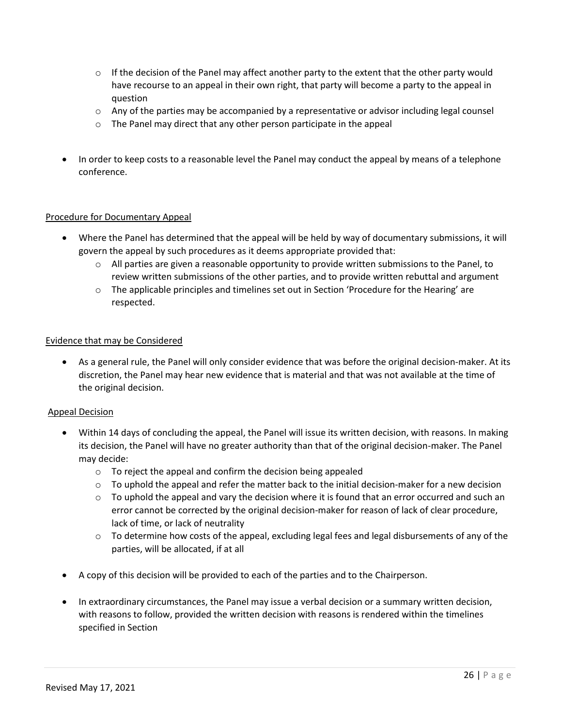- If the decision of the Panel may affect another party to the extent that the other party would have recourse to an appeal in their own right, that party will become a party to the appeal in question
  - Any of the parties may be accompanied by a representative or advisor including legal counsel
  - The Panel may direct that any other person participate in the appeal

- In order to keep costs to a reasonable level the Panel may conduct the appeal by means of a telephone conference.

<u>Procedure for Documentary Appeal</u>

- Where the Panel has determined that the appeal will be held by way of documentary submissions, it will govern the appeal by such procedures as it deems appropriate provided that:
  - All parties are given a reasonable opportunity to provide written submissions to the Panel, to review written submissions of the other parties, and to provide written rebuttal and argument
  - The applicable principles and timelines set out in Section 'Procedure for the Hearing' are respected.

<u>Evidence that may be Considered</u>

- As a general rule, the Panel will only consider evidence that was before the original decision-maker. At its discretion, the Panel may hear new evidence that is material and that was not available at the time of the original decision.

<u>Appeal Decision</u>

- Within 14 days of concluding the appeal, the Panel will issue its written decision, with reasons. In making its decision, the Panel will have no greater authority than that of the original decision-maker. The Panel may decide:
  - To reject the appeal and confirm the decision being appealed
  - To uphold the appeal and refer the matter back to the initial decision-maker for a new decision
  - To uphold the appeal and vary the decision where it is found that an error occurred and such an error cannot be corrected by the original decision-maker for reason of lack of clear procedure, lack of time, or lack of neutrality
  - To determine how costs of the appeal, excluding legal fees and legal disbursements of any of the parties, will be allocated, if at all

- A copy of this decision will be provided to each of the parties and to the Chairperson.

- In extraordinary circumstances, the Panel may issue a verbal decision or a summary written decision, with reasons to follow, provided the written decision with reasons is rendered within the timelines specified in Section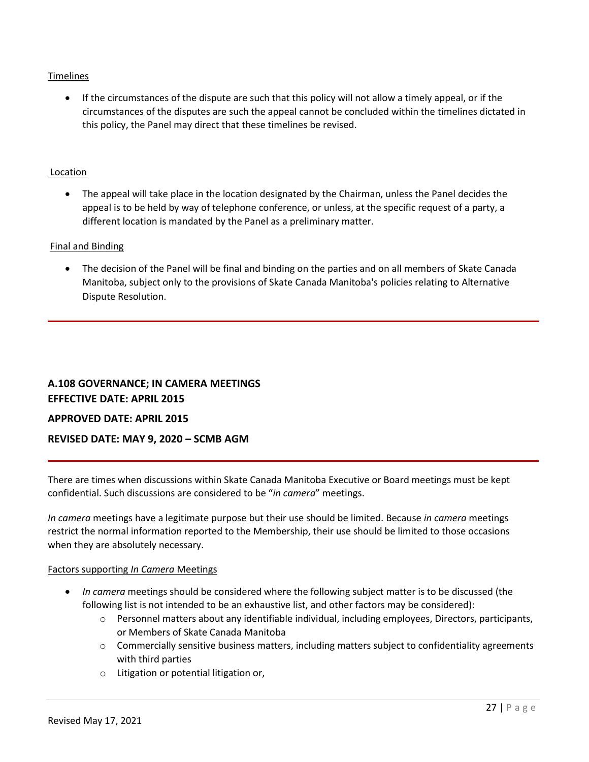Timelines

- If the circumstances of the dispute are such that this policy will not allow a timely appeal, or if the circumstances of the disputes are such the appeal cannot be concluded within the timelines dictated in this policy, the Panel may direct that these timelines be revised.

Location

- The appeal will take place in the location designated by the Chairman, unless the Panel decides the appeal is to be held by way of telephone conference, or unless, at the specific request of a party, a different location is mandated by the Panel as a preliminary matter.

Final and Binding

- The decision of the Panel will be final and binding on the parties and on all members of Skate Canada Manitoba, subject only to the provisions of Skate Canada Manitoba's policies relating to Alternative Dispute Resolution.

---

## A.108 GOVERNANCE; IN CAMERA MEETINGS
**EFFECTIVE DATE: APRIL 2015**

**APPROVED DATE: APRIL 2015**

**REVISED DATE: MAY 9, 2020 – SCMB AGM**

---

There are times when discussions within Skate Canada Manitoba Executive or Board meetings must be kept confidential. Such discussions are considered to be "*in camera*" meetings.

*In camera* meetings have a legitimate purpose but their use should be limited. Because *in camera* meetings restrict the normal information reported to the Membership, their use should be limited to those occasions when they are absolutely necessary.

Factors supporting *In Camera* Meetings

- *In camera* meetings should be considered where the following subject matter is to be discussed (the following list is not intended to be an exhaustive list, and other factors may be considered):
  - Personnel matters about any identifiable individual, including employees, Directors, participants, or Members of Skate Canada Manitoba
  - Commercially sensitive business matters, including matters subject to confidentiality agreements with third parties
  - Litigation or potential litigation or,

Revised May 17, 2021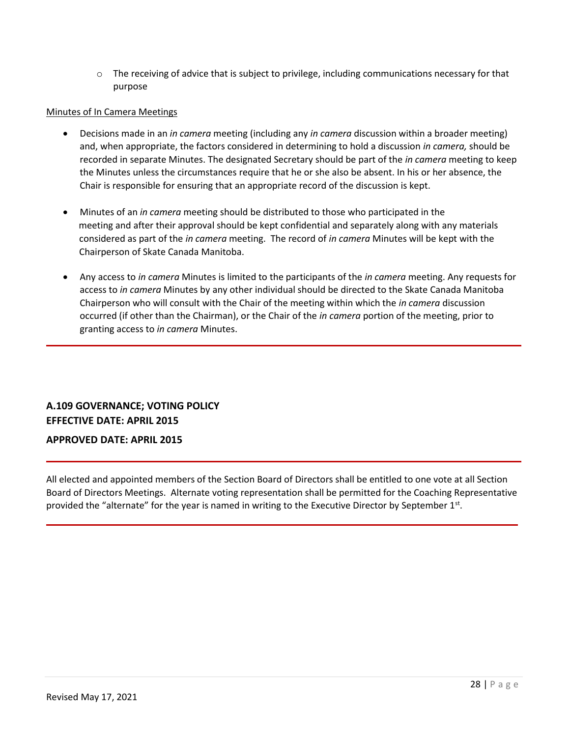- The receiving of advice that is subject to privilege, including communications necessary for that purpose

Minutes of In Camera Meetings

- Decisions made in an *in camera* meeting (including any *in camera* discussion within a broader meeting) and, when appropriate, the factors considered in determining to hold a discussion *in camera,* should be recorded in separate Minutes. The designated Secretary should be part of the *in camera* meeting to keep the Minutes unless the circumstances require that he or she also be absent. In his or her absence, the Chair is responsible for ensuring that an appropriate record of the discussion is kept.

- Minutes of an *in camera* meeting should be distributed to those who participated in the meeting and after their approval should be kept confidential and separately along with any materials considered as part of the *in camera* meeting. The record of *in camera* Minutes will be kept with the Chairperson of Skate Canada Manitoba.

- Any access to *in camera* Minutes is limited to the participants of the *in camera* meeting. Any requests for access to *in camera* Minutes by any other individual should be directed to the Skate Canada Manitoba Chairperson who will consult with the Chair of the meeting within which the *in camera* discussion occurred (if other than the Chairman), or the Chair of the *in camera* portion of the meeting, prior to granting access to *in camera* Minutes.

---

## A.109 GOVERNANCE; VOTING POLICY
**EFFECTIVE DATE: APRIL 2015**

**APPROVED DATE: APRIL 2015**

---

All elected and appointed members of the Section Board of Directors shall be entitled to one vote at all Section Board of Directors Meetings. Alternate voting representation shall be permitted for the Coaching Representative provided the "alternate" for the year is named in writing to the Executive Director by September 1st.

---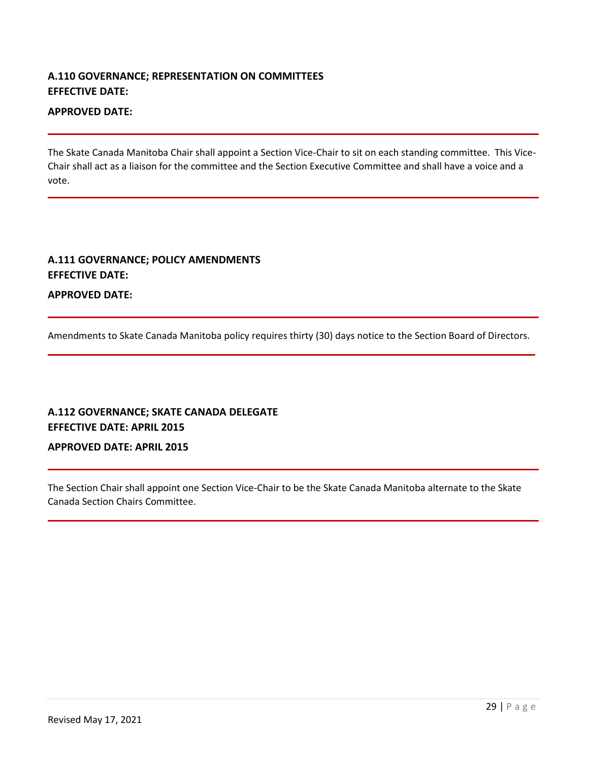### A.110 GOVERNANCE; REPRESENTATION ON COMMITTEES
**EFFECTIVE DATE:**

**APPROVED DATE:**

---

The Skate Canada Manitoba Chair shall appoint a Section Vice-Chair to sit on each standing committee. This Vice-Chair shall act as a liaison for the committee and the Section Executive Committee and shall have a voice and a vote.

---

### A.111 GOVERNANCE; POLICY AMENDMENTS
**EFFECTIVE DATE:**

**APPROVED DATE:**

---

Amendments to Skate Canada Manitoba policy requires thirty (30) days notice to the Section Board of Directors.

---

### A.112 GOVERNANCE; SKATE CANADA DELEGATE
**EFFECTIVE DATE: APRIL 2015**

**APPROVED DATE: APRIL 2015**

---

The Section Chair shall appoint one Section Vice-Chair to be the Skate Canada Manitoba alternate to the Skate Canada Section Chairs Committee.

---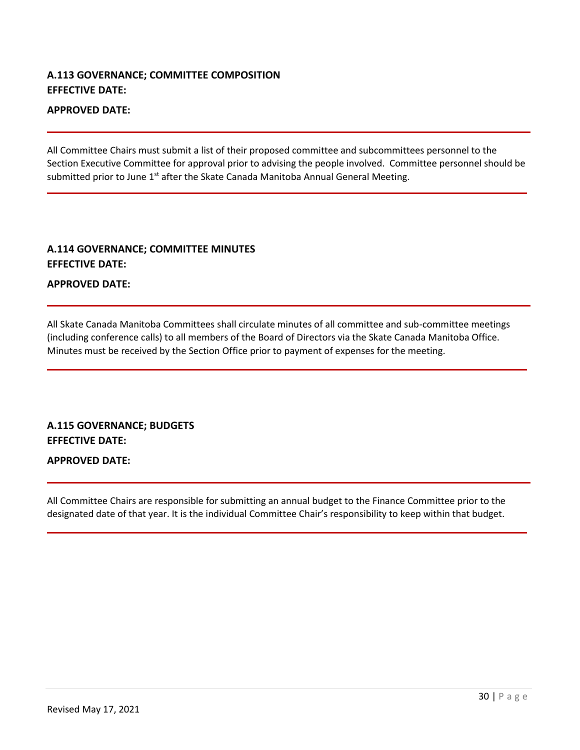### A.113 GOVERNANCE; COMMITTEE COMPOSITION

**EFFECTIVE DATE:**

**APPROVED DATE:**

All Committee Chairs must submit a list of their proposed committee and subcommittees personnel to the Section Executive Committee for approval prior to advising the people involved. Committee personnel should be submitted prior to June 1st after the Skate Canada Manitoba Annual General Meeting.

### A.114 GOVERNANCE; COMMITTEE MINUTES

**EFFECTIVE DATE:**

**APPROVED DATE:**

All Skate Canada Manitoba Committees shall circulate minutes of all committee and sub-committee meetings (including conference calls) to all members of the Board of Directors via the Skate Canada Manitoba Office. Minutes must be received by the Section Office prior to payment of expenses for the meeting.

### A.115 GOVERNANCE; BUDGETS

**EFFECTIVE DATE:**

**APPROVED DATE:**

All Committee Chairs are responsible for submitting an annual budget to the Finance Committee prior to the designated date of that year. It is the individual Committee Chair's responsibility to keep within that budget.

Revised May 17, 2021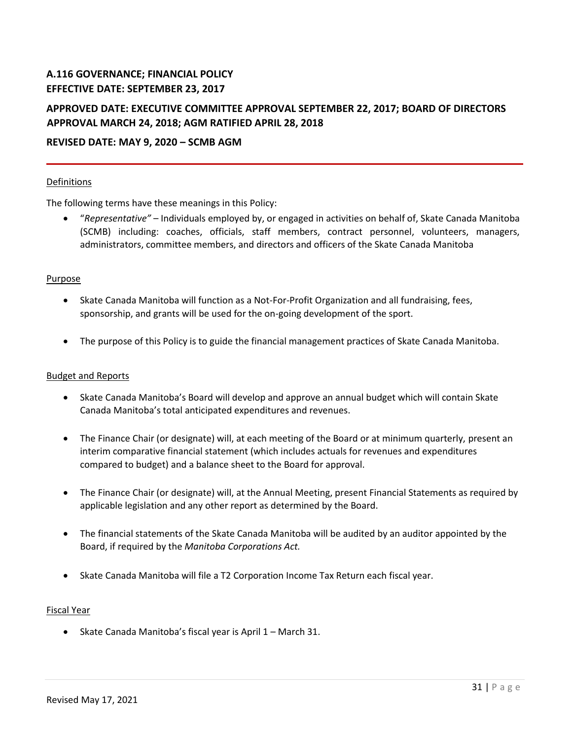## A.116 GOVERNANCE; FINANCIAL POLICY

**EFFECTIVE DATE: SEPTEMBER 23, 2017**

**APPROVED DATE: EXECUTIVE COMMITTEE APPROVAL SEPTEMBER 22, 2017; BOARD OF DIRECTORS APPROVAL MARCH 24, 2018; AGM RATIFIED APRIL 28, 2018**

**REVISED DATE: MAY 9, 2020 – SCMB AGM**

---

Definitions

The following terms have these meanings in this Policy:

- "*Representative"* – Individuals employed by, or engaged in activities on behalf of, Skate Canada Manitoba (SCMB) including: coaches, officials, staff members, contract personnel, volunteers, managers, administrators, committee members, and directors and officers of the Skate Canada Manitoba

Purpose

- Skate Canada Manitoba will function as a Not-For-Profit Organization and all fundraising, fees, sponsorship, and grants will be used for the on-going development of the sport.
- The purpose of this Policy is to guide the financial management practices of Skate Canada Manitoba.

Budget and Reports

- Skate Canada Manitoba's Board will develop and approve an annual budget which will contain Skate Canada Manitoba's total anticipated expenditures and revenues.
- The Finance Chair (or designate) will, at each meeting of the Board or at minimum quarterly, present an interim comparative financial statement (which includes actuals for revenues and expenditures compared to budget) and a balance sheet to the Board for approval.
- The Finance Chair (or designate) will, at the Annual Meeting, present Financial Statements as required by applicable legislation and any other report as determined by the Board.
- The financial statements of the Skate Canada Manitoba will be audited by an auditor appointed by the Board, if required by the *Manitoba Corporations Act.*
- Skate Canada Manitoba will file a T2 Corporation Income Tax Return each fiscal year.

Fiscal Year

- Skate Canada Manitoba's fiscal year is April 1 – March 31.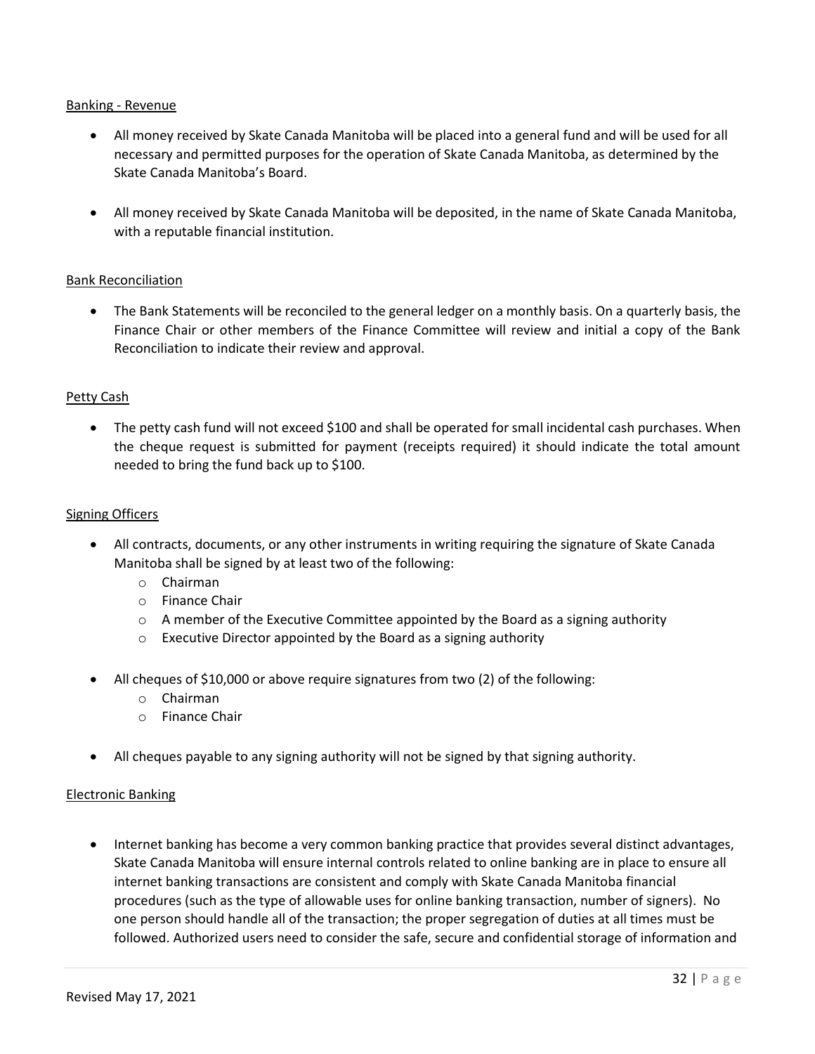## Banking - Revenue

- All money received by Skate Canada Manitoba will be placed into a general fund and will be used for all necessary and permitted purposes for the operation of Skate Canada Manitoba, as determined by the Skate Canada Manitoba's Board.
- All money received by Skate Canada Manitoba will be deposited, in the name of Skate Canada Manitoba, with a reputable financial institution.

## Bank Reconciliation

- The Bank Statements will be reconciled to the general ledger on a monthly basis. On a quarterly basis, the Finance Chair or other members of the Finance Committee will review and initial a copy of the Bank Reconciliation to indicate their review and approval.

## Petty Cash

- The petty cash fund will not exceed $100 and shall be operated for small incidental cash purchases. When the cheque request is submitted for payment (receipts required) it should indicate the total amount needed to bring the fund back up to $100.

## Signing Officers

- All contracts, documents, or any other instruments in writing requiring the signature of Skate Canada Manitoba shall be signed by at least two of the following:
  - Chairman
  - Finance Chair
  - A member of the Executive Committee appointed by the Board as a signing authority
  - Executive Director appointed by the Board as a signing authority
- All cheques of $10,000 or above require signatures from two (2) of the following:
  - Chairman
  - Finance Chair
- All cheques payable to any signing authority will not be signed by that signing authority.

## Electronic Banking

- Internet banking has become a very common banking practice that provides several distinct advantages, Skate Canada Manitoba will ensure internal controls related to online banking are in place to ensure all internet banking transactions are consistent and comply with Skate Canada Manitoba financial procedures (such as the type of allowable uses for online banking transaction, number of signers). No one person should handle all of the transaction; the proper segregation of duties at all times must be followed. Authorized users need to consider the safe, secure and confidential storage of information and

Revised May 17, 2021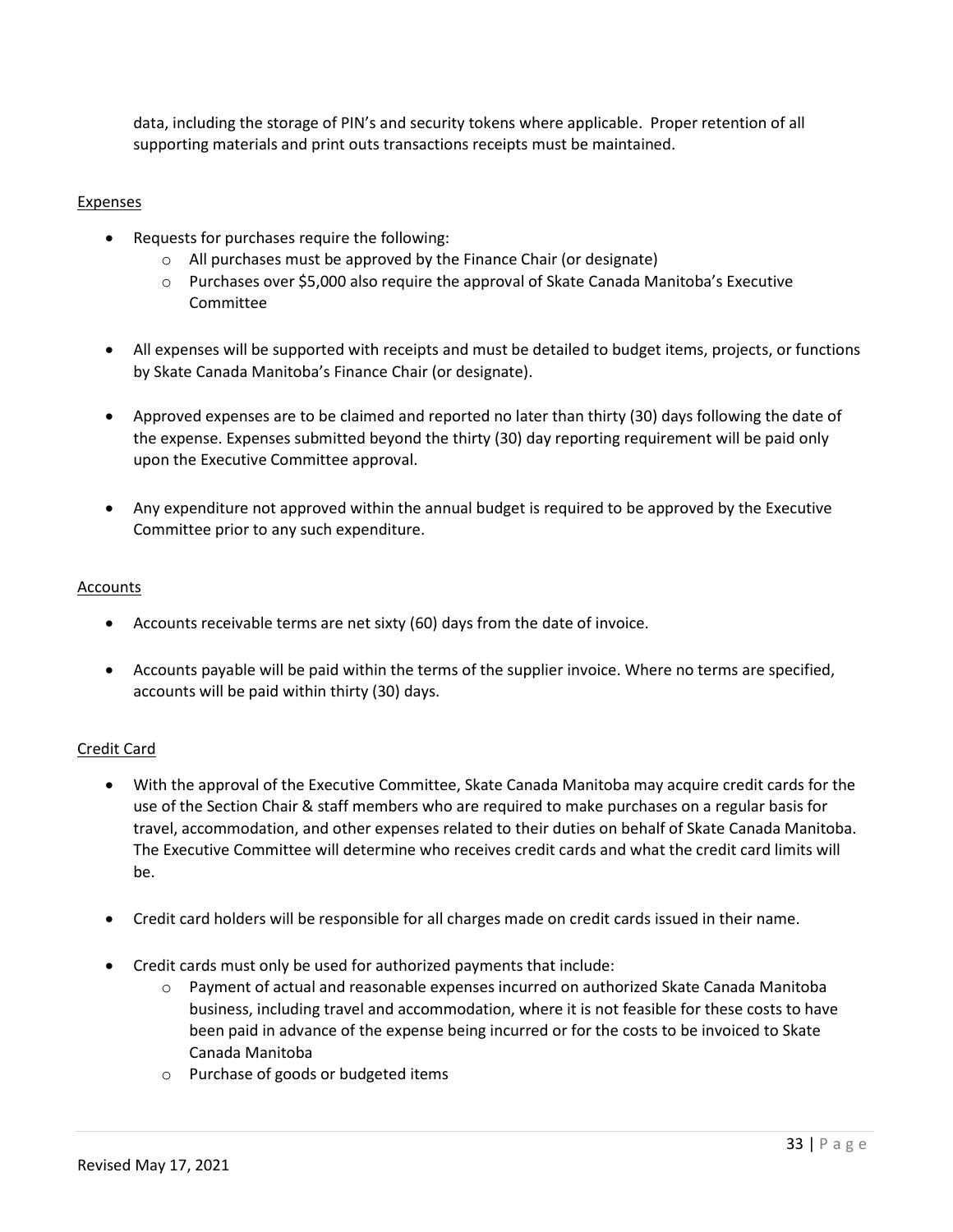data, including the storage of PIN's and security tokens where applicable. Proper retention of all supporting materials and print outs transactions receipts must be maintained.

<u>Expenses</u>

- Requests for purchases require the following:
    - All purchases must be approved by the Finance Chair (or designate)
    - Purchases over $5,000 also require the approval of Skate Canada Manitoba's Executive Committee
- All expenses will be supported with receipts and must be detailed to budget items, projects, or functions by Skate Canada Manitoba's Finance Chair (or designate).
- Approved expenses are to be claimed and reported no later than thirty (30) days following the date of the expense. Expenses submitted beyond the thirty (30) day reporting requirement will be paid only upon the Executive Committee approval.
- Any expenditure not approved within the annual budget is required to be approved by the Executive Committee prior to any such expenditure.

<u>Accounts</u>

- Accounts receivable terms are net sixty (60) days from the date of invoice.
- Accounts payable will be paid within the terms of the supplier invoice. Where no terms are specified, accounts will be paid within thirty (30) days.

<u>Credit Card</u>

- With the approval of the Executive Committee, Skate Canada Manitoba may acquire credit cards for the use of the Section Chair & staff members who are required to make purchases on a regular basis for travel, accommodation, and other expenses related to their duties on behalf of Skate Canada Manitoba. The Executive Committee will determine who receives credit cards and what the credit card limits will be.
- Credit card holders will be responsible for all charges made on credit cards issued in their name.
- Credit cards must only be used for authorized payments that include:
    - Payment of actual and reasonable expenses incurred on authorized Skate Canada Manitoba business, including travel and accommodation, where it is not feasible for these costs to have been paid in advance of the expense being incurred or for the costs to be invoiced to Skate Canada Manitoba
    - Purchase of goods or budgeted items

Revised May 17, 2021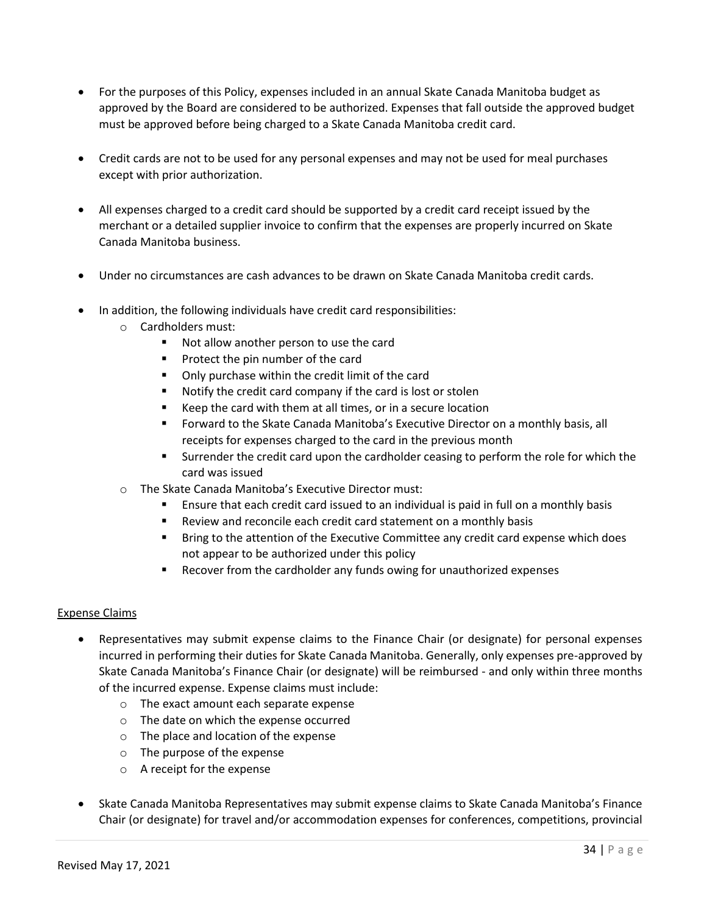- For the purposes of this Policy, expenses included in an annual Skate Canada Manitoba budget as approved by the Board are considered to be authorized. Expenses that fall outside the approved budget must be approved before being charged to a Skate Canada Manitoba credit card.

- Credit cards are not to be used for any personal expenses and may not be used for meal purchases except with prior authorization.

- All expenses charged to a credit card should be supported by a credit card receipt issued by the merchant or a detailed supplier invoice to confirm that the expenses are properly incurred on Skate Canada Manitoba business.

- Under no circumstances are cash advances to be drawn on Skate Canada Manitoba credit cards.

- In addition, the following individuals have credit card responsibilities:
  - Cardholders must:
    - Not allow another person to use the card
    - Protect the pin number of the card
    - Only purchase within the credit limit of the card
    - Notify the credit card company if the card is lost or stolen
    - Keep the card with them at all times, or in a secure location
    - Forward to the Skate Canada Manitoba's Executive Director on a monthly basis, all receipts for expenses charged to the card in the previous month
    - Surrender the credit card upon the cardholder ceasing to perform the role for which the card was issued
  - The Skate Canada Manitoba's Executive Director must:
    - Ensure that each credit card issued to an individual is paid in full on a monthly basis
    - Review and reconcile each credit card statement on a monthly basis
    - Bring to the attention of the Executive Committee any credit card expense which does not appear to be authorized under this policy
    - Recover from the cardholder any funds owing for unauthorized expenses

<u>Expense Claims</u>

- Representatives may submit expense claims to the Finance Chair (or designate) for personal expenses incurred in performing their duties for Skate Canada Manitoba. Generally, only expenses pre-approved by Skate Canada Manitoba's Finance Chair (or designate) will be reimbursed - and only within three months of the incurred expense. Expense claims must include:
  - The exact amount each separate expense
  - The date on which the expense occurred
  - The place and location of the expense
  - The purpose of the expense
  - A receipt for the expense

- Skate Canada Manitoba Representatives may submit expense claims to Skate Canada Manitoba's Finance Chair (or designate) for travel and/or accommodation expenses for conferences, competitions, provincial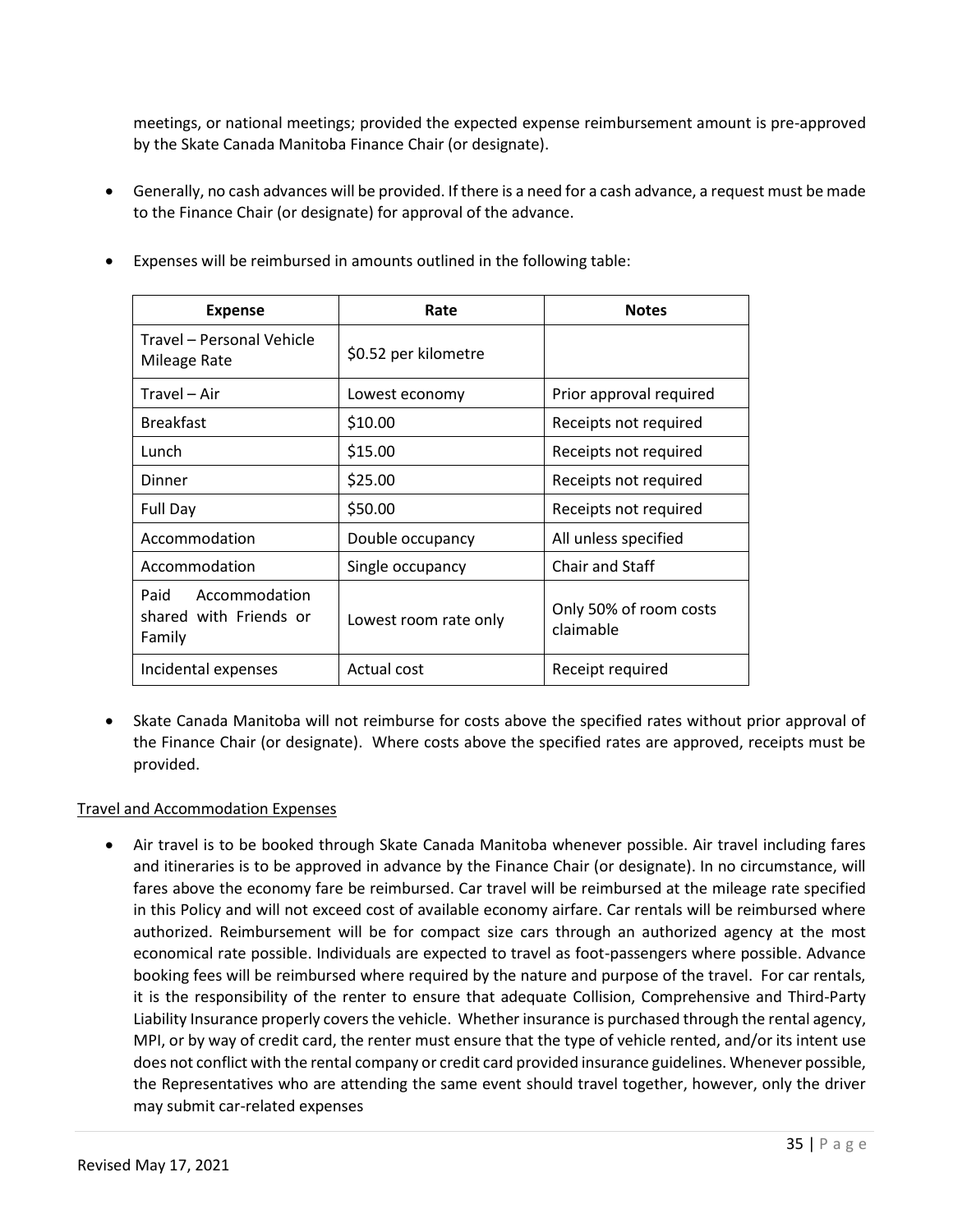meetings, or national meetings; provided the expected expense reimbursement amount is pre-approved by the Skate Canada Manitoba Finance Chair (or designate).

- Generally, no cash advances will be provided. If there is a need for a cash advance, a request must be made to the Finance Chair (or designate) for approval of the advance.

- Expenses will be reimbursed in amounts outlined in the following table:

| Expense | Rate | Notes |
|---|---|---|
| Travel – Personal Vehicle Mileage Rate | $0.52 per kilometre | |
| Travel – Air | Lowest economy | Prior approval required |
| Breakfast | $10.00 | Receipts not required |
| Lunch | $15.00 | Receipts not required |
| Dinner | $25.00 | Receipts not required |
| Full Day | $50.00 | Receipts not required |
| Accommodation | Double occupancy | All unless specified |
| Accommodation | Single occupancy | Chair and Staff |
| Paid Accommodation shared with Friends or Family | Lowest room rate only | Only 50% of room costs claimable |
| Incidental expenses | Actual cost | Receipt required |

- Skate Canada Manitoba will not reimburse for costs above the specified rates without prior approval of the Finance Chair (or designate). Where costs above the specified rates are approved, receipts must be provided.

Travel and Accommodation Expenses

- Air travel is to be booked through Skate Canada Manitoba whenever possible. Air travel including fares and itineraries is to be approved in advance by the Finance Chair (or designate). In no circumstance, will fares above the economy fare be reimbursed. Car travel will be reimbursed at the mileage rate specified in this Policy and will not exceed cost of available economy airfare. Car rentals will be reimbursed where authorized. Reimbursement will be for compact size cars through an authorized agency at the most economical rate possible. Individuals are expected to travel as foot-passengers where possible. Advance booking fees will be reimbursed where required by the nature and purpose of the travel. For car rentals, it is the responsibility of the renter to ensure that adequate Collision, Comprehensive and Third-Party Liability Insurance properly covers the vehicle. Whether insurance is purchased through the rental agency, MPI, or by way of credit card, the renter must ensure that the type of vehicle rented, and/or its intent use does not conflict with the rental company or credit card provided insurance guidelines. Whenever possible, the Representatives who are attending the same event should travel together, however, only the driver may submit car-related expenses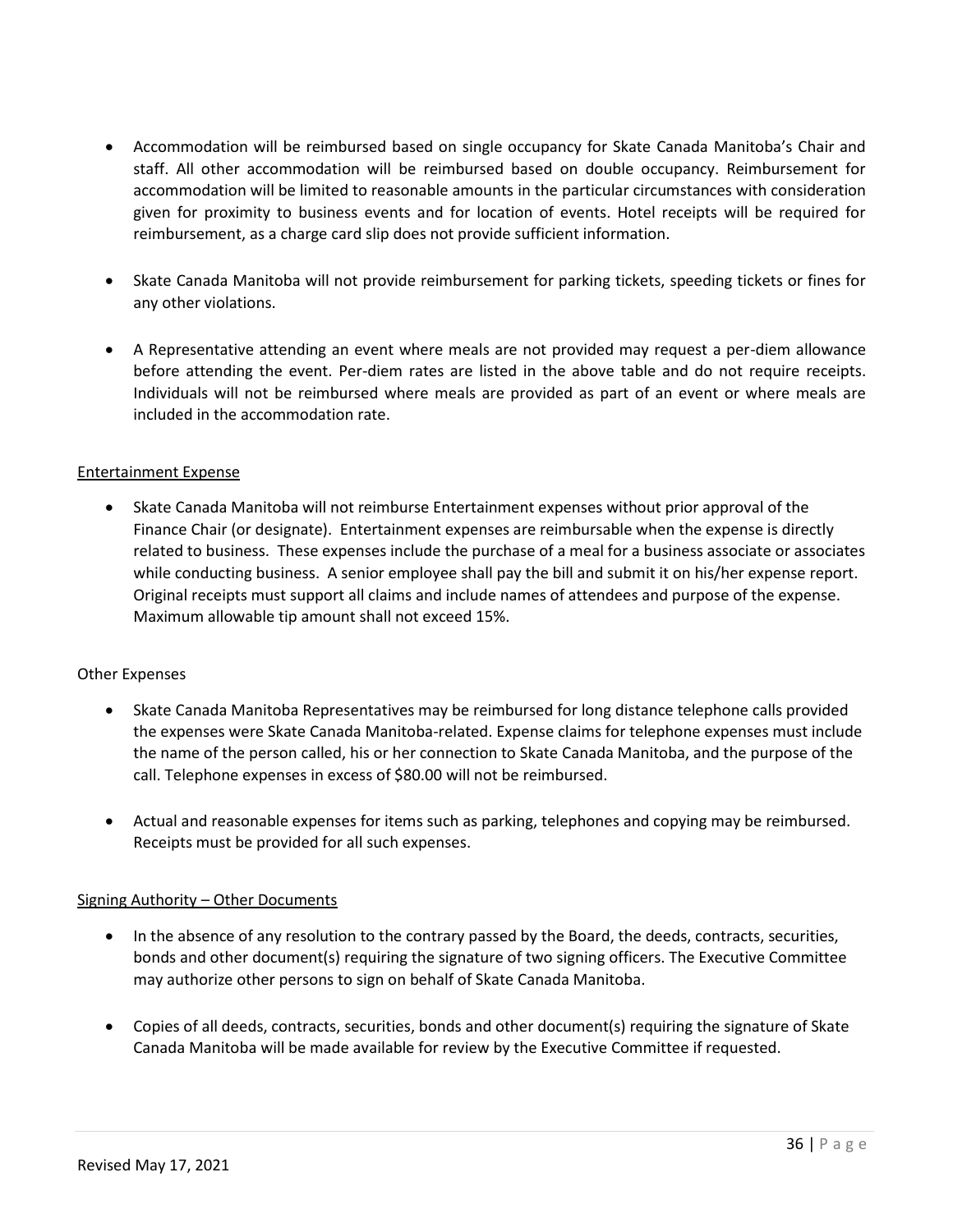- Accommodation will be reimbursed based on single occupancy for Skate Canada Manitoba's Chair and staff. All other accommodation will be reimbursed based on double occupancy. Reimbursement for accommodation will be limited to reasonable amounts in the particular circumstances with consideration given for proximity to business events and for location of events. Hotel receipts will be required for reimbursement, as a charge card slip does not provide sufficient information.

- Skate Canada Manitoba will not provide reimbursement for parking tickets, speeding tickets or fines for any other violations.

- A Representative attending an event where meals are not provided may request a per-diem allowance before attending the event. Per-diem rates are listed in the above table and do not require receipts. Individuals will not be reimbursed where meals are provided as part of an event or where meals are included in the accommodation rate.

<u>Entertainment Expense</u>

- Skate Canada Manitoba will not reimburse Entertainment expenses without prior approval of the Finance Chair (or designate). Entertainment expenses are reimbursable when the expense is directly related to business. These expenses include the purchase of a meal for a business associate or associates while conducting business. A senior employee shall pay the bill and submit it on his/her expense report. Original receipts must support all claims and include names of attendees and purpose of the expense. Maximum allowable tip amount shall not exceed 15%.

Other Expenses

- Skate Canada Manitoba Representatives may be reimbursed for long distance telephone calls provided the expenses were Skate Canada Manitoba-related. Expense claims for telephone expenses must include the name of the person called, his or her connection to Skate Canada Manitoba, and the purpose of the call. Telephone expenses in excess of $80.00 will not be reimbursed.

- Actual and reasonable expenses for items such as parking, telephones and copying may be reimbursed. Receipts must be provided for all such expenses.

<u>Signing Authority – Other Documents</u>

- In the absence of any resolution to the contrary passed by the Board, the deeds, contracts, securities, bonds and other document(s) requiring the signature of two signing officers. The Executive Committee may authorize other persons to sign on behalf of Skate Canada Manitoba.

- Copies of all deeds, contracts, securities, bonds and other document(s) requiring the signature of Skate Canada Manitoba will be made available for review by the Executive Committee if requested.

Revised May 17, 2021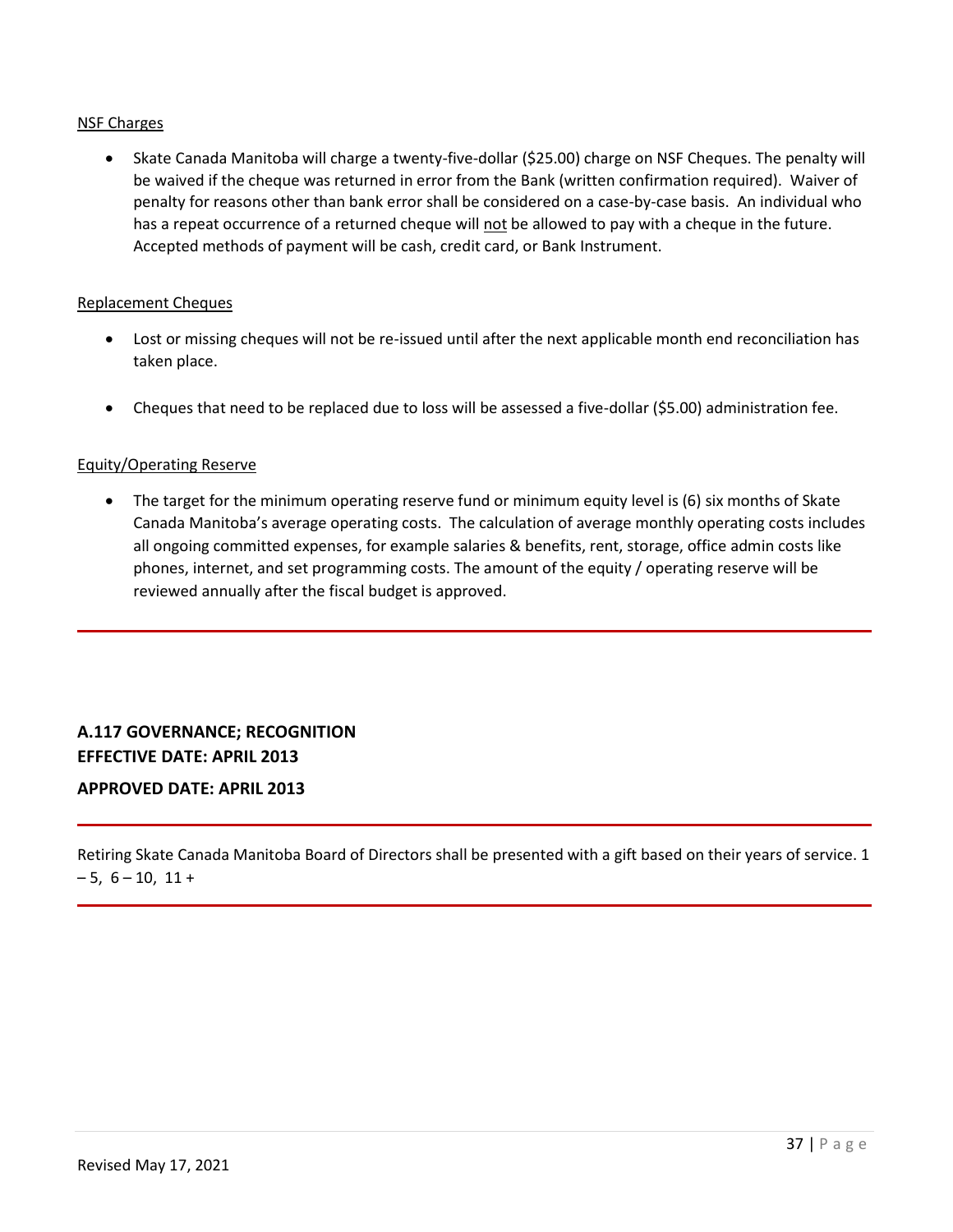<u>NSF Charges</u>

- Skate Canada Manitoba will charge a twenty-five-dollar ($25.00) charge on NSF Cheques. The penalty will be waived if the cheque was returned in error from the Bank (written confirmation required). Waiver of penalty for reasons other than bank error shall be considered on a case-by-case basis. An individual who has a repeat occurrence of a returned cheque will <u>not</u> be allowed to pay with a cheque in the future. Accepted methods of payment will be cash, credit card, or Bank Instrument.

<u>Replacement Cheques</u>

- Lost or missing cheques will not be re-issued until after the next applicable month end reconciliation has taken place.
- Cheques that need to be replaced due to loss will be assessed a five-dollar ($5.00) administration fee.

<u>Equity/Operating Reserve</u>

- The target for the minimum operating reserve fund or minimum equity level is (6) six months of Skate Canada Manitoba's average operating costs. The calculation of average monthly operating costs includes all ongoing committed expenses, for example salaries & benefits, rent, storage, office admin costs like phones, internet, and set programming costs. The amount of the equity / operating reserve will be reviewed annually after the fiscal budget is approved.

---

## A.117 GOVERNANCE; RECOGNITION
**EFFECTIVE DATE: APRIL 2013**

**APPROVED DATE: APRIL 2013**

---

Retiring Skate Canada Manitoba Board of Directors shall be presented with a gift based on their years of service. 1 – 5, 6 – 10, 11 +

---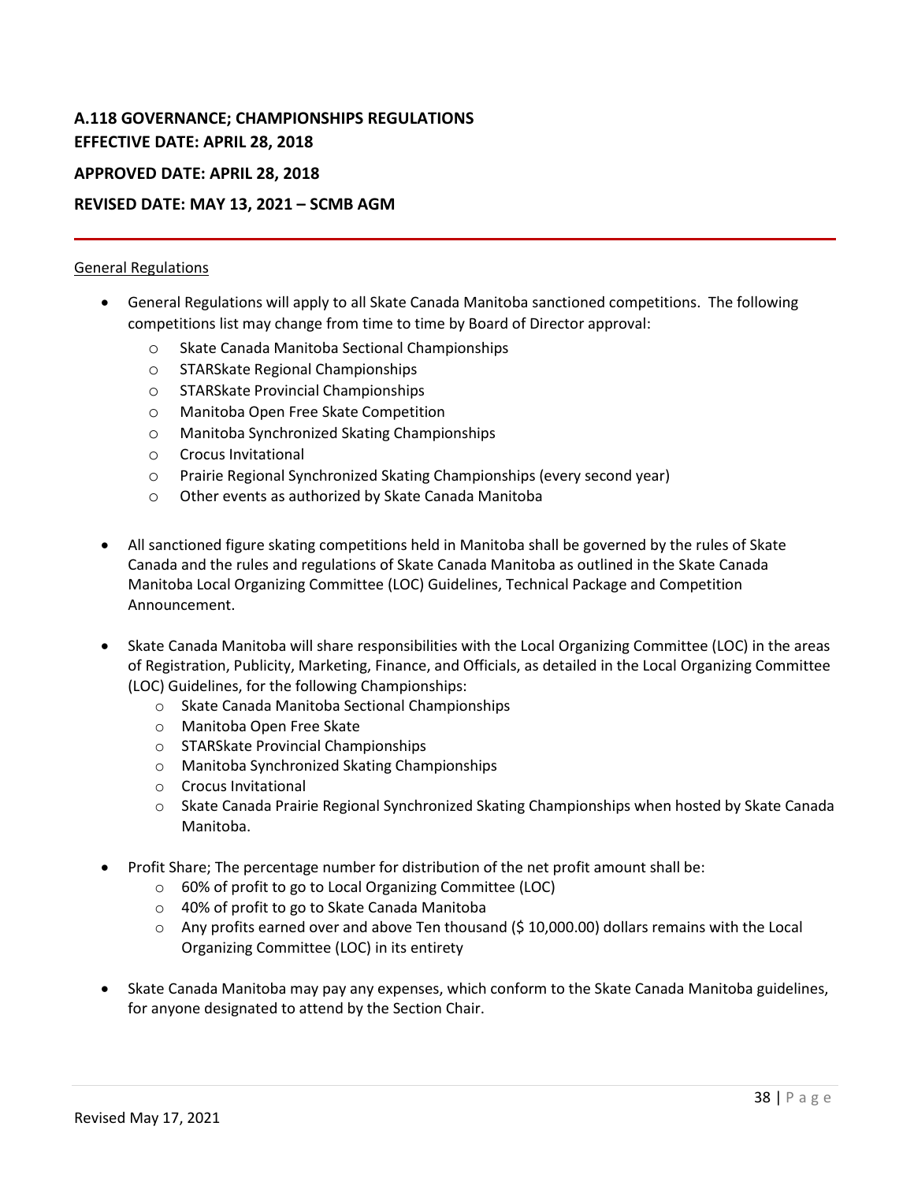## A.118 GOVERNANCE; CHAMPIONSHIPS REGULATIONS
**EFFECTIVE DATE: APRIL 28, 2018**

**APPROVED DATE: APRIL 28, 2018**

**REVISED DATE: MAY 13, 2021 – SCMB AGM**

General Regulations

- General Regulations will apply to all Skate Canada Manitoba sanctioned competitions. The following competitions list may change from time to time by Board of Director approval:
  - Skate Canada Manitoba Sectional Championships
  - STARSkate Regional Championships
  - STARSkate Provincial Championships
  - Manitoba Open Free Skate Competition
  - Manitoba Synchronized Skating Championships
  - Crocus Invitational
  - Prairie Regional Synchronized Skating Championships (every second year)
  - Other events as authorized by Skate Canada Manitoba

- All sanctioned figure skating competitions held in Manitoba shall be governed by the rules of Skate Canada and the rules and regulations of Skate Canada Manitoba as outlined in the Skate Canada Manitoba Local Organizing Committee (LOC) Guidelines, Technical Package and Competition Announcement.

- Skate Canada Manitoba will share responsibilities with the Local Organizing Committee (LOC) in the areas of Registration, Publicity, Marketing, Finance, and Officials, as detailed in the Local Organizing Committee (LOC) Guidelines, for the following Championships:
  - Skate Canada Manitoba Sectional Championships
  - Manitoba Open Free Skate
  - STARSkate Provincial Championships
  - Manitoba Synchronized Skating Championships
  - Crocus Invitational
  - Skate Canada Prairie Regional Synchronized Skating Championships when hosted by Skate Canada Manitoba.

- Profit Share; The percentage number for distribution of the net profit amount shall be:
  - 60% of profit to go to Local Organizing Committee (LOC)
  - 40% of profit to go to Skate Canada Manitoba
  - Any profits earned over and above Ten thousand ($ 10,000.00) dollars remains with the Local Organizing Committee (LOC) in its entirety

- Skate Canada Manitoba may pay any expenses, which conform to the Skate Canada Manitoba guidelines, for anyone designated to attend by the Section Chair.

Revised May 17, 2021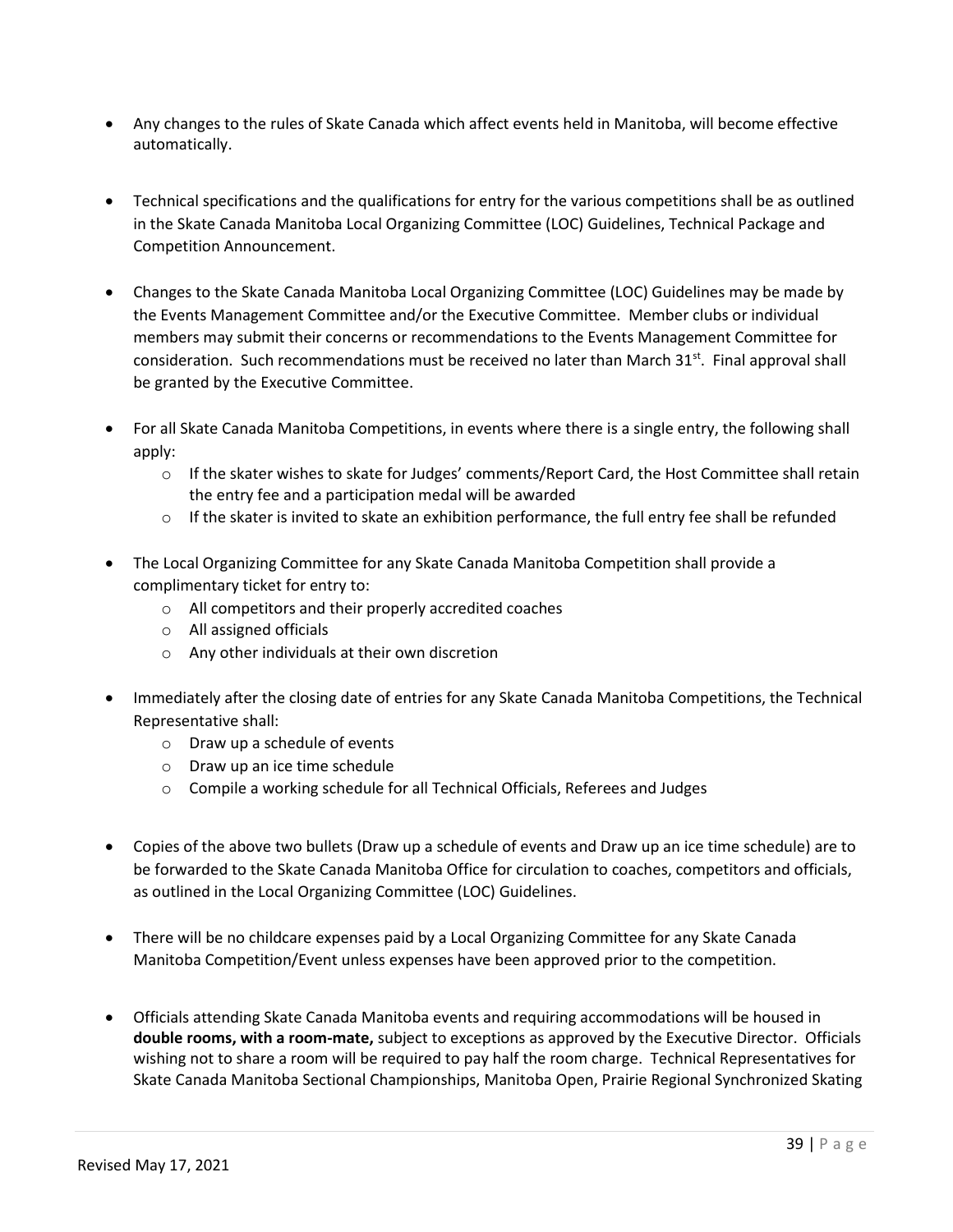- Any changes to the rules of Skate Canada which affect events held in Manitoba, will become effective automatically.

- Technical specifications and the qualifications for entry for the various competitions shall be as outlined in the Skate Canada Manitoba Local Organizing Committee (LOC) Guidelines, Technical Package and Competition Announcement.

- Changes to the Skate Canada Manitoba Local Organizing Committee (LOC) Guidelines may be made by the Events Management Committee and/or the Executive Committee. Member clubs or individual members may submit their concerns or recommendations to the Events Management Committee for consideration. Such recommendations must be received no later than March 31st. Final approval shall be granted by the Executive Committee.

- For all Skate Canada Manitoba Competitions, in events where there is a single entry, the following shall apply:
  - If the skater wishes to skate for Judges' comments/Report Card, the Host Committee shall retain the entry fee and a participation medal will be awarded
  - If the skater is invited to skate an exhibition performance, the full entry fee shall be refunded

- The Local Organizing Committee for any Skate Canada Manitoba Competition shall provide a complimentary ticket for entry to:
  - All competitors and their properly accredited coaches
  - All assigned officials
  - Any other individuals at their own discretion

- Immediately after the closing date of entries for any Skate Canada Manitoba Competitions, the Technical Representative shall:
  - Draw up a schedule of events
  - Draw up an ice time schedule
  - Compile a working schedule for all Technical Officials, Referees and Judges

- Copies of the above two bullets (Draw up a schedule of events and Draw up an ice time schedule) are to be forwarded to the Skate Canada Manitoba Office for circulation to coaches, competitors and officials, as outlined in the Local Organizing Committee (LOC) Guidelines.

- There will be no childcare expenses paid by a Local Organizing Committee for any Skate Canada Manitoba Competition/Event unless expenses have been approved prior to the competition.

- Officials attending Skate Canada Manitoba events and requiring accommodations will be housed in **double rooms, with a room-mate,** subject to exceptions as approved by the Executive Director. Officials wishing not to share a room will be required to pay half the room charge. Technical Representatives for Skate Canada Manitoba Sectional Championships, Manitoba Open, Prairie Regional Synchronized Skating

Revised May 17, 2021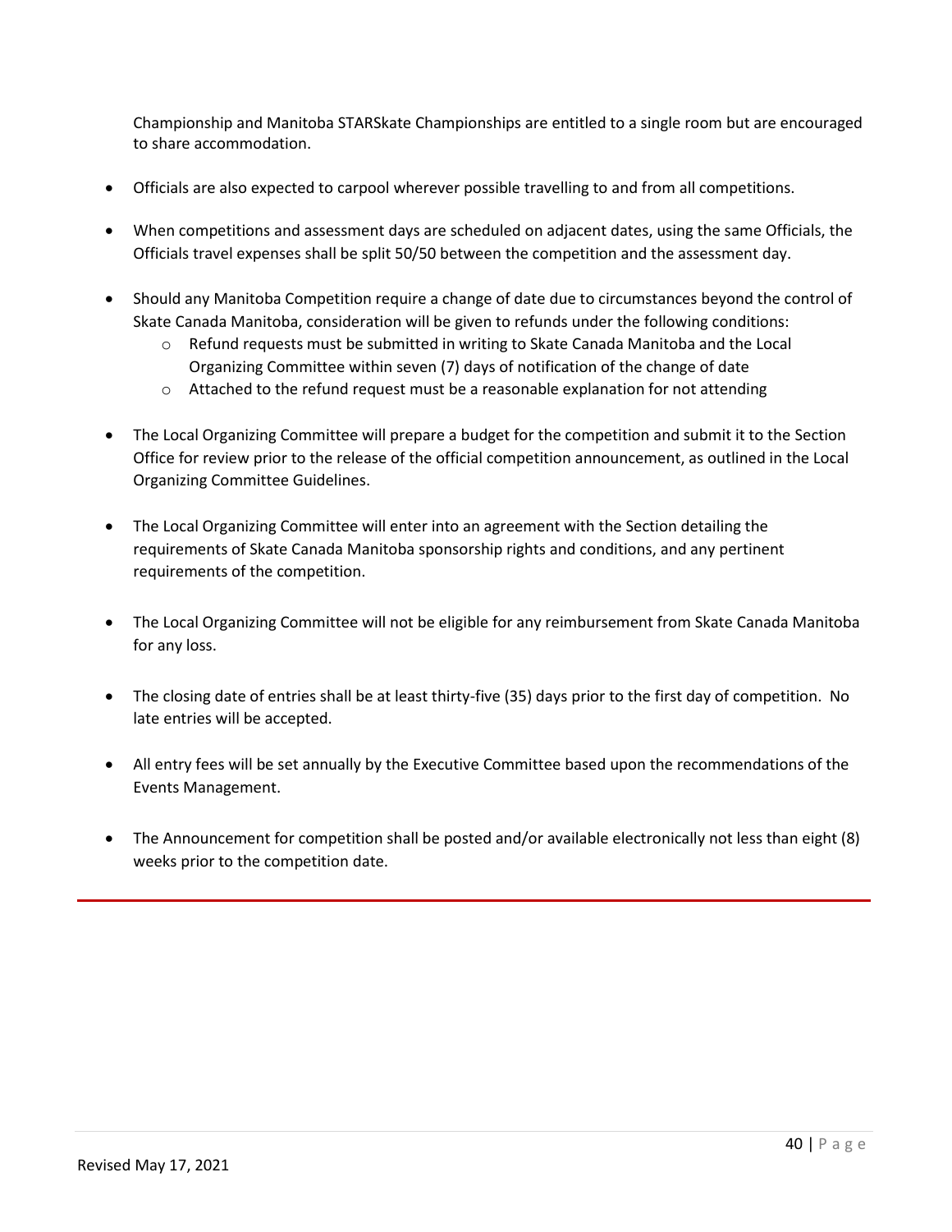Championship and Manitoba STARSkate Championships are entitled to a single room but are encouraged to share accommodation.

- Officials are also expected to carpool wherever possible travelling to and from all competitions.

- When competitions and assessment days are scheduled on adjacent dates, using the same Officials, the Officials travel expenses shall be split 50/50 between the competition and the assessment day.

- Should any Manitoba Competition require a change of date due to circumstances beyond the control of Skate Canada Manitoba, consideration will be given to refunds under the following conditions:
  - Refund requests must be submitted in writing to Skate Canada Manitoba and the Local Organizing Committee within seven (7) days of notification of the change of date
  - Attached to the refund request must be a reasonable explanation for not attending

- The Local Organizing Committee will prepare a budget for the competition and submit it to the Section Office for review prior to the release of the official competition announcement, as outlined in the Local Organizing Committee Guidelines.

- The Local Organizing Committee will enter into an agreement with the Section detailing the requirements of Skate Canada Manitoba sponsorship rights and conditions, and any pertinent requirements of the competition.

- The Local Organizing Committee will not be eligible for any reimbursement from Skate Canada Manitoba for any loss.

- The closing date of entries shall be at least thirty-five (35) days prior to the first day of competition. No late entries will be accepted.

- All entry fees will be set annually by the Executive Committee based upon the recommendations of the Events Management.

- The Announcement for competition shall be posted and/or available electronically not less than eight (8) weeks prior to the competition date.

Revised May 17, 2021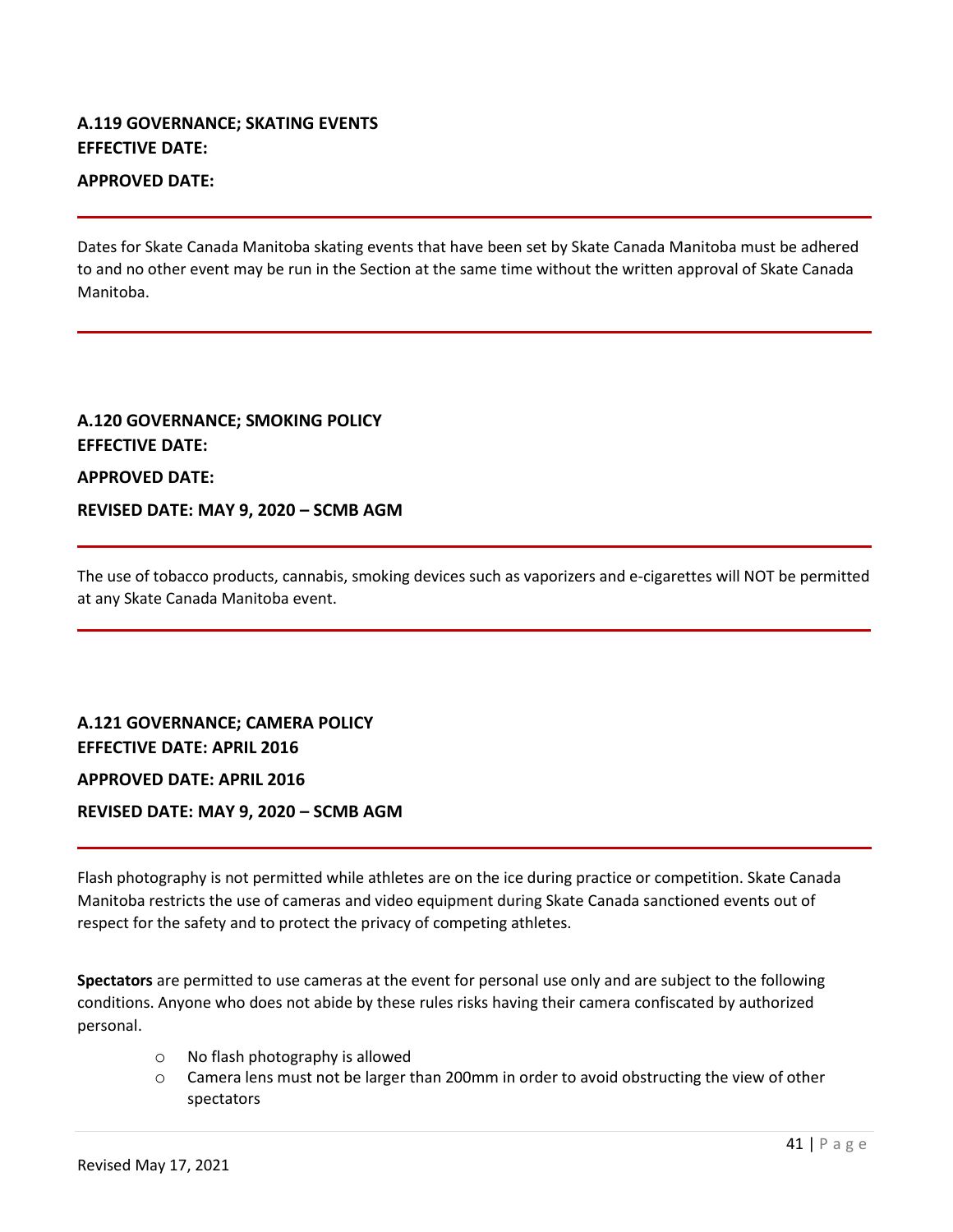### A.119 GOVERNANCE; SKATING EVENTS

**EFFECTIVE DATE:**

**APPROVED DATE:**

---

Dates for Skate Canada Manitoba skating events that have been set by Skate Canada Manitoba must be adhered to and no other event may be run in the Section at the same time without the written approval of Skate Canada Manitoba.

---

### A.120 GOVERNANCE; SMOKING POLICY

**EFFECTIVE DATE:**

**APPROVED DATE:**

**REVISED DATE: MAY 9, 2020 – SCMB AGM**

---

The use of tobacco products, cannabis, smoking devices such as vaporizers and e-cigarettes will NOT be permitted at any Skate Canada Manitoba event.

---

### A.121 GOVERNANCE; CAMERA POLICY

**EFFECTIVE DATE: APRIL 2016**

**APPROVED DATE: APRIL 2016**

**REVISED DATE: MAY 9, 2020 – SCMB AGM**

---

Flash photography is not permitted while athletes are on the ice during practice or competition. Skate Canada Manitoba restricts the use of cameras and video equipment during Skate Canada sanctioned events out of respect for the safety and to protect the privacy of competing athletes.

**Spectators** are permitted to use cameras at the event for personal use only and are subject to the following conditions. Anyone who does not abide by these rules risks having their camera confiscated by authorized personal.

- No flash photography is allowed
- Camera lens must not be larger than 200mm in order to avoid obstructing the view of other spectators

Revised May 17, 2021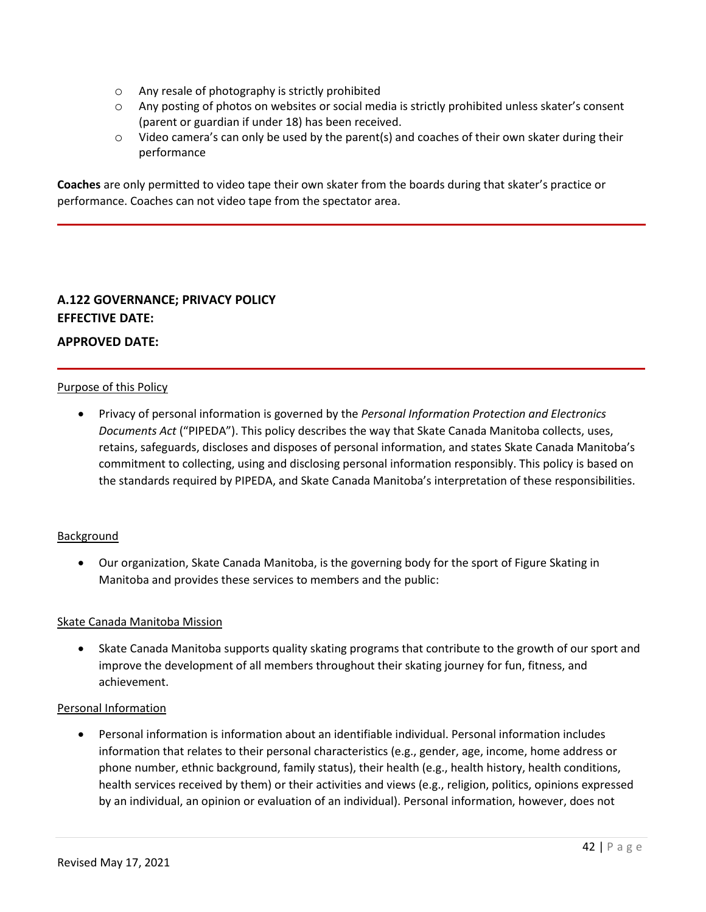- Any resale of photography is strictly prohibited
- Any posting of photos on websites or social media is strictly prohibited unless skater's consent (parent or guardian if under 18) has been received.
- Video camera's can only be used by the parent(s) and coaches of their own skater during their performance

**Coaches** are only permitted to video tape their own skater from the boards during that skater's practice or performance. Coaches can not video tape from the spectator area.

---

## A.122 GOVERNANCE; PRIVACY POLICY

**EFFECTIVE DATE:**

**APPROVED DATE:**

---

Purpose of this Policy

- Privacy of personal information is governed by the *Personal Information Protection and Electronics Documents Act* ("PIPEDA"). This policy describes the way that Skate Canada Manitoba collects, uses, retains, safeguards, discloses and disposes of personal information, and states Skate Canada Manitoba's commitment to collecting, using and disclosing personal information responsibly. This policy is based on the standards required by PIPEDA, and Skate Canada Manitoba's interpretation of these responsibilities.

Background

- Our organization, Skate Canada Manitoba, is the governing body for the sport of Figure Skating in Manitoba and provides these services to members and the public:

Skate Canada Manitoba Mission

- Skate Canada Manitoba supports quality skating programs that contribute to the growth of our sport and improve the development of all members throughout their skating journey for fun, fitness, and achievement.

Personal Information

- Personal information is information about an identifiable individual. Personal information includes information that relates to their personal characteristics (e.g., gender, age, income, home address or phone number, ethnic background, family status), their health (e.g., health history, health conditions, health services received by them) or their activities and views (e.g., religion, politics, opinions expressed by an individual, an opinion or evaluation of an individual). Personal information, however, does not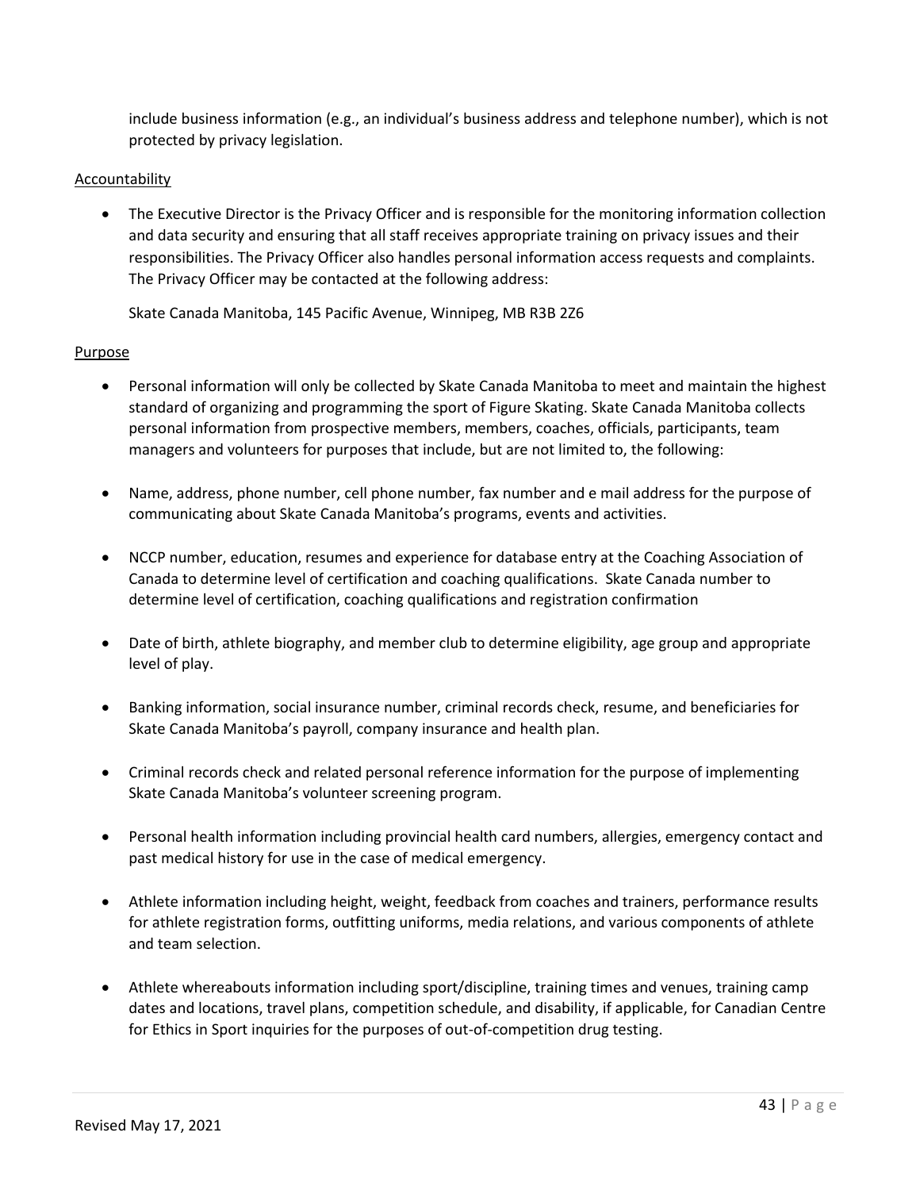include business information (e.g., an individual's business address and telephone number), which is not protected by privacy legislation.

<u>Accountability</u>

- The Executive Director is the Privacy Officer and is responsible for the monitoring information collection and data security and ensuring that all staff receives appropriate training on privacy issues and their responsibilities. The Privacy Officer also handles personal information access requests and complaints. The Privacy Officer may be contacted at the following address:

  Skate Canada Manitoba, 145 Pacific Avenue, Winnipeg, MB R3B 2Z6

<u>Purpose</u>

- Personal information will only be collected by Skate Canada Manitoba to meet and maintain the highest standard of organizing and programming the sport of Figure Skating. Skate Canada Manitoba collects personal information from prospective members, members, coaches, officials, participants, team managers and volunteers for purposes that include, but are not limited to, the following:

- Name, address, phone number, cell phone number, fax number and e mail address for the purpose of communicating about Skate Canada Manitoba's programs, events and activities.

- NCCP number, education, resumes and experience for database entry at the Coaching Association of Canada to determine level of certification and coaching qualifications. Skate Canada number to determine level of certification, coaching qualifications and registration confirmation

- Date of birth, athlete biography, and member club to determine eligibility, age group and appropriate level of play.

- Banking information, social insurance number, criminal records check, resume, and beneficiaries for Skate Canada Manitoba's payroll, company insurance and health plan.

- Criminal records check and related personal reference information for the purpose of implementing Skate Canada Manitoba's volunteer screening program.

- Personal health information including provincial health card numbers, allergies, emergency contact and past medical history for use in the case of medical emergency.

- Athlete information including height, weight, feedback from coaches and trainers, performance results for athlete registration forms, outfitting uniforms, media relations, and various components of athlete and team selection.

- Athlete whereabouts information including sport/discipline, training times and venues, training camp dates and locations, travel plans, competition schedule, and disability, if applicable, for Canadian Centre for Ethics in Sport inquiries for the purposes of out-of-competition drug testing.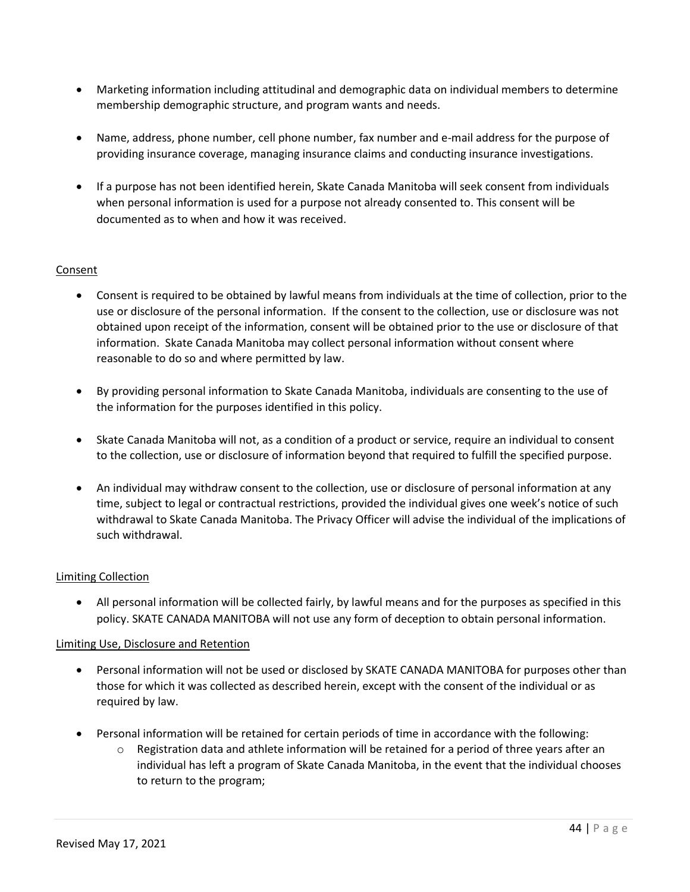- Marketing information including attitudinal and demographic data on individual members to determine membership demographic structure, and program wants and needs.

- Name, address, phone number, cell phone number, fax number and e-mail address for the purpose of providing insurance coverage, managing insurance claims and conducting insurance investigations.

- If a purpose has not been identified herein, Skate Canada Manitoba will seek consent from individuals when personal information is used for a purpose not already consented to. This consent will be documented as to when and how it was received.

<u>Consent</u>

- Consent is required to be obtained by lawful means from individuals at the time of collection, prior to the use or disclosure of the personal information. If the consent to the collection, use or disclosure was not obtained upon receipt of the information, consent will be obtained prior to the use or disclosure of that information. Skate Canada Manitoba may collect personal information without consent where reasonable to do so and where permitted by law.

- By providing personal information to Skate Canada Manitoba, individuals are consenting to the use of the information for the purposes identified in this policy.

- Skate Canada Manitoba will not, as a condition of a product or service, require an individual to consent to the collection, use or disclosure of information beyond that required to fulfill the specified purpose.

- An individual may withdraw consent to the collection, use or disclosure of personal information at any time, subject to legal or contractual restrictions, provided the individual gives one week's notice of such withdrawal to Skate Canada Manitoba. The Privacy Officer will advise the individual of the implications of such withdrawal.

<u>Limiting Collection</u>

- All personal information will be collected fairly, by lawful means and for the purposes as specified in this policy. SKATE CANADA MANITOBA will not use any form of deception to obtain personal information.

<u>Limiting Use, Disclosure and Retention</u>

- Personal information will not be used or disclosed by SKATE CANADA MANITOBA for purposes other than those for which it was collected as described herein, except with the consent of the individual or as required by law.

- Personal information will be retained for certain periods of time in accordance with the following:
  - Registration data and athlete information will be retained for a period of three years after an individual has left a program of Skate Canada Manitoba, in the event that the individual chooses to return to the program;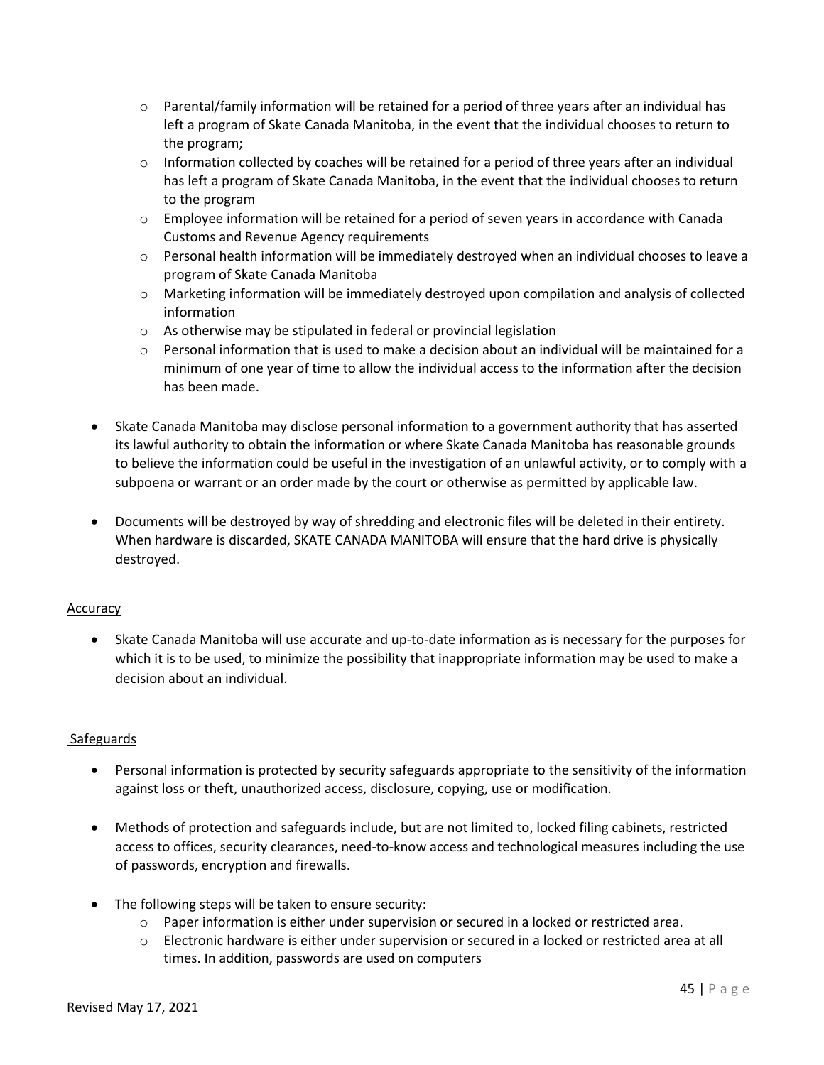- Parental/family information will be retained for a period of three years after an individual has left a program of Skate Canada Manitoba, in the event that the individual chooses to return to the program;
    - Information collected by coaches will be retained for a period of three years after an individual has left a program of Skate Canada Manitoba, in the event that the individual chooses to return to the program
    - Employee information will be retained for a period of seven years in accordance with Canada Customs and Revenue Agency requirements
    - Personal health information will be immediately destroyed when an individual chooses to leave a program of Skate Canada Manitoba
    - Marketing information will be immediately destroyed upon compilation and analysis of collected information
    - As otherwise may be stipulated in federal or provincial legislation
    - Personal information that is used to make a decision about an individual will be maintained for a minimum of one year of time to allow the individual access to the information after the decision has been made.

- Skate Canada Manitoba may disclose personal information to a government authority that has asserted its lawful authority to obtain the information or where Skate Canada Manitoba has reasonable grounds to believe the information could be useful in the investigation of an unlawful activity, or to comply with a subpoena or warrant or an order made by the court or otherwise as permitted by applicable law.

- Documents will be destroyed by way of shredding and electronic files will be deleted in their entirety. When hardware is discarded, SKATE CANADA MANITOBA will ensure that the hard drive is physically destroyed.

Accuracy

- Skate Canada Manitoba will use accurate and up-to-date information as is necessary for the purposes for which it is to be used, to minimize the possibility that inappropriate information may be used to make a decision about an individual.

Safeguards

- Personal information is protected by security safeguards appropriate to the sensitivity of the information against loss or theft, unauthorized access, disclosure, copying, use or modification.

- Methods of protection and safeguards include, but are not limited to, locked filing cabinets, restricted access to offices, security clearances, need-to-know access and technological measures including the use of passwords, encryption and firewalls.

- The following steps will be taken to ensure security:
    - Paper information is either under supervision or secured in a locked or restricted area.
    - Electronic hardware is either under supervision or secured in a locked or restricted area at all times. In addition, passwords are used on computers

Revised May 17, 2021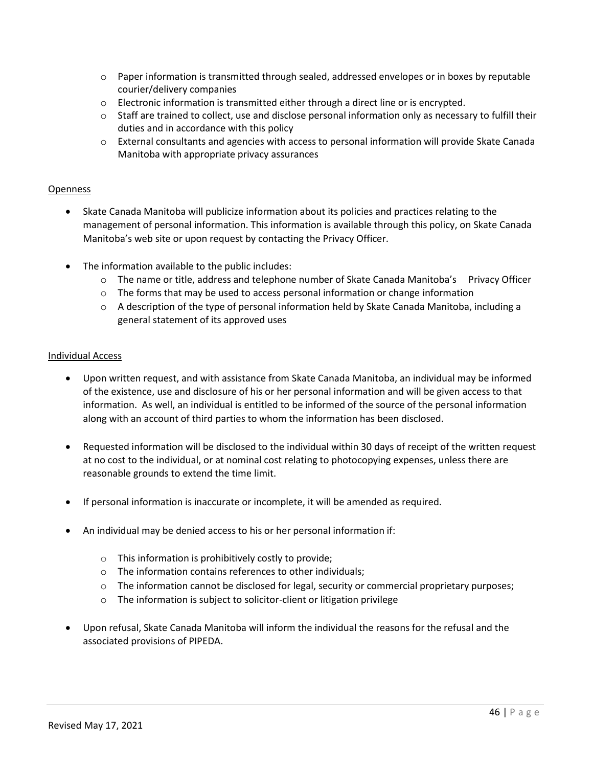- Paper information is transmitted through sealed, addressed envelopes or in boxes by reputable courier/delivery companies
  - Electronic information is transmitted either through a direct line or is encrypted.
  - Staff are trained to collect, use and disclose personal information only as necessary to fulfill their duties and in accordance with this policy
  - External consultants and agencies with access to personal information will provide Skate Canada Manitoba with appropriate privacy assurances

<u>Openness</u>

- Skate Canada Manitoba will publicize information about its policies and practices relating to the management of personal information. This information is available through this policy, on Skate Canada Manitoba's web site or upon request by contacting the Privacy Officer.

- The information available to the public includes:
  - The name or title, address and telephone number of Skate Canada Manitoba's Privacy Officer
  - The forms that may be used to access personal information or change information
  - A description of the type of personal information held by Skate Canada Manitoba, including a general statement of its approved uses

<u>Individual Access</u>

- Upon written request, and with assistance from Skate Canada Manitoba, an individual may be informed of the existence, use and disclosure of his or her personal information and will be given access to that information. As well, an individual is entitled to be informed of the source of the personal information along with an account of third parties to whom the information has been disclosed.

- Requested information will be disclosed to the individual within 30 days of receipt of the written request at no cost to the individual, or at nominal cost relating to photocopying expenses, unless there are reasonable grounds to extend the time limit.

- If personal information is inaccurate or incomplete, it will be amended as required.

- An individual may be denied access to his or her personal information if:
  - This information is prohibitively costly to provide;
  - The information contains references to other individuals;
  - The information cannot be disclosed for legal, security or commercial proprietary purposes;
  - The information is subject to solicitor-client or litigation privilege

- Upon refusal, Skate Canada Manitoba will inform the individual the reasons for the refusal and the associated provisions of PIPEDA.

Revised May 17, 2021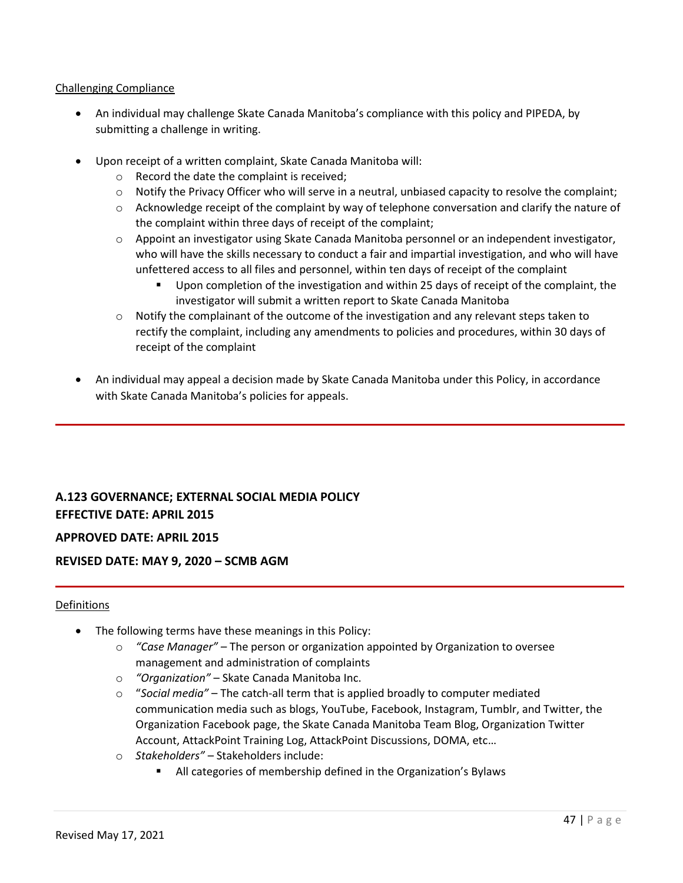Challenging Compliance

- An individual may challenge Skate Canada Manitoba's compliance with this policy and PIPEDA, by submitting a challenge in writing.
- Upon receipt of a written complaint, Skate Canada Manitoba will:
    - Record the date the complaint is received;
    - Notify the Privacy Officer who will serve in a neutral, unbiased capacity to resolve the complaint;
    - Acknowledge receipt of the complaint by way of telephone conversation and clarify the nature of the complaint within three days of receipt of the complaint;
    - Appoint an investigator using Skate Canada Manitoba personnel or an independent investigator, who will have the skills necessary to conduct a fair and impartial investigation, and who will have unfettered access to all files and personnel, within ten days of receipt of the complaint
        - Upon completion of the investigation and within 25 days of receipt of the complaint, the investigator will submit a written report to Skate Canada Manitoba
    - Notify the complainant of the outcome of the investigation and any relevant steps taken to rectify the complaint, including any amendments to policies and procedures, within 30 days of receipt of the complaint
- An individual may appeal a decision made by Skate Canada Manitoba under this Policy, in accordance with Skate Canada Manitoba's policies for appeals.

---

**A.123 GOVERNANCE; EXTERNAL SOCIAL MEDIA POLICY**
**EFFECTIVE DATE: APRIL 2015**

**APPROVED DATE: APRIL 2015**

**REVISED DATE: MAY 9, 2020 – SCMB AGM**

---

Definitions

- The following terms have these meanings in this Policy:
    - *"Case Manager"* – The person or organization appointed by Organization to oversee management and administration of complaints
    - *"Organization"* – Skate Canada Manitoba Inc.
    - "*Social media"* – The catch-all term that is applied broadly to computer mediated communication media such as blogs, YouTube, Facebook, Instagram, Tumblr, and Twitter, the Organization Facebook page, the Skate Canada Manitoba Team Blog, Organization Twitter Account, AttackPoint Training Log, AttackPoint Discussions, DOMA, etc…
    - *Stakeholders"* – Stakeholders include:
        - All categories of membership defined in the Organization's Bylaws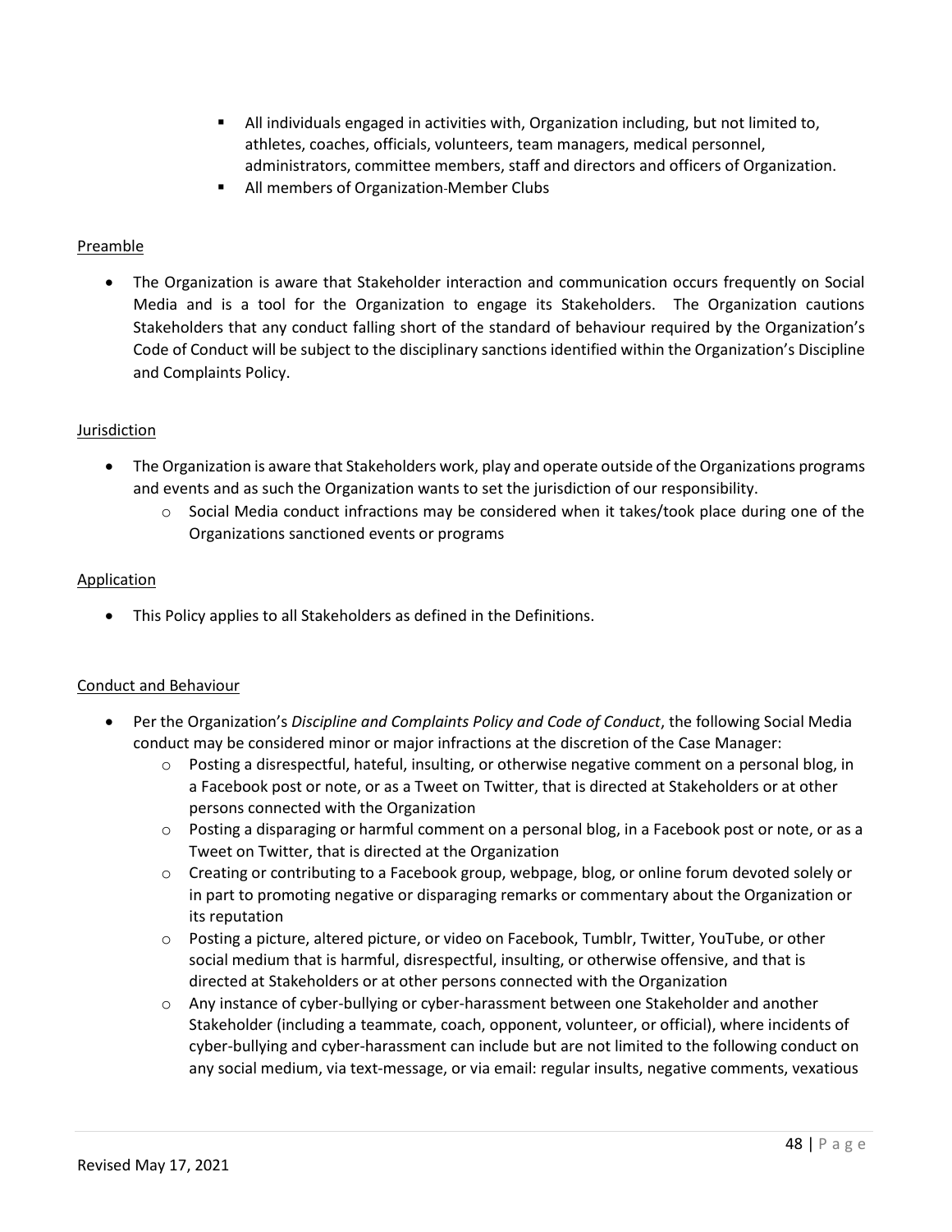- All individuals engaged in activities with, Organization including, but not limited to, athletes, coaches, officials, volunteers, team managers, medical personnel, administrators, committee members, staff and directors and officers of Organization.
- All members of Organization-Member Clubs

Preamble

- The Organization is aware that Stakeholder interaction and communication occurs frequently on Social Media and is a tool for the Organization to engage its Stakeholders. The Organization cautions Stakeholders that any conduct falling short of the standard of behaviour required by the Organization's Code of Conduct will be subject to the disciplinary sanctions identified within the Organization's Discipline and Complaints Policy.

Jurisdiction

- The Organization is aware that Stakeholders work, play and operate outside of the Organizations programs and events and as such the Organization wants to set the jurisdiction of our responsibility.
  - Social Media conduct infractions may be considered when it takes/took place during one of the Organizations sanctioned events or programs

Application

- This Policy applies to all Stakeholders as defined in the Definitions.

Conduct and Behaviour

- Per the Organization's *Discipline and Complaints Policy and Code of Conduct*, the following Social Media conduct may be considered minor or major infractions at the discretion of the Case Manager:
  - Posting a disrespectful, hateful, insulting, or otherwise negative comment on a personal blog, in a Facebook post or note, or as a Tweet on Twitter, that is directed at Stakeholders or at other persons connected with the Organization
  - Posting a disparaging or harmful comment on a personal blog, in a Facebook post or note, or as a Tweet on Twitter, that is directed at the Organization
  - Creating or contributing to a Facebook group, webpage, blog, or online forum devoted solely or in part to promoting negative or disparaging remarks or commentary about the Organization or its reputation
  - Posting a picture, altered picture, or video on Facebook, Tumblr, Twitter, YouTube, or other social medium that is harmful, disrespectful, insulting, or otherwise offensive, and that is directed at Stakeholders or at other persons connected with the Organization
  - Any instance of cyber-bullying or cyber-harassment between one Stakeholder and another Stakeholder (including a teammate, coach, opponent, volunteer, or official), where incidents of cyber-bullying and cyber-harassment can include but are not limited to the following conduct on any social medium, via text-message, or via email: regular insults, negative comments, vexatious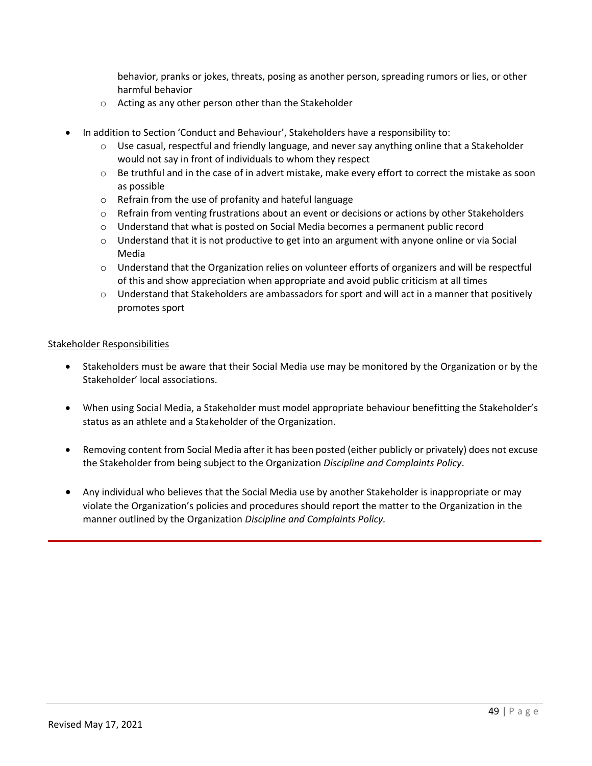- behavior, pranks or jokes, threats, posing as another person, spreading rumors or lies, or other harmful behavior
  - Acting as any other person other than the Stakeholder

- In addition to Section 'Conduct and Behaviour', Stakeholders have a responsibility to:
  - Use casual, respectful and friendly language, and never say anything online that a Stakeholder would not say in front of individuals to whom they respect
  - Be truthful and in the case of in advert mistake, make every effort to correct the mistake as soon as possible
  - Refrain from the use of profanity and hateful language
  - Refrain from venting frustrations about an event or decisions or actions by other Stakeholders
  - Understand that what is posted on Social Media becomes a permanent public record
  - Understand that it is not productive to get into an argument with anyone online or via Social Media
  - Understand that the Organization relies on volunteer efforts of organizers and will be respectful of this and show appreciation when appropriate and avoid public criticism at all times
  - Understand that Stakeholders are ambassadors for sport and will act in a manner that positively promotes sport

<u>Stakeholder Responsibilities</u>

- Stakeholders must be aware that their Social Media use may be monitored by the Organization or by the Stakeholder' local associations.

- When using Social Media, a Stakeholder must model appropriate behaviour benefitting the Stakeholder's status as an athlete and a Stakeholder of the Organization.

- Removing content from Social Media after it has been posted (either publicly or privately) does not excuse the Stakeholder from being subject to the Organization *Discipline and Complaints Policy*.

- Any individual who believes that the Social Media use by another Stakeholder is inappropriate or may violate the Organization's policies and procedures should report the matter to the Organization in the manner outlined by the Organization *Discipline and Complaints Policy*.

Revised May 17, 2021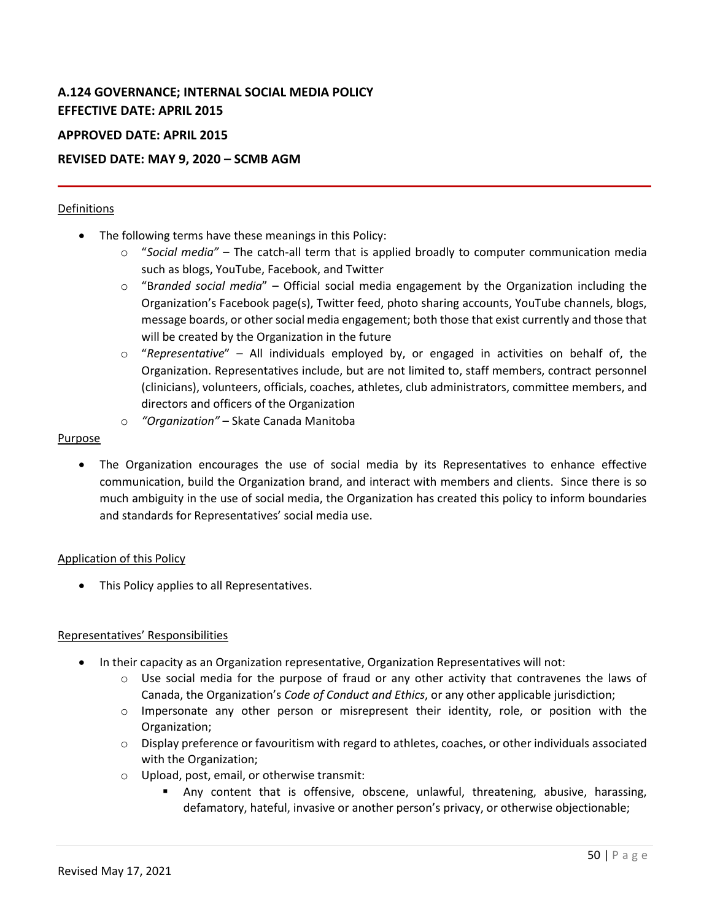**A.124 GOVERNANCE; INTERNAL SOCIAL MEDIA POLICY**
**EFFECTIVE DATE: APRIL 2015**

**APPROVED DATE: APRIL 2015**

**REVISED DATE: MAY 9, 2020 – SCMB AGM**

---

Definitions

- The following terms have these meanings in this Policy:
  - "*Social media"* – The catch-all term that is applied broadly to computer communication media such as blogs, YouTube, Facebook, and Twitter
  - "B*randed social media*" – Official social media engagement by the Organization including the Organization's Facebook page(s), Twitter feed, photo sharing accounts, YouTube channels, blogs, message boards, or other social media engagement; both those that exist currently and those that will be created by the Organization in the future
  - "*Representative*" – All individuals employed by, or engaged in activities on behalf of, the Organization. Representatives include, but are not limited to, staff members, contract personnel (clinicians), volunteers, officials, coaches, athletes, club administrators, committee members, and directors and officers of the Organization
  - *"Organization"* – Skate Canada Manitoba

Purpose

- The Organization encourages the use of social media by its Representatives to enhance effective communication, build the Organization brand, and interact with members and clients. Since there is so much ambiguity in the use of social media, the Organization has created this policy to inform boundaries and standards for Representatives' social media use.

Application of this Policy

- This Policy applies to all Representatives.

Representatives' Responsibilities

- In their capacity as an Organization representative, Organization Representatives will not:
  - Use social media for the purpose of fraud or any other activity that contravenes the laws of Canada, the Organization's *Code of Conduct and Ethics*, or any other applicable jurisdiction;
  - Impersonate any other person or misrepresent their identity, role, or position with the Organization;
  - Display preference or favouritism with regard to athletes, coaches, or other individuals associated with the Organization;
  - Upload, post, email, or otherwise transmit:
    - Any content that is offensive, obscene, unlawful, threatening, abusive, harassing, defamatory, hateful, invasive or another person's privacy, or otherwise objectionable;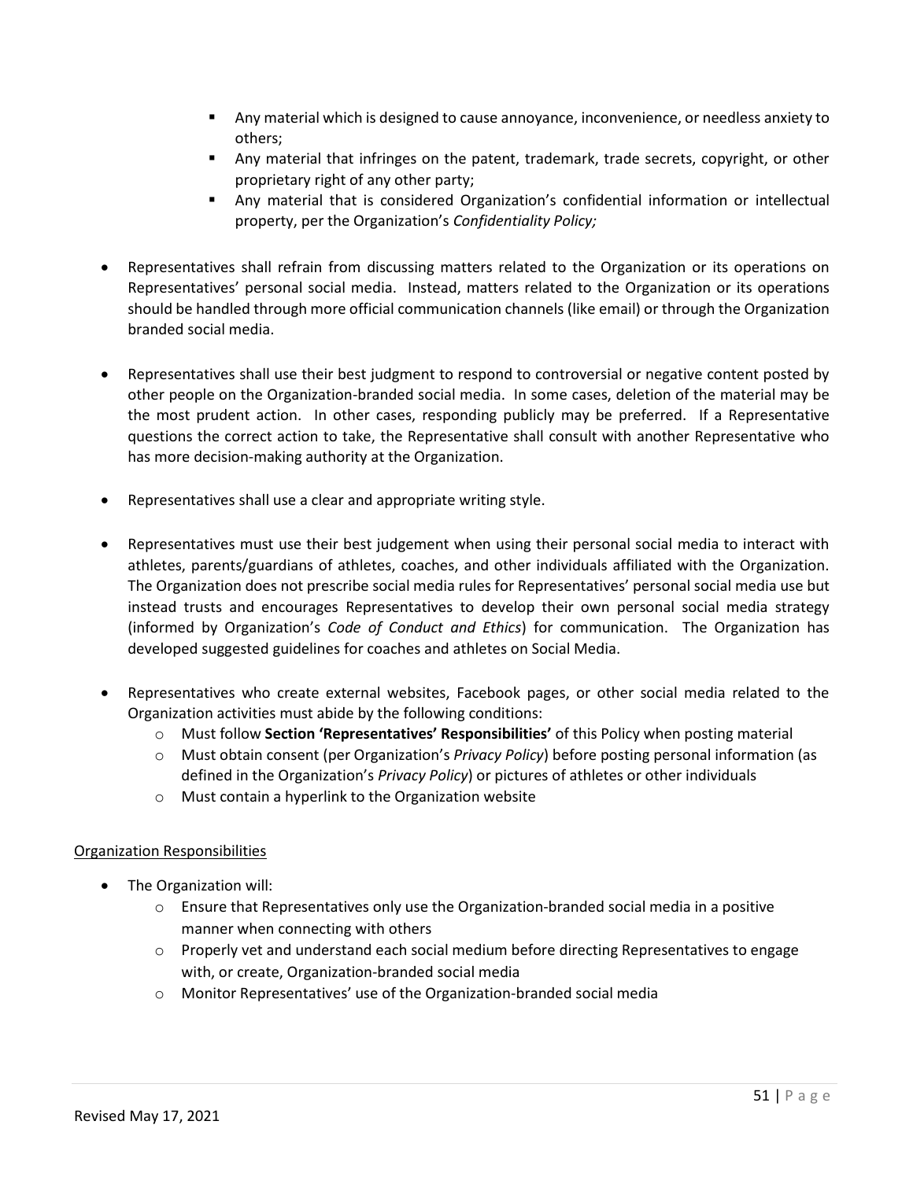- Any material which is designed to cause annoyance, inconvenience, or needless anxiety to others;
    - Any material that infringes on the patent, trademark, trade secrets, copyright, or other proprietary right of any other party;
    - Any material that is considered Organization's confidential information or intellectual property, per the Organization's *Confidentiality Policy;*

- Representatives shall refrain from discussing matters related to the Organization or its operations on Representatives' personal social media. Instead, matters related to the Organization or its operations should be handled through more official communication channels (like email) or through the Organization branded social media.

- Representatives shall use their best judgment to respond to controversial or negative content posted by other people on the Organization-branded social media. In some cases, deletion of the material may be the most prudent action. In other cases, responding publicly may be preferred. If a Representative questions the correct action to take, the Representative shall consult with another Representative who has more decision-making authority at the Organization.

- Representatives shall use a clear and appropriate writing style.

- Representatives must use their best judgement when using their personal social media to interact with athletes, parents/guardians of athletes, coaches, and other individuals affiliated with the Organization. The Organization does not prescribe social media rules for Representatives' personal social media use but instead trusts and encourages Representatives to develop their own personal social media strategy (informed by Organization's *Code of Conduct and Ethics*) for communication. The Organization has developed suggested guidelines for coaches and athletes on Social Media.

- Representatives who create external websites, Facebook pages, or other social media related to the Organization activities must abide by the following conditions:
    - Must follow **Section 'Representatives' Responsibilities'** of this Policy when posting material
    - Must obtain consent (per Organization's *Privacy Policy*) before posting personal information (as defined in the Organization's *Privacy Policy*) or pictures of athletes or other individuals
    - Must contain a hyperlink to the Organization website

<u>Organization Responsibilities</u>

- The Organization will:
    - Ensure that Representatives only use the Organization-branded social media in a positive manner when connecting with others
    - Properly vet and understand each social medium before directing Representatives to engage with, or create, Organization-branded social media
    - Monitor Representatives' use of the Organization-branded social media

Revised May 17, 2021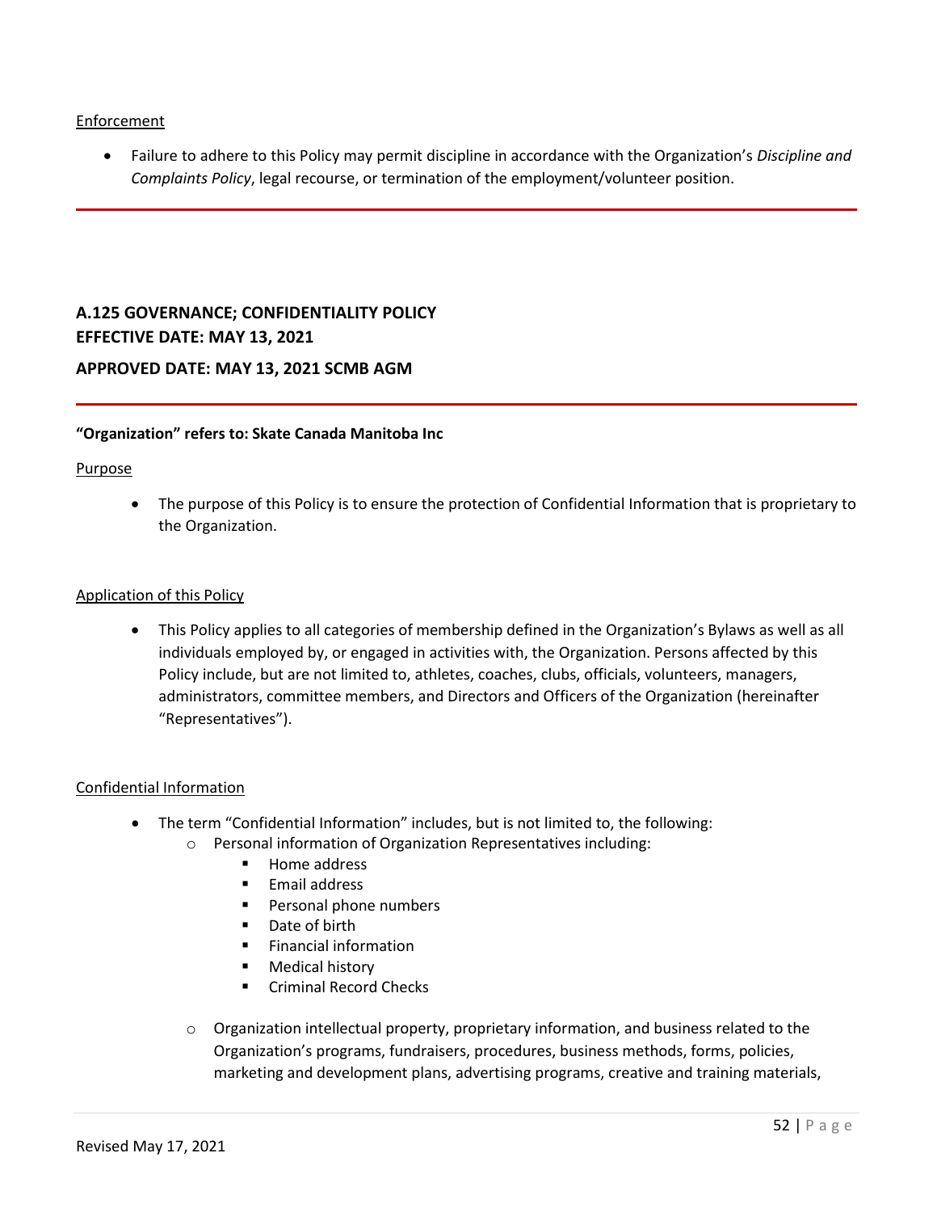Enforcement

- Failure to adhere to this Policy may permit discipline in accordance with the Organization's *Discipline and Complaints Policy*, legal recourse, or termination of the employment/volunteer position.

---

## A.125 GOVERNANCE; CONFIDENTIALITY POLICY
## EFFECTIVE DATE: MAY 13, 2021
## APPROVED DATE: MAY 13, 2021 SCMB AGM

---

**"Organization" refers to: Skate Canada Manitoba Inc**

Purpose

- The purpose of this Policy is to ensure the protection of Confidential Information that is proprietary to the Organization.

Application of this Policy

- This Policy applies to all categories of membership defined in the Organization's Bylaws as well as all individuals employed by, or engaged in activities with, the Organization. Persons affected by this Policy include, but are not limited to, athletes, coaches, clubs, officials, volunteers, managers, administrators, committee members, and Directors and Officers of the Organization (hereinafter "Representatives").

Confidential Information

- The term "Confidential Information" includes, but is not limited to, the following:
  - Personal information of Organization Representatives including:
    - Home address
    - Email address
    - Personal phone numbers
    - Date of birth
    - Financial information
    - Medical history
    - Criminal Record Checks
  - Organization intellectual property, proprietary information, and business related to the Organization's programs, fundraisers, procedures, business methods, forms, policies, marketing and development plans, advertising programs, creative and training materials,

Revised May 17, 2021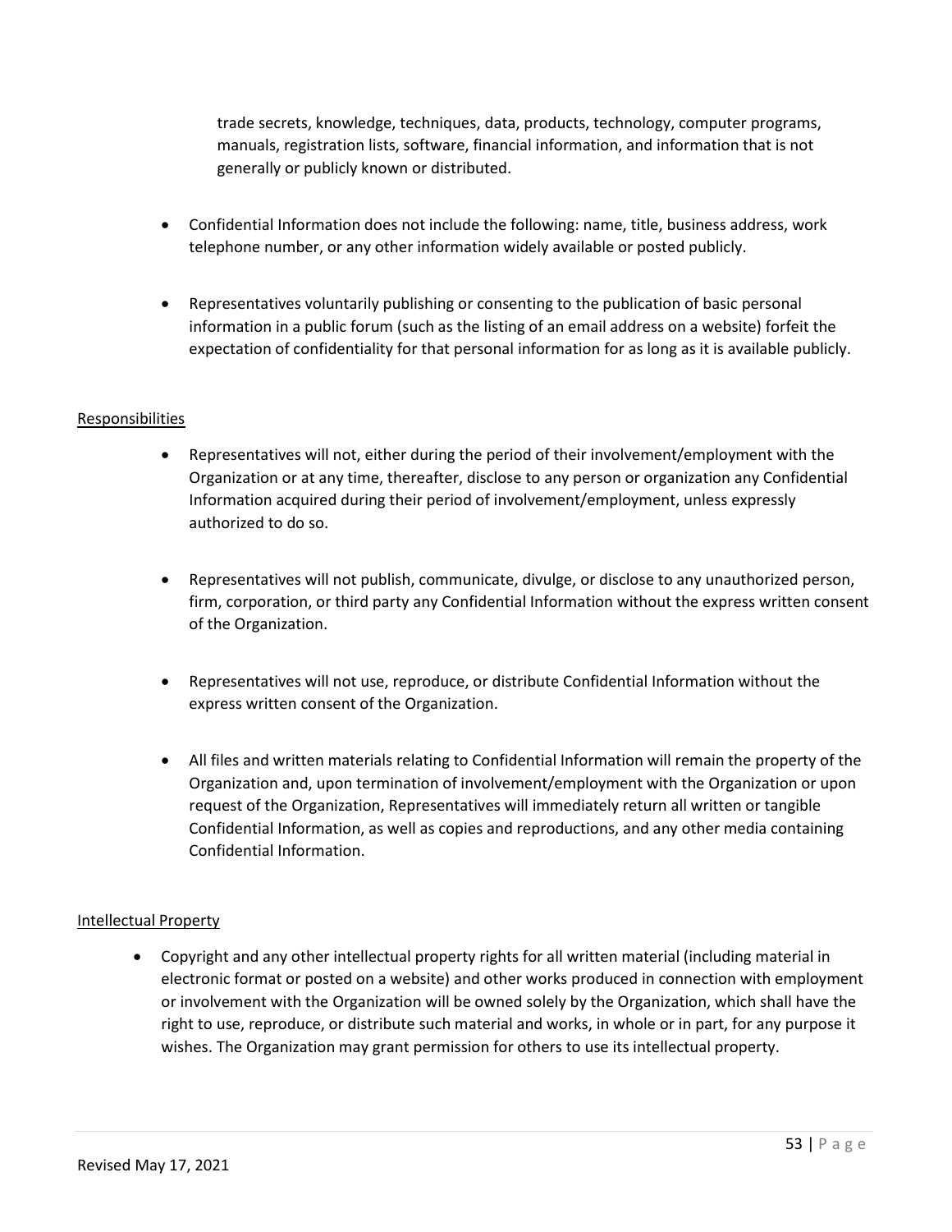trade secrets, knowledge, techniques, data, products, technology, computer programs, manuals, registration lists, software, financial information, and information that is not generally or publicly known or distributed.

- Confidential Information does not include the following: name, title, business address, work telephone number, or any other information widely available or posted publicly.
- Representatives voluntarily publishing or consenting to the publication of basic personal information in a public forum (such as the listing of an email address on a website) forfeit the expectation of confidentiality for that personal information for as long as it is available publicly.

<u>Responsibilities</u>

- Representatives will not, either during the period of their involvement/employment with the Organization or at any time, thereafter, disclose to any person or organization any Confidential Information acquired during their period of involvement/employment, unless expressly authorized to do so.
- Representatives will not publish, communicate, divulge, or disclose to any unauthorized person, firm, corporation, or third party any Confidential Information without the express written consent of the Organization.
- Representatives will not use, reproduce, or distribute Confidential Information without the express written consent of the Organization.
- All files and written materials relating to Confidential Information will remain the property of the Organization and, upon termination of involvement/employment with the Organization or upon request of the Organization, Representatives will immediately return all written or tangible Confidential Information, as well as copies and reproductions, and any other media containing Confidential Information.

<u>Intellectual Property</u>

- Copyright and any other intellectual property rights for all written material (including material in electronic format or posted on a website) and other works produced in connection with employment or involvement with the Organization will be owned solely by the Organization, which shall have the right to use, reproduce, or distribute such material and works, in whole or in part, for any purpose it wishes. The Organization may grant permission for others to use its intellectual property.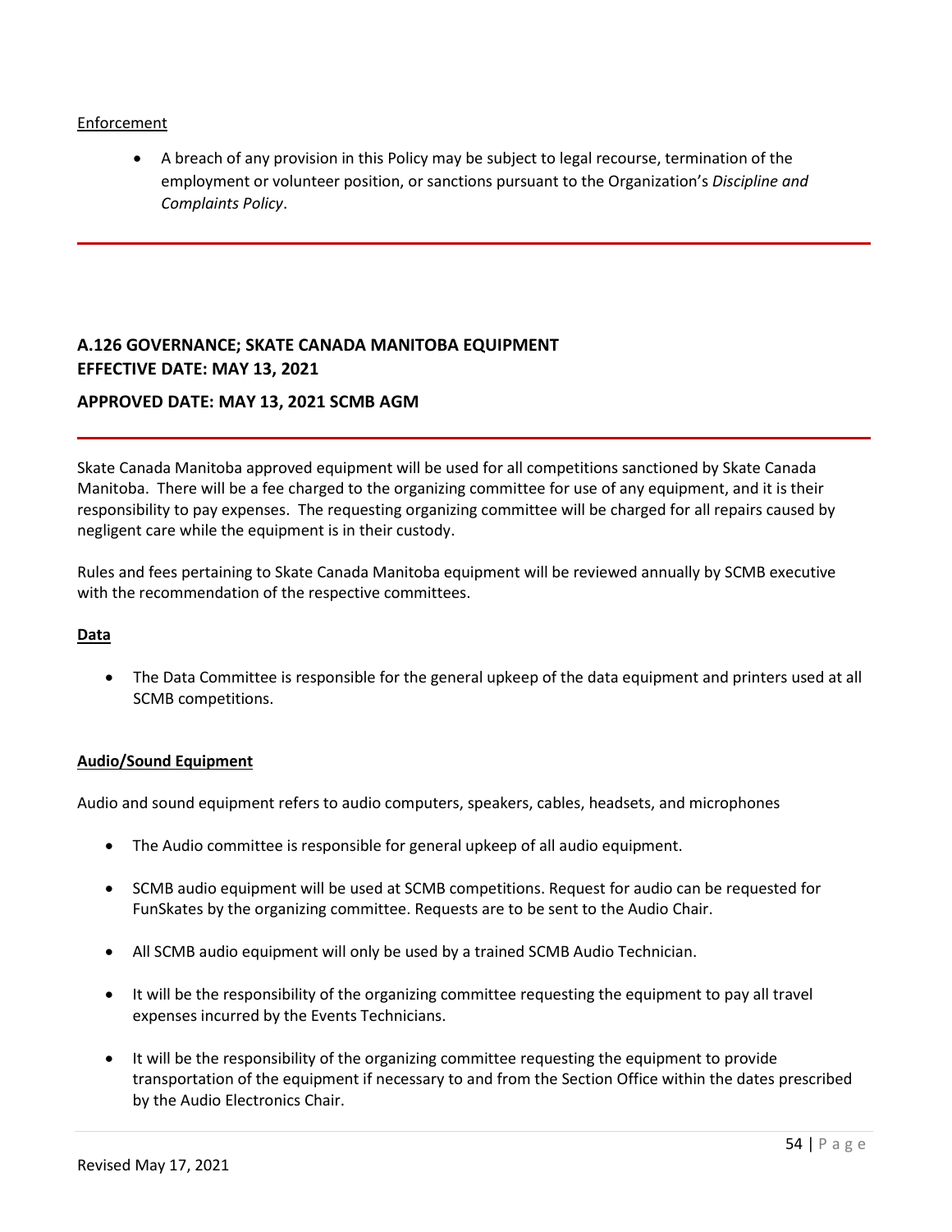Enforcement

- A breach of any provision in this Policy may be subject to legal recourse, termination of the employment or volunteer position, or sanctions pursuant to the Organization's *Discipline and Complaints Policy*.

---

## A.126 GOVERNANCE; SKATE CANADA MANITOBA EQUIPMENT
## EFFECTIVE DATE: MAY 13, 2021
## APPROVED DATE: MAY 13, 2021 SCMB AGM

---

Skate Canada Manitoba approved equipment will be used for all competitions sanctioned by Skate Canada Manitoba. There will be a fee charged to the organizing committee for use of any equipment, and it is their responsibility to pay expenses. The requesting organizing committee will be charged for all repairs caused by negligent care while the equipment is in their custody.

Rules and fees pertaining to Skate Canada Manitoba equipment will be reviewed annually by SCMB executive with the recommendation of the respective committees.

**Data**

- The Data Committee is responsible for the general upkeep of the data equipment and printers used at all SCMB competitions.

**Audio/Sound Equipment**

Audio and sound equipment refers to audio computers, speakers, cables, headsets, and microphones

- The Audio committee is responsible for general upkeep of all audio equipment.
- SCMB audio equipment will be used at SCMB competitions. Request for audio can be requested for FunSkates by the organizing committee. Requests are to be sent to the Audio Chair.
- All SCMB audio equipment will only be used by a trained SCMB Audio Technician.
- It will be the responsibility of the organizing committee requesting the equipment to pay all travel expenses incurred by the Events Technicians.
- It will be the responsibility of the organizing committee requesting the equipment to provide transportation of the equipment if necessary to and from the Section Office within the dates prescribed by the Audio Electronics Chair.

Revised May 17, 2021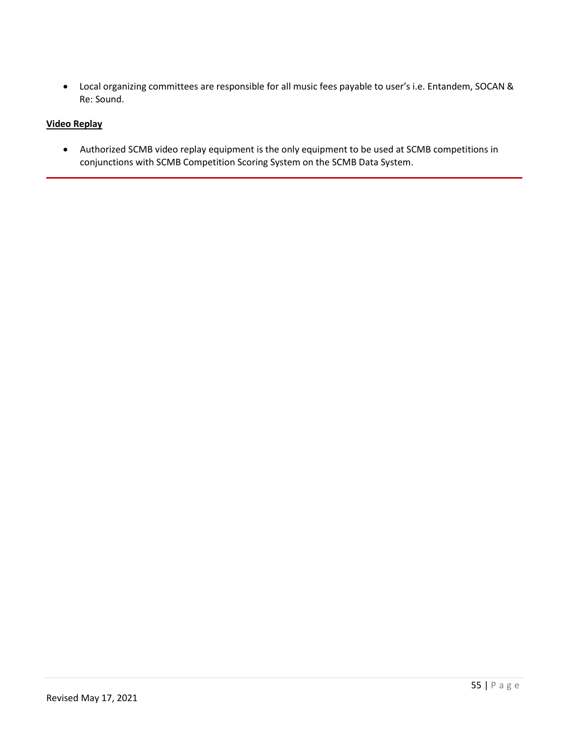- Local organizing committees are responsible for all music fees payable to user's i.e. Entandem, SOCAN & Re: Sound.

**Video Replay**

- Authorized SCMB video replay equipment is the only equipment to be used at SCMB competitions in conjunctions with SCMB Competition Scoring System on the SCMB Data System.

---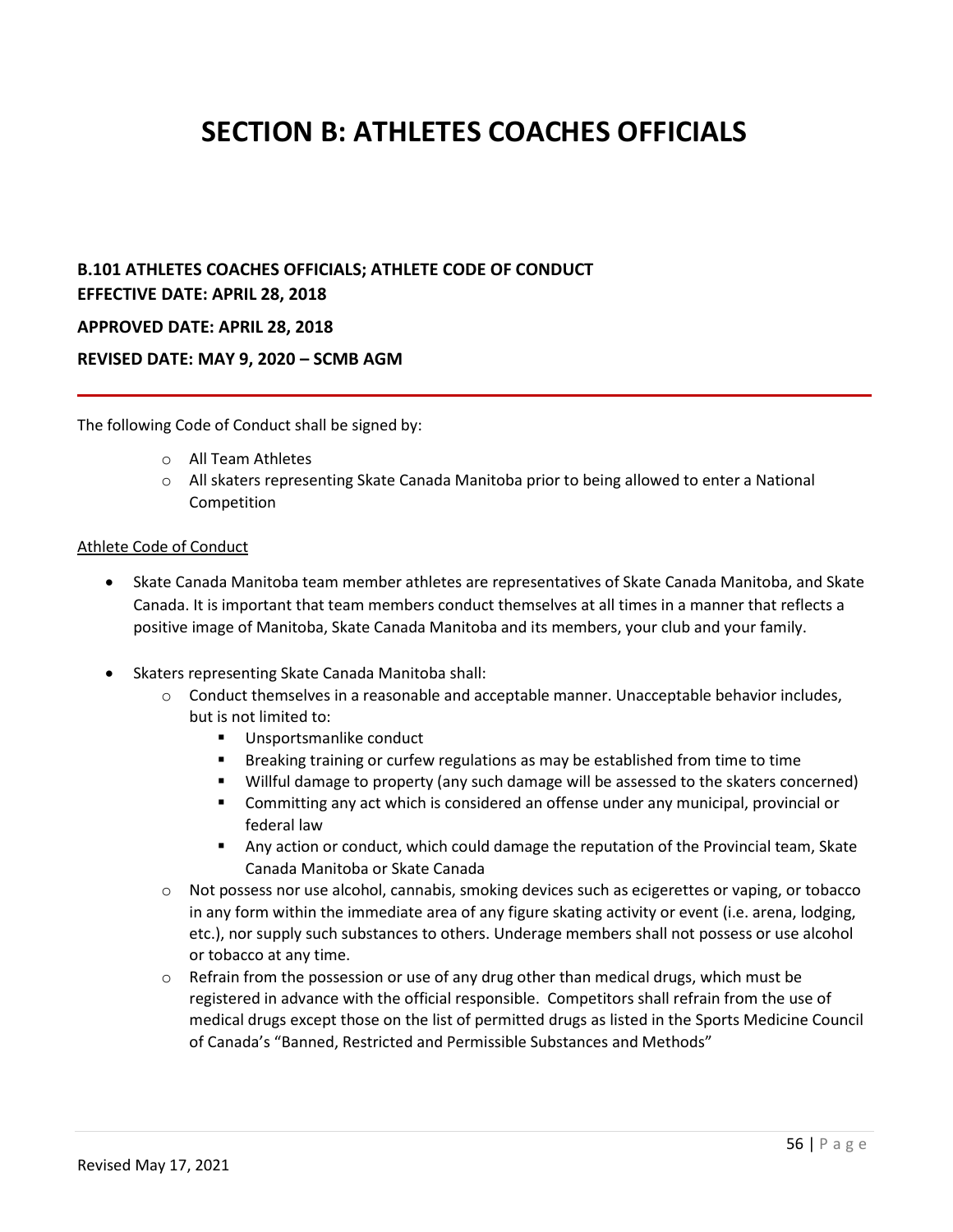# SECTION B: ATHLETES COACHES OFFICIALS

## B.101 ATHLETES COACHES OFFICIALS; ATHLETE CODE OF CONDUCT

**EFFECTIVE DATE: APRIL 28, 2018**

**APPROVED DATE: APRIL 28, 2018**

**REVISED DATE: MAY 9, 2020 – SCMB AGM**

---

The following Code of Conduct shall be signed by:

- All Team Athletes
- All skaters representing Skate Canada Manitoba prior to being allowed to enter a National Competition

Athlete Code of Conduct

- Skate Canada Manitoba team member athletes are representatives of Skate Canada Manitoba, and Skate Canada. It is important that team members conduct themselves at all times in a manner that reflects a positive image of Manitoba, Skate Canada Manitoba and its members, your club and your family.
- Skaters representing Skate Canada Manitoba shall:
  - Conduct themselves in a reasonable and acceptable manner. Unacceptable behavior includes, but is not limited to:
    - Unsportsmanlike conduct
    - Breaking training or curfew regulations as may be established from time to time
    - Willful damage to property (any such damage will be assessed to the skaters concerned)
    - Committing any act which is considered an offense under any municipal, provincial or federal law
    - Any action or conduct, which could damage the reputation of the Provincial team, Skate Canada Manitoba or Skate Canada
  - Not possess nor use alcohol, cannabis, smoking devices such as ecigerettes or vaping, or tobacco in any form within the immediate area of any figure skating activity or event (i.e. arena, lodging, etc.), nor supply such substances to others. Underage members shall not possess or use alcohol or tobacco at any time.
  - Refrain from the possession or use of any drug other than medical drugs, which must be registered in advance with the official responsible. Competitors shall refrain from the use of medical drugs except those on the list of permitted drugs as listed in the Sports Medicine Council of Canada's "Banned, Restricted and Permissible Substances and Methods"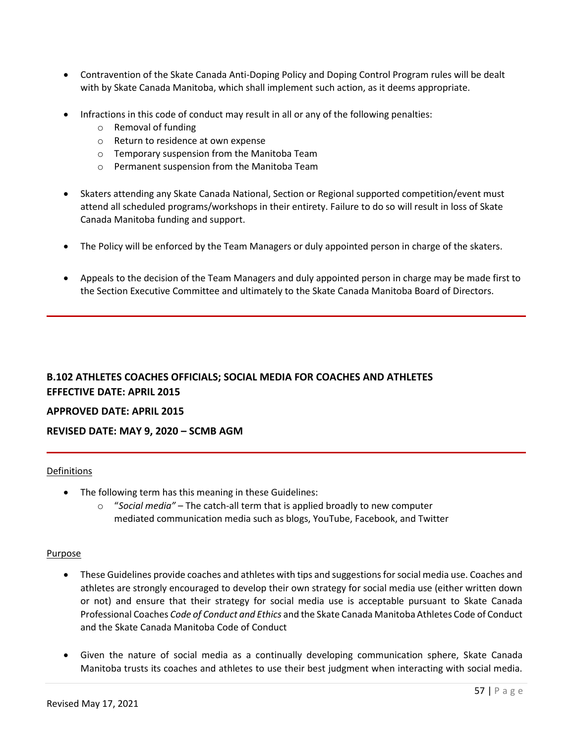- Contravention of the Skate Canada Anti-Doping Policy and Doping Control Program rules will be dealt with by Skate Canada Manitoba, which shall implement such action, as it deems appropriate.

- Infractions in this code of conduct may result in all or any of the following penalties:
  - Removal of funding
  - Return to residence at own expense
  - Temporary suspension from the Manitoba Team
  - Permanent suspension from the Manitoba Team

- Skaters attending any Skate Canada National, Section or Regional supported competition/event must attend all scheduled programs/workshops in their entirety. Failure to do so will result in loss of Skate Canada Manitoba funding and support.

- The Policy will be enforced by the Team Managers or duly appointed person in charge of the skaters.

- Appeals to the decision of the Team Managers and duly appointed person in charge may be made first to the Section Executive Committee and ultimately to the Skate Canada Manitoba Board of Directors.

---

## B.102 ATHLETES COACHES OFFICIALS; SOCIAL MEDIA FOR COACHES AND ATHLETES

**EFFECTIVE DATE: APRIL 2015**

**APPROVED DATE: APRIL 2015**

**REVISED DATE: MAY 9, 2020 – SCMB AGM**

---

<u>Definitions</u>

- The following term has this meaning in these Guidelines:
  - "*Social media"* – The catch-all term that is applied broadly to new computer mediated communication media such as blogs, YouTube, Facebook, and Twitter

<u>Purpose</u>

- These Guidelines provide coaches and athletes with tips and suggestions for social media use. Coaches and athletes are strongly encouraged to develop their own strategy for social media use (either written down or not) and ensure that their strategy for social media use is acceptable pursuant to Skate Canada Professional Coaches *Code of Conduct and Ethics* and the Skate Canada Manitoba Athletes Code of Conduct and the Skate Canada Manitoba Code of Conduct

- Given the nature of social media as a continually developing communication sphere, Skate Canada Manitoba trusts its coaches and athletes to use their best judgment when interacting with social media.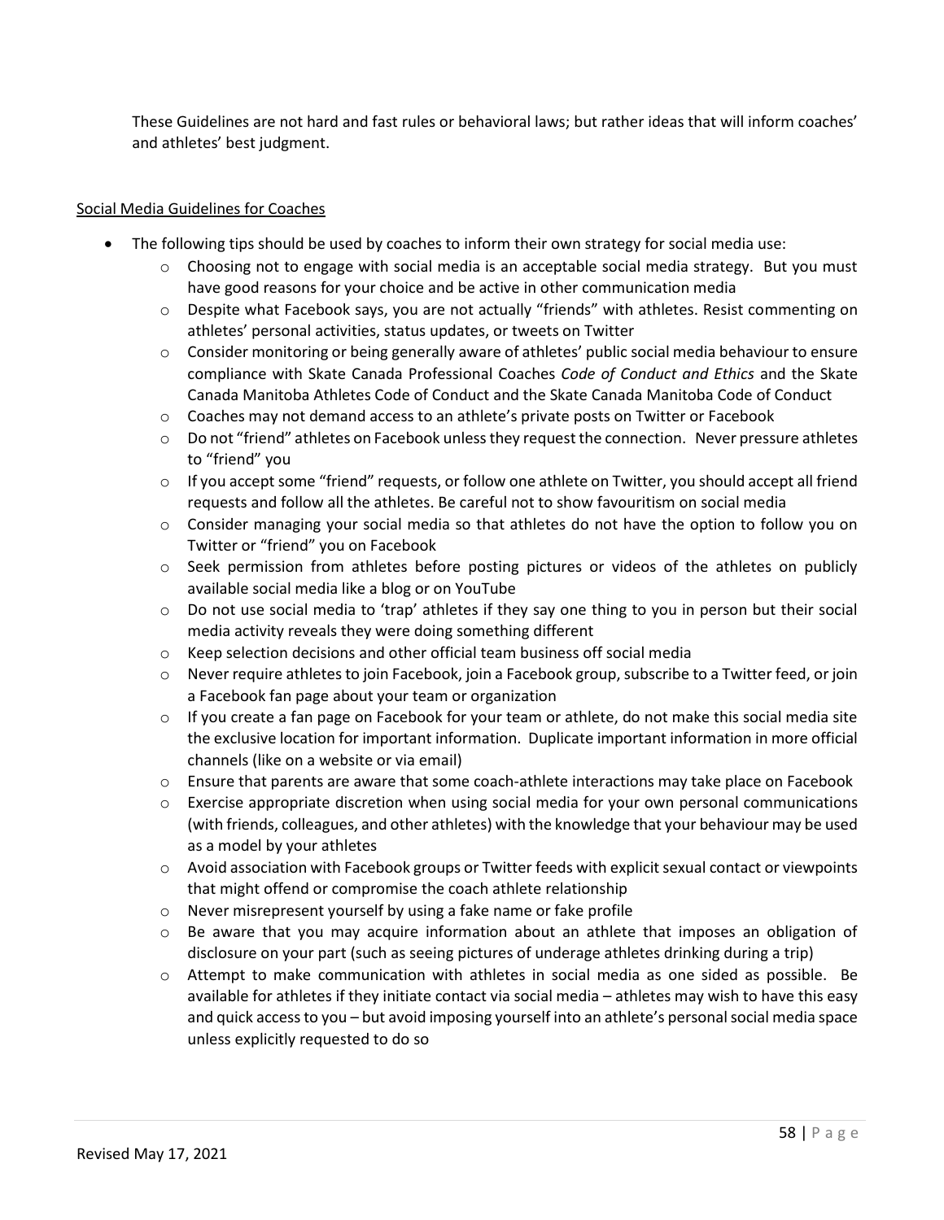These Guidelines are not hard and fast rules or behavioral laws; but rather ideas that will inform coaches' and athletes' best judgment.

Social Media Guidelines for Coaches

- The following tips should be used by coaches to inform their own strategy for social media use:
  - Choosing not to engage with social media is an acceptable social media strategy. But you must have good reasons for your choice and be active in other communication media
  - Despite what Facebook says, you are not actually "friends" with athletes. Resist commenting on athletes' personal activities, status updates, or tweets on Twitter
  - Consider monitoring or being generally aware of athletes' public social media behaviour to ensure compliance with Skate Canada Professional Coaches *Code of Conduct and Ethics* and the Skate Canada Manitoba Athletes Code of Conduct and the Skate Canada Manitoba Code of Conduct
  - Coaches may not demand access to an athlete's private posts on Twitter or Facebook
  - Do not "friend" athletes on Facebook unless they request the connection. Never pressure athletes to "friend" you
  - If you accept some "friend" requests, or follow one athlete on Twitter, you should accept all friend requests and follow all the athletes. Be careful not to show favouritism on social media
  - Consider managing your social media so that athletes do not have the option to follow you on Twitter or "friend" you on Facebook
  - Seek permission from athletes before posting pictures or videos of the athletes on publicly available social media like a blog or on YouTube
  - Do not use social media to 'trap' athletes if they say one thing to you in person but their social media activity reveals they were doing something different
  - Keep selection decisions and other official team business off social media
  - Never require athletes to join Facebook, join a Facebook group, subscribe to a Twitter feed, or join a Facebook fan page about your team or organization
  - If you create a fan page on Facebook for your team or athlete, do not make this social media site the exclusive location for important information. Duplicate important information in more official channels (like on a website or via email)
  - Ensure that parents are aware that some coach-athlete interactions may take place on Facebook
  - Exercise appropriate discretion when using social media for your own personal communications (with friends, colleagues, and other athletes) with the knowledge that your behaviour may be used as a model by your athletes
  - Avoid association with Facebook groups or Twitter feeds with explicit sexual contact or viewpoints that might offend or compromise the coach athlete relationship
  - Never misrepresent yourself by using a fake name or fake profile
  - Be aware that you may acquire information about an athlete that imposes an obligation of disclosure on your part (such as seeing pictures of underage athletes drinking during a trip)
  - Attempt to make communication with athletes in social media as one sided as possible. Be available for athletes if they initiate contact via social media – athletes may wish to have this easy and quick access to you – but avoid imposing yourself into an athlete's personal social media space unless explicitly requested to do so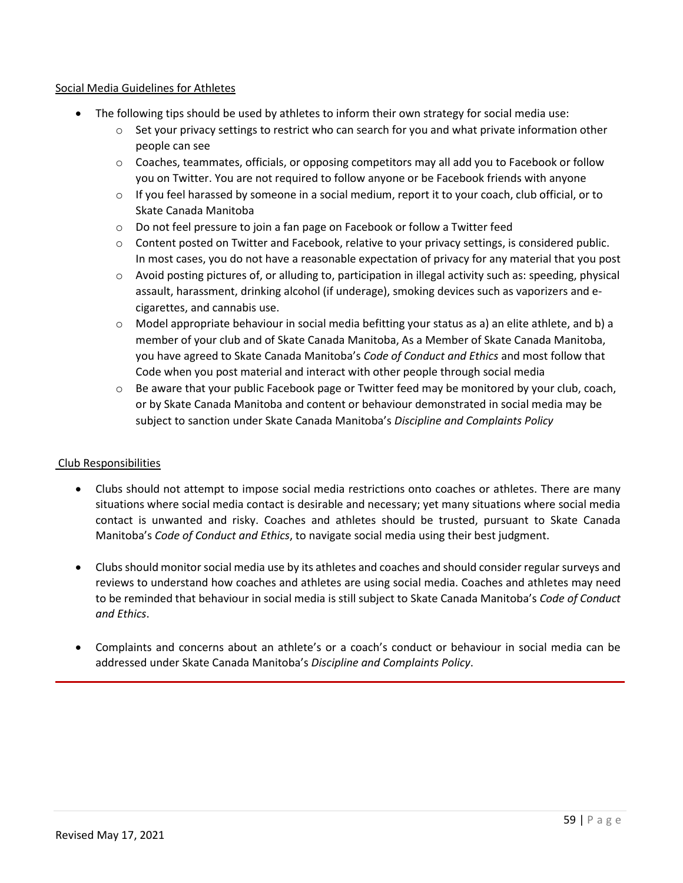Social Media Guidelines for Athletes

- The following tips should be used by athletes to inform their own strategy for social media use:
  - Set your privacy settings to restrict who can search for you and what private information other people can see
  - Coaches, teammates, officials, or opposing competitors may all add you to Facebook or follow you on Twitter. You are not required to follow anyone or be Facebook friends with anyone
  - If you feel harassed by someone in a social medium, report it to your coach, club official, or to Skate Canada Manitoba
  - Do not feel pressure to join a fan page on Facebook or follow a Twitter feed
  - Content posted on Twitter and Facebook, relative to your privacy settings, is considered public. In most cases, you do not have a reasonable expectation of privacy for any material that you post
  - Avoid posting pictures of, or alluding to, participation in illegal activity such as: speeding, physical assault, harassment, drinking alcohol (if underage), smoking devices such as vaporizers and e-cigarettes, and cannabis use.
  - Model appropriate behaviour in social media befitting your status as a) an elite athlete, and b) a member of your club and of Skate Canada Manitoba, As a Member of Skate Canada Manitoba, you have agreed to Skate Canada Manitoba's *Code of Conduct and Ethics* and most follow that Code when you post material and interact with other people through social media
  - Be aware that your public Facebook page or Twitter feed may be monitored by your club, coach, or by Skate Canada Manitoba and content or behaviour demonstrated in social media may be subject to sanction under Skate Canada Manitoba's *Discipline and Complaints Policy*

Club Responsibilities

- Clubs should not attempt to impose social media restrictions onto coaches or athletes. There are many situations where social media contact is desirable and necessary; yet many situations where social media contact is unwanted and risky. Coaches and athletes should be trusted, pursuant to Skate Canada Manitoba's *Code of Conduct and Ethics*, to navigate social media using their best judgment.

- Clubs should monitor social media use by its athletes and coaches and should consider regular surveys and reviews to understand how coaches and athletes are using social media. Coaches and athletes may need to be reminded that behaviour in social media is still subject to Skate Canada Manitoba's *Code of Conduct and Ethics*.

- Complaints and concerns about an athlete's or a coach's conduct or behaviour in social media can be addressed under Skate Canada Manitoba's *Discipline and Complaints Policy*.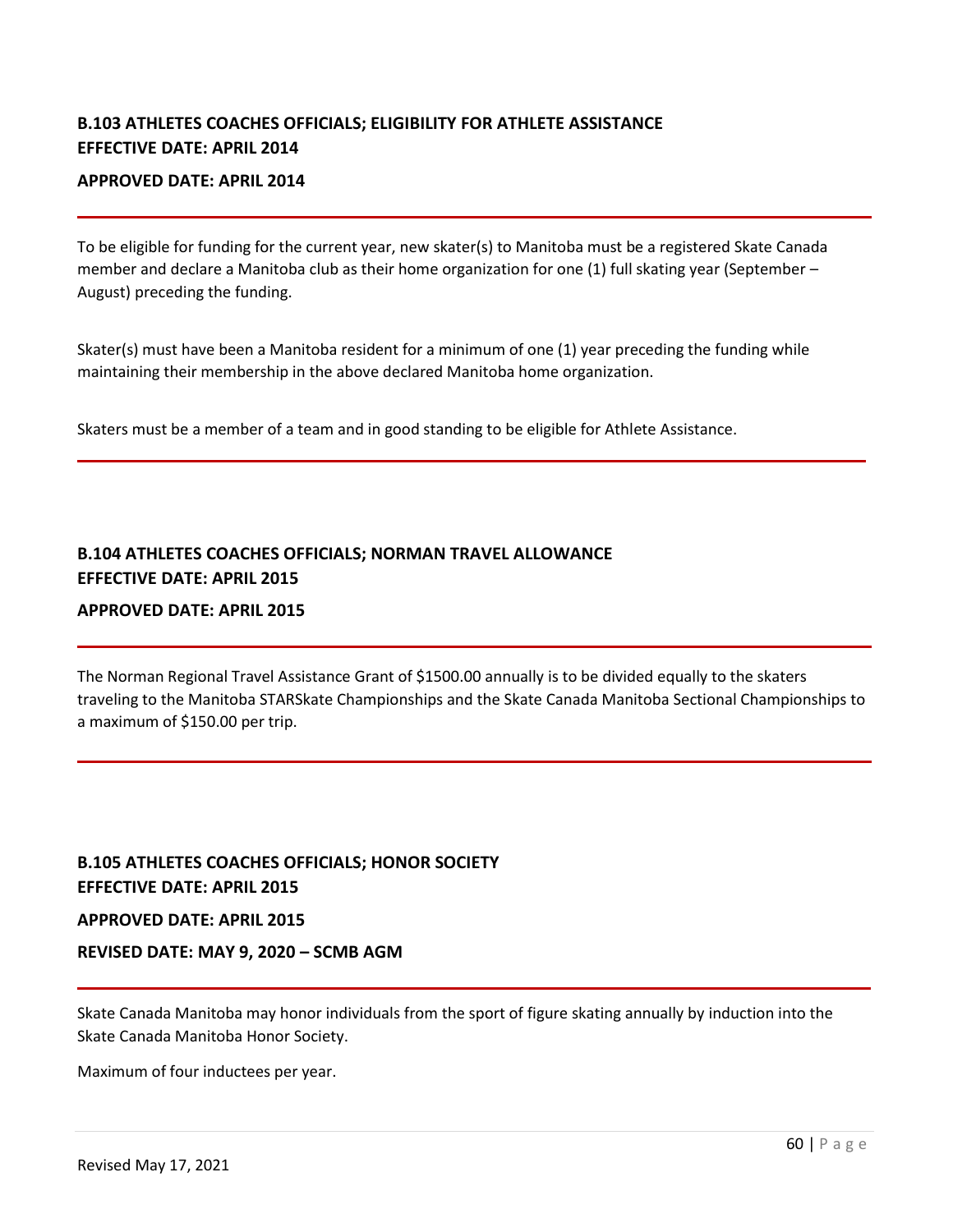## B.103 ATHLETES COACHES OFFICIALS; ELIGIBILITY FOR ATHLETE ASSISTANCE
**EFFECTIVE DATE: APRIL 2014**

**APPROVED DATE: APRIL 2014**

---

To be eligible for funding for the current year, new skater(s) to Manitoba must be a registered Skate Canada member and declare a Manitoba club as their home organization for one (1) full skating year (September – August) preceding the funding.

Skater(s) must have been a Manitoba resident for a minimum of one (1) year preceding the funding while maintaining their membership in the above declared Manitoba home organization.

Skaters must be a member of a team and in good standing to be eligible for Athlete Assistance.

---

## B.104 ATHLETES COACHES OFFICIALS; NORMAN TRAVEL ALLOWANCE
**EFFECTIVE DATE: APRIL 2015**

**APPROVED DATE: APRIL 2015**

---

The Norman Regional Travel Assistance Grant of $1500.00 annually is to be divided equally to the skaters traveling to the Manitoba STARSkate Championships and the Skate Canada Manitoba Sectional Championships to a maximum of $150.00 per trip.

---

## B.105 ATHLETES COACHES OFFICIALS; HONOR SOCIETY
**EFFECTIVE DATE: APRIL 2015**

**APPROVED DATE: APRIL 2015**

**REVISED DATE: MAY 9, 2020 – SCMB AGM**

---

Skate Canada Manitoba may honor individuals from the sport of figure skating annually by induction into the Skate Canada Manitoba Honor Society.

Maximum of four inductees per year.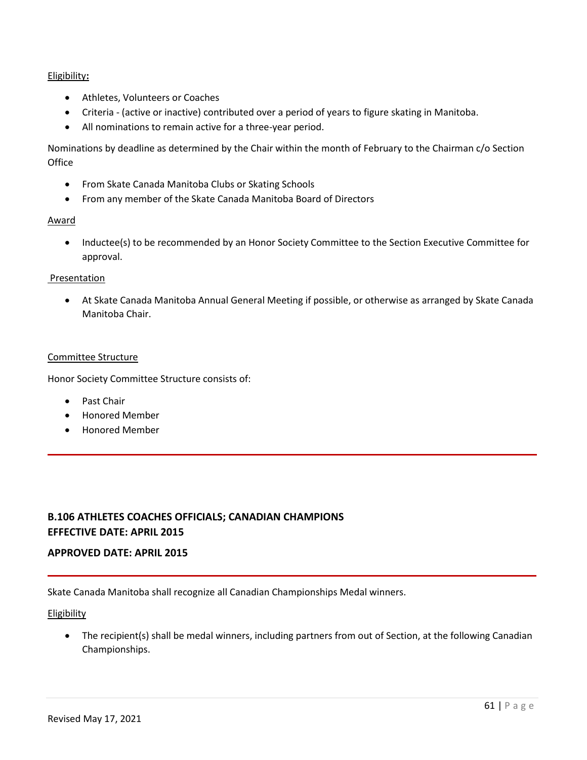Eligibility**:**

- Athletes, Volunteers or Coaches
- Criteria - (active or inactive) contributed over a period of years to figure skating in Manitoba.
- All nominations to remain active for a three-year period.

Nominations by deadline as determined by the Chair within the month of February to the Chairman c/o Section Office

- From Skate Canada Manitoba Clubs or Skating Schools
- From any member of the Skate Canada Manitoba Board of Directors

Award

- Inductee(s) to be recommended by an Honor Society Committee to the Section Executive Committee for approval.

Presentation

- At Skate Canada Manitoba Annual General Meeting if possible, or otherwise as arranged by Skate Canada Manitoba Chair.

Committee Structure

Honor Society Committee Structure consists of:

- Past Chair
- Honored Member
- Honored Member

---

## B.106 ATHLETES COACHES OFFICIALS; CANADIAN CHAMPIONS
## EFFECTIVE DATE: APRIL 2015

### APPROVED DATE: APRIL 2015

---

Skate Canada Manitoba shall recognize all Canadian Championships Medal winners.

Eligibility

- The recipient(s) shall be medal winners, including partners from out of Section, at the following Canadian Championships.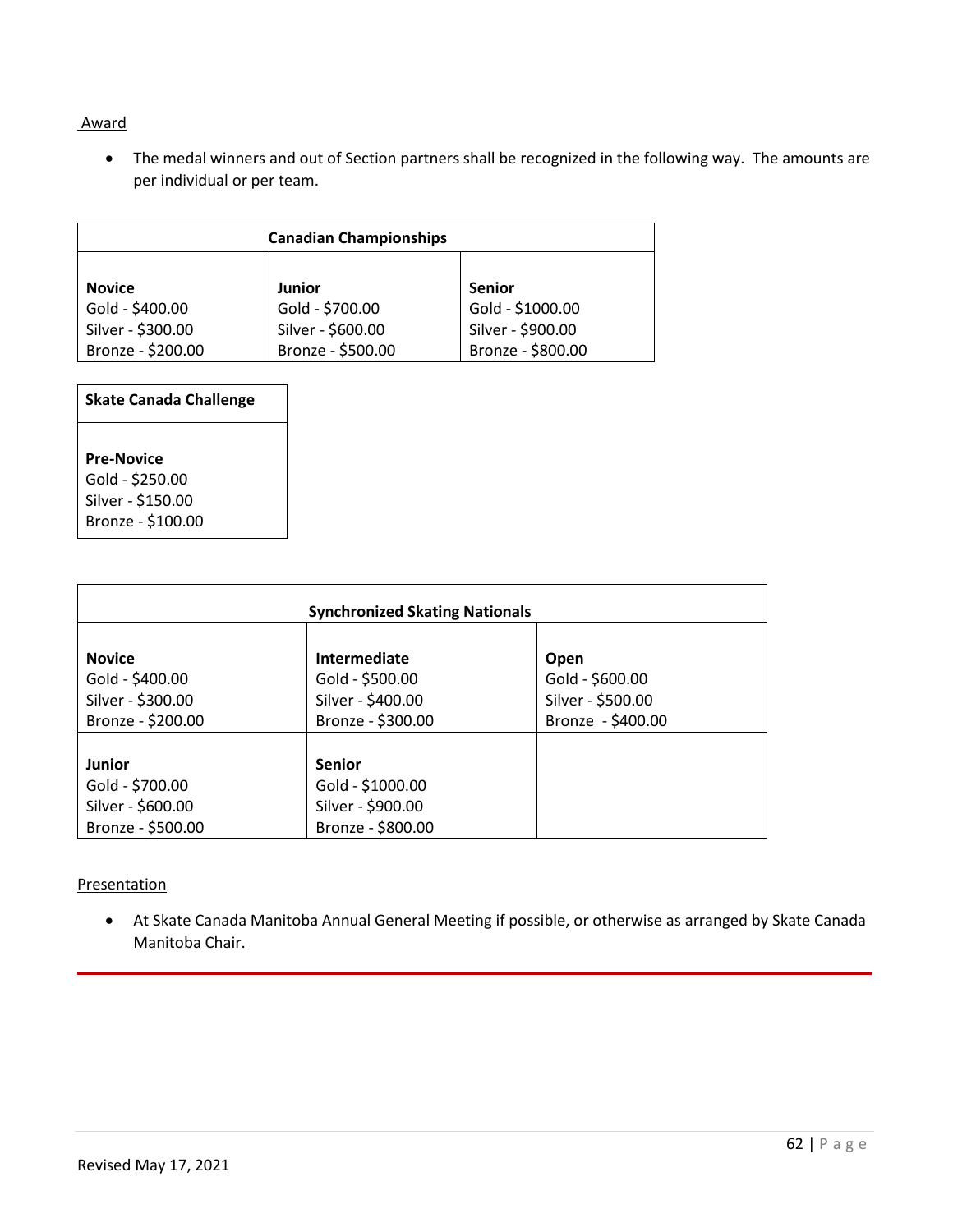Award

- The medal winners and out of Section partners shall be recognized in the following way. The amounts are per individual or per team.

| Canadian Championships | | |
|---|---|---|
| **Novice**<br>Gold - $400.00<br>Silver - $300.00<br>Bronze - $200.00 | **Junior**<br>Gold - $700.00<br>Silver - $600.00<br>Bronze - $500.00 | **Senior**<br>Gold - $1000.00<br>Silver - $900.00<br>Bronze - $800.00 |

| Skate Canada Challenge |
|---|
| **Pre-Novice**<br>Gold - $250.00<br>Silver - $150.00<br>Bronze - $100.00 |

| Synchronized Skating Nationals | | |
|---|---|---|
| **Novice**<br>Gold - $400.00<br>Silver - $300.00<br>Bronze - $200.00 | **Intermediate**<br>Gold - $500.00<br>Silver - $400.00<br>Bronze - $300.00 | **Open**<br>Gold - $600.00<br>Silver - $500.00<br>Bronze - $400.00 |
| **Junior**<br>Gold - $700.00<br>Silver - $600.00<br>Bronze - $500.00 | **Senior**<br>Gold - $1000.00<br>Silver - $900.00<br>Bronze - $800.00 | |

Presentation

- At Skate Canada Manitoba Annual General Meeting if possible, or otherwise as arranged by Skate Canada Manitoba Chair.

Revised May 17, 2021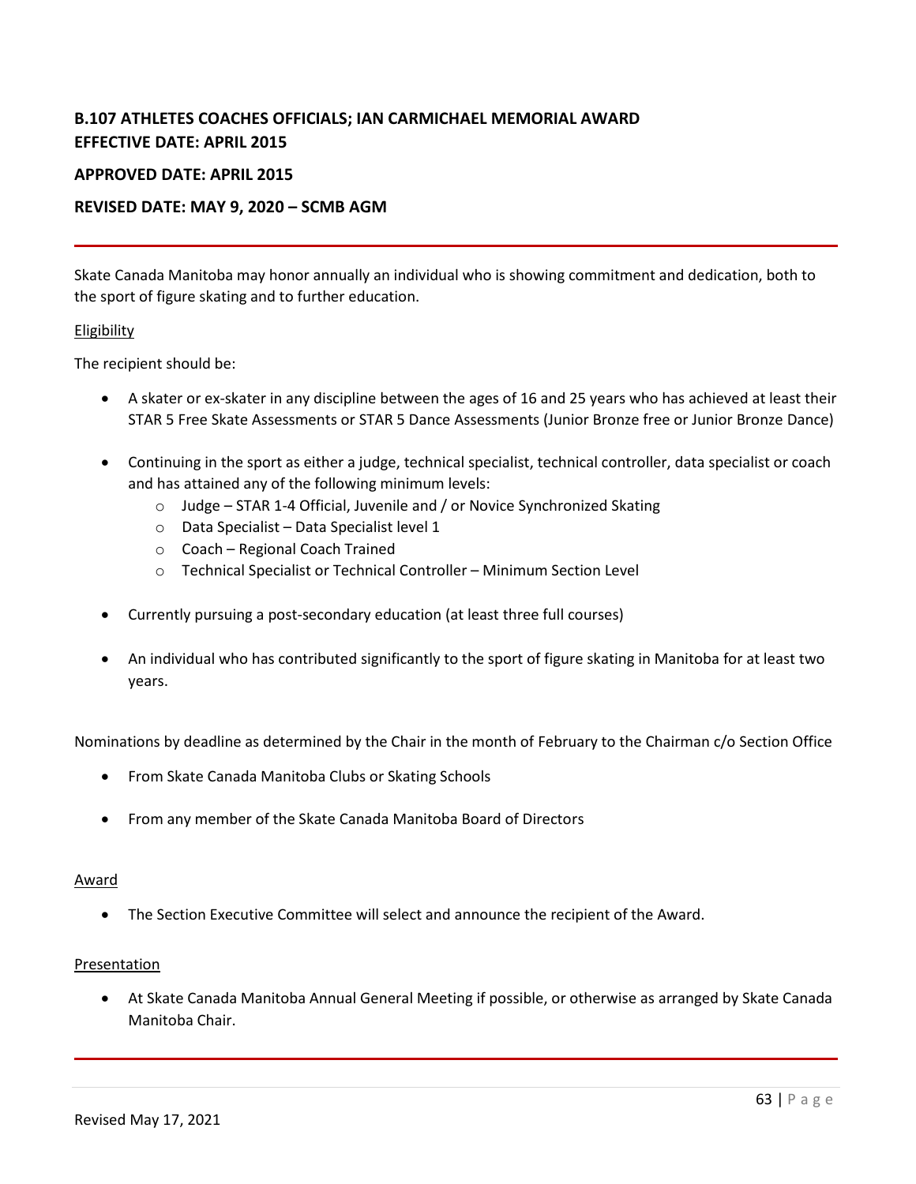## B.107 ATHLETES COACHES OFFICIALS; IAN CARMICHAEL MEMORIAL AWARD

**EFFECTIVE DATE: APRIL 2015**

**APPROVED DATE: APRIL 2015**

**REVISED DATE: MAY 9, 2020 – SCMB AGM**

---

Skate Canada Manitoba may honor annually an individual who is showing commitment and dedication, both to the sport of figure skating and to further education.

<u>Eligibility</u>

The recipient should be:

- A skater or ex-skater in any discipline between the ages of 16 and 25 years who has achieved at least their STAR 5 Free Skate Assessments or STAR 5 Dance Assessments (Junior Bronze free or Junior Bronze Dance)
- Continuing in the sport as either a judge, technical specialist, technical controller, data specialist or coach and has attained any of the following minimum levels:
  - Judge – STAR 1-4 Official, Juvenile and / or Novice Synchronized Skating
  - Data Specialist – Data Specialist level 1
  - Coach – Regional Coach Trained
  - Technical Specialist or Technical Controller – Minimum Section Level
- Currently pursuing a post-secondary education (at least three full courses)
- An individual who has contributed significantly to the sport of figure skating in Manitoba for at least two years.

Nominations by deadline as determined by the Chair in the month of February to the Chairman c/o Section Office

- From Skate Canada Manitoba Clubs or Skating Schools
- From any member of the Skate Canada Manitoba Board of Directors

<u>Award</u>

- The Section Executive Committee will select and announce the recipient of the Award.

<u>Presentation</u>

- At Skate Canada Manitoba Annual General Meeting if possible, or otherwise as arranged by Skate Canada Manitoba Chair.

---

Revised May 17, 2021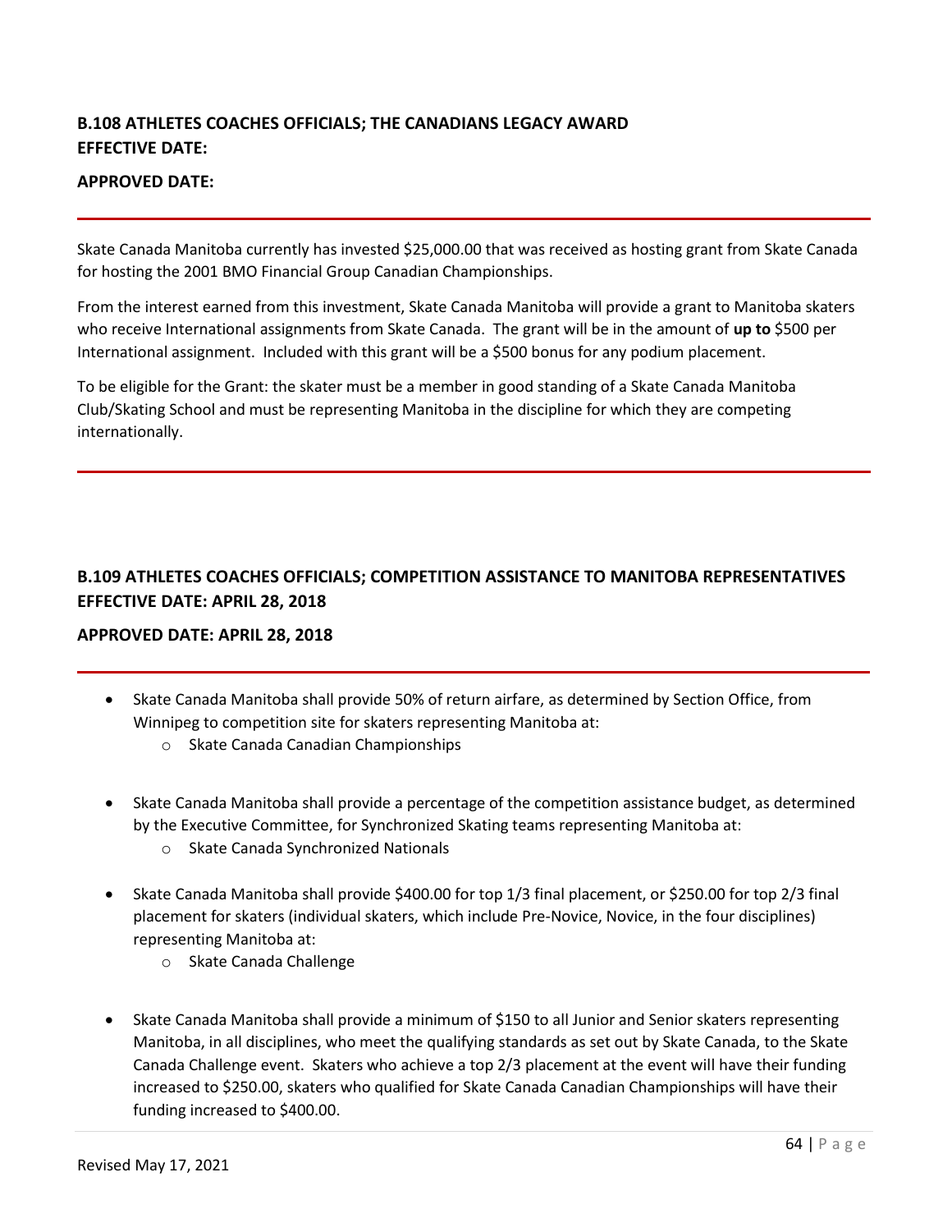## B.108 ATHLETES COACHES OFFICIALS; THE CANADIANS LEGACY AWARD
**EFFECTIVE DATE:**

**APPROVED DATE:**

---

Skate Canada Manitoba currently has invested $25,000.00 that was received as hosting grant from Skate Canada for hosting the 2001 BMO Financial Group Canadian Championships.

From the interest earned from this investment, Skate Canada Manitoba will provide a grant to Manitoba skaters who receive International assignments from Skate Canada. The grant will be in the amount of **up to** $500 per International assignment. Included with this grant will be a $500 bonus for any podium placement.

To be eligible for the Grant: the skater must be a member in good standing of a Skate Canada Manitoba Club/Skating School and must be representing Manitoba in the discipline for which they are competing internationally.

---

## B.109 ATHLETES COACHES OFFICIALS; COMPETITION ASSISTANCE TO MANITOBA REPRESENTATIVES
**EFFECTIVE DATE: APRIL 28, 2018**

**APPROVED DATE: APRIL 28, 2018**

---

- Skate Canada Manitoba shall provide 50% of return airfare, as determined by Section Office, from Winnipeg to competition site for skaters representing Manitoba at:
  - Skate Canada Canadian Championships

- Skate Canada Manitoba shall provide a percentage of the competition assistance budget, as determined by the Executive Committee, for Synchronized Skating teams representing Manitoba at:
  - Skate Canada Synchronized Nationals

- Skate Canada Manitoba shall provide $400.00 for top 1/3 final placement, or $250.00 for top 2/3 final placement for skaters (individual skaters, which include Pre-Novice, Novice, in the four disciplines) representing Manitoba at:
  - Skate Canada Challenge

- Skate Canada Manitoba shall provide a minimum of $150 to all Junior and Senior skaters representing Manitoba, in all disciplines, who meet the qualifying standards as set out by Skate Canada, to the Skate Canada Challenge event. Skaters who achieve a top 2/3 placement at the event will have their funding increased to $250.00, skaters who qualified for Skate Canada Canadian Championships will have their funding increased to $400.00.

Revised May 17, 2021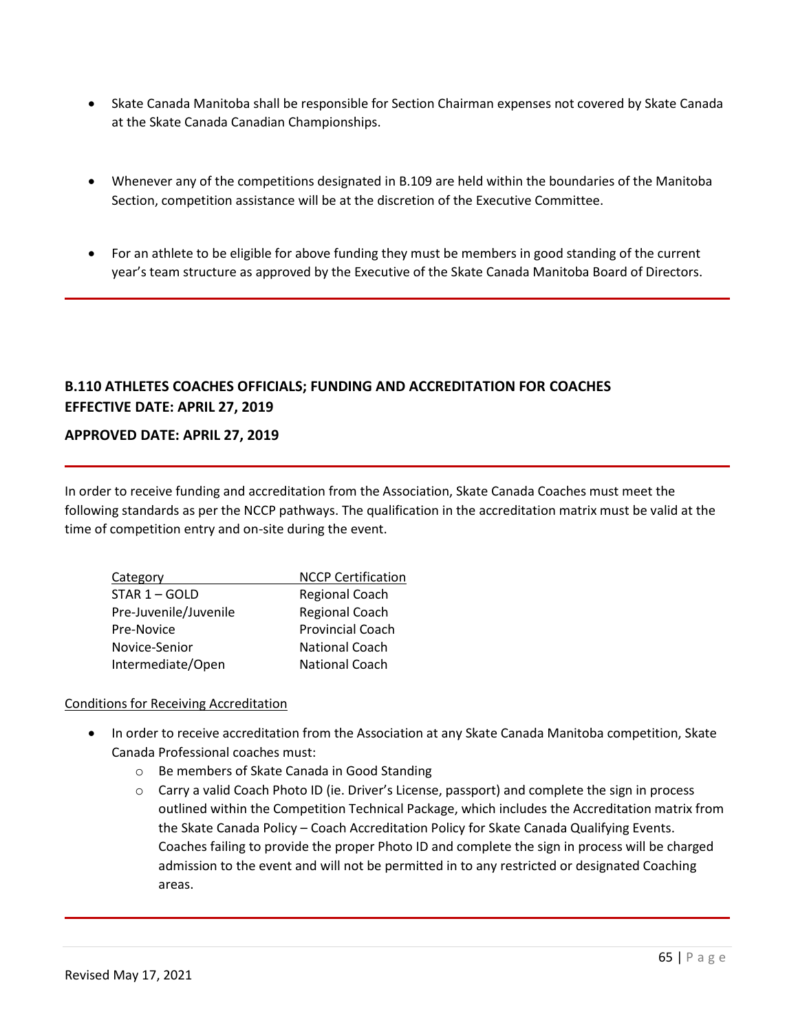- Skate Canada Manitoba shall be responsible for Section Chairman expenses not covered by Skate Canada at the Skate Canada Canadian Championships.

- Whenever any of the competitions designated in B.109 are held within the boundaries of the Manitoba Section, competition assistance will be at the discretion of the Executive Committee.

- For an athlete to be eligible for above funding they must be members in good standing of the current year's team structure as approved by the Executive of the Skate Canada Manitoba Board of Directors.

---

## B.110 ATHLETES COACHES OFFICIALS; FUNDING AND ACCREDITATION FOR COACHES
**EFFECTIVE DATE: APRIL 27, 2019**

**APPROVED DATE: APRIL 27, 2019**

---

In order to receive funding and accreditation from the Association, Skate Canada Coaches must meet the following standards as per the NCCP pathways. The qualification in the accreditation matrix must be valid at the time of competition entry and on-site during the event.

| Category | NCCP Certification |
|---|---|
| STAR 1 – GOLD | Regional Coach |
| Pre-Juvenile/Juvenile | Regional Coach |
| Pre-Novice | Provincial Coach |
| Novice-Senior | National Coach |
| Intermediate/Open | National Coach |

Conditions for Receiving Accreditation

- In order to receive accreditation from the Association at any Skate Canada Manitoba competition, Skate Canada Professional coaches must:
  - Be members of Skate Canada in Good Standing
  - Carry a valid Coach Photo ID (ie. Driver's License, passport) and complete the sign in process outlined within the Competition Technical Package, which includes the Accreditation matrix from the Skate Canada Policy – Coach Accreditation Policy for Skate Canada Qualifying Events. Coaches failing to provide the proper Photo ID and complete the sign in process will be charged admission to the event and will not be permitted in to any restricted or designated Coaching areas.

---

Revised May 17, 2021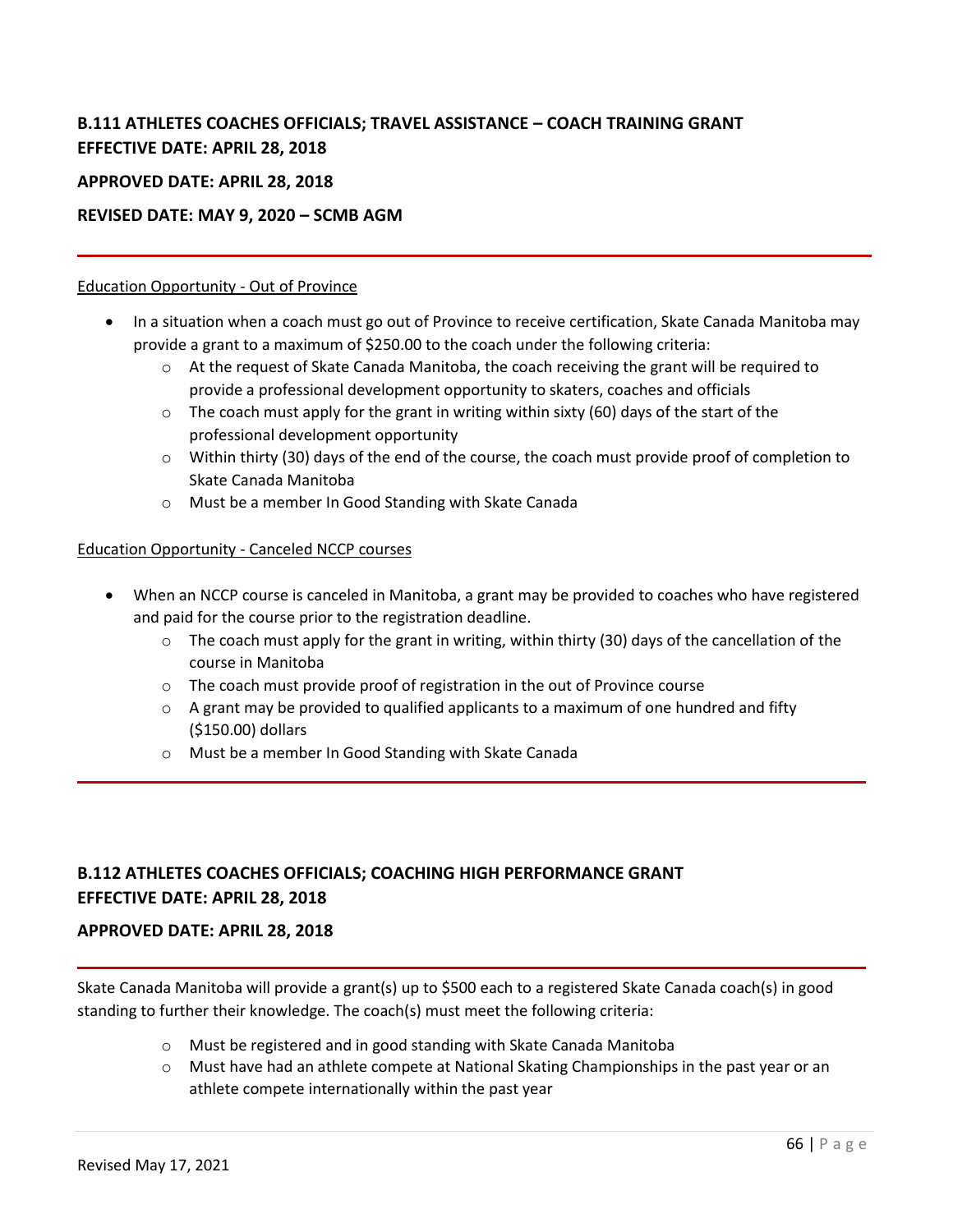## B.111 ATHLETES COACHES OFFICIALS; TRAVEL ASSISTANCE – COACH TRAINING GRANT
## EFFECTIVE DATE: APRIL 28, 2018

**APPROVED DATE: APRIL 28, 2018**

**REVISED DATE: MAY 9, 2020 – SCMB AGM**

---

<u>Education Opportunity - Out of Province</u>

- In a situation when a coach must go out of Province to receive certification, Skate Canada Manitoba may provide a grant to a maximum of $250.00 to the coach under the following criteria:
  - At the request of Skate Canada Manitoba, the coach receiving the grant will be required to provide a professional development opportunity to skaters, coaches and officials
  - The coach must apply for the grant in writing within sixty (60) days of the start of the professional development opportunity
  - Within thirty (30) days of the end of the course, the coach must provide proof of completion to Skate Canada Manitoba
  - Must be a member In Good Standing with Skate Canada

<u>Education Opportunity - Canceled NCCP courses</u>

- When an NCCP course is canceled in Manitoba, a grant may be provided to coaches who have registered and paid for the course prior to the registration deadline.
  - The coach must apply for the grant in writing, within thirty (30) days of the cancellation of the course in Manitoba
  - The coach must provide proof of registration in the out of Province course
  - A grant may be provided to qualified applicants to a maximum of one hundred and fifty ($150.00) dollars
  - Must be a member In Good Standing with Skate Canada

---

## B.112 ATHLETES COACHES OFFICIALS; COACHING HIGH PERFORMANCE GRANT
## EFFECTIVE DATE: APRIL 28, 2018

**APPROVED DATE: APRIL 28, 2018**

---

Skate Canada Manitoba will provide a grant(s) up to $500 each to a registered Skate Canada coach(s) in good standing to further their knowledge. The coach(s) must meet the following criteria:

- Must be registered and in good standing with Skate Canada Manitoba
- Must have had an athlete compete at National Skating Championships in the past year or an athlete compete internationally within the past year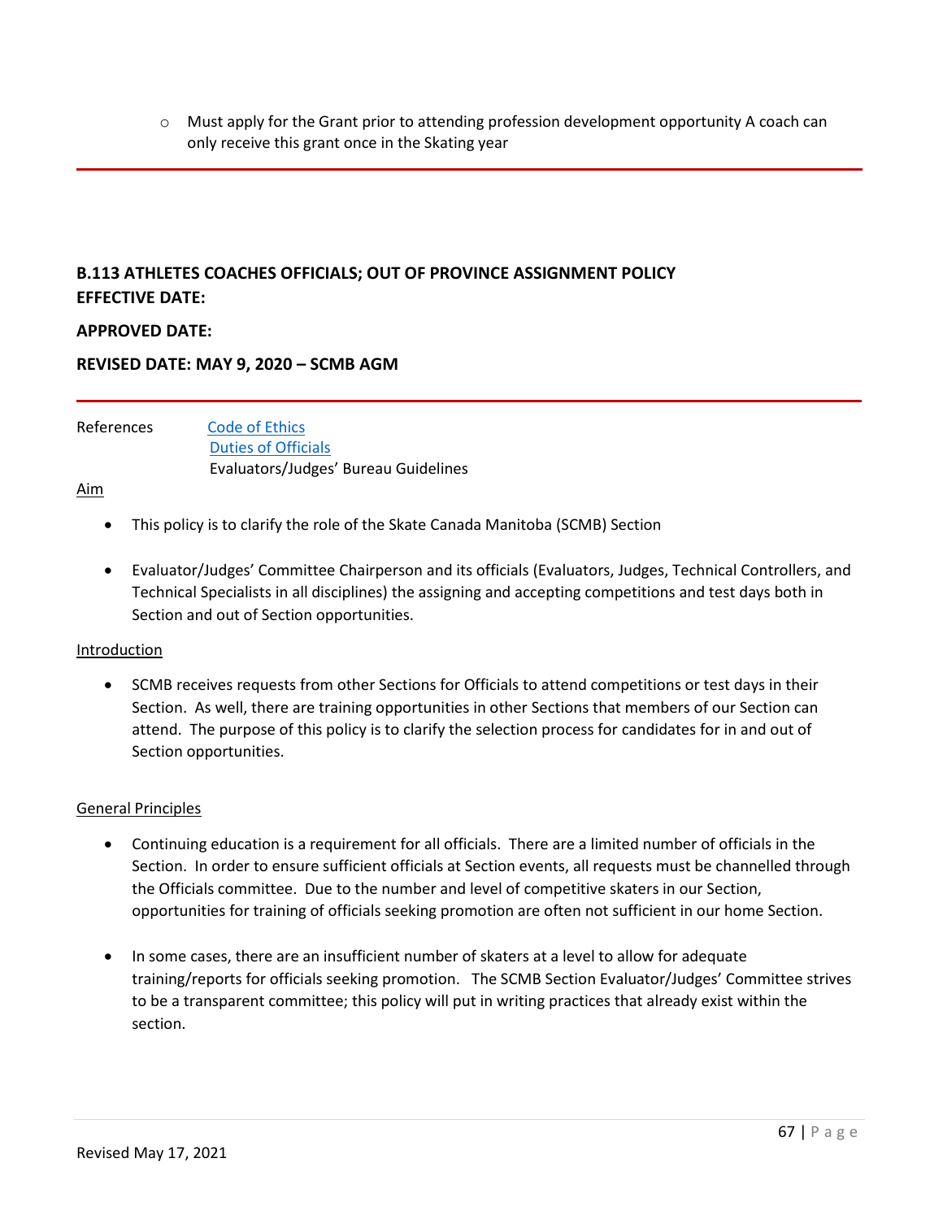- Must apply for the Grant prior to attending profession development opportunity A coach can only receive this grant once in the Skating year

---

## B.113 ATHLETES COACHES OFFICIALS; OUT OF PROVINCE ASSIGNMENT POLICY

**EFFECTIVE DATE:**

**APPROVED DATE:**

**REVISED DATE: MAY 9, 2020 – SCMB AGM**

---

References [Code of Ethics](#)
[Duties of Officials](#)
Evaluators/Judges' Bureau Guidelines

Aim

- This policy is to clarify the role of the Skate Canada Manitoba (SCMB) Section
- Evaluator/Judges' Committee Chairperson and its officials (Evaluators, Judges, Technical Controllers, and Technical Specialists in all disciplines) the assigning and accepting competitions and test days both in Section and out of Section opportunities.

Introduction

- SCMB receives requests from other Sections for Officials to attend competitions or test days in their Section. As well, there are training opportunities in other Sections that members of our Section can attend. The purpose of this policy is to clarify the selection process for candidates for in and out of Section opportunities.

General Principles

- Continuing education is a requirement for all officials. There are a limited number of officials in the Section. In order to ensure sufficient officials at Section events, all requests must be channelled through the Officials committee. Due to the number and level of competitive skaters in our Section, opportunities for training of officials seeking promotion are often not sufficient in our home Section.
- In some cases, there are an insufficient number of skaters at a level to allow for adequate training/reports for officials seeking promotion. The SCMB Section Evaluator/Judges' Committee strives to be a transparent committee; this policy will put in writing practices that already exist within the section.

Revised May 17, 2021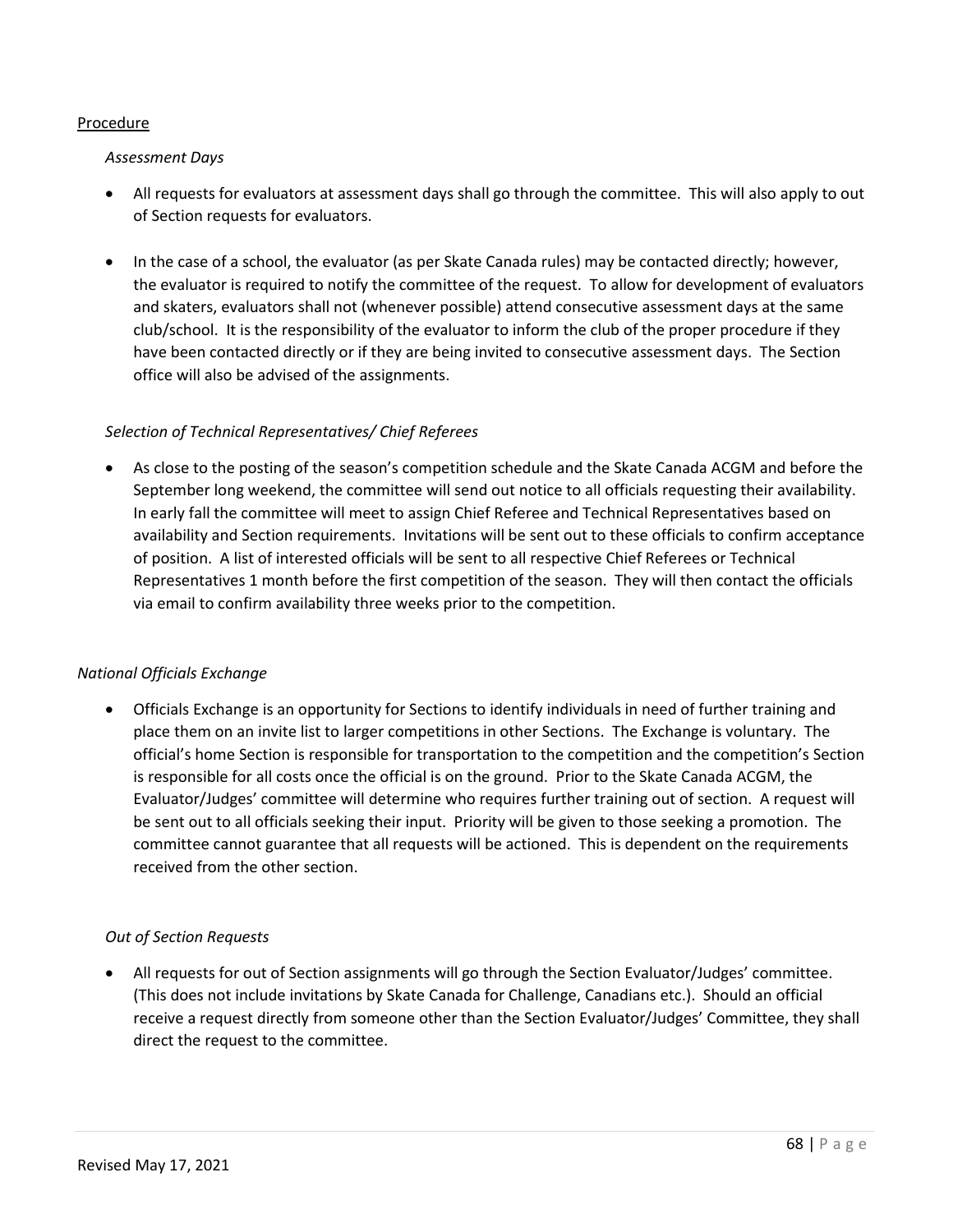<u>Procedure</u>

*Assessment Days*

- All requests for evaluators at assessment days shall go through the committee. This will also apply to out of Section requests for evaluators.

- In the case of a school, the evaluator (as per Skate Canada rules) may be contacted directly; however, the evaluator is required to notify the committee of the request. To allow for development of evaluators and skaters, evaluators shall not (whenever possible) attend consecutive assessment days at the same club/school. It is the responsibility of the evaluator to inform the club of the proper procedure if they have been contacted directly or if they are being invited to consecutive assessment days. The Section office will also be advised of the assignments.

*Selection of Technical Representatives/ Chief Referees*

- As close to the posting of the season's competition schedule and the Skate Canada ACGM and before the September long weekend, the committee will send out notice to all officials requesting their availability. In early fall the committee will meet to assign Chief Referee and Technical Representatives based on availability and Section requirements. Invitations will be sent out to these officials to confirm acceptance of position. A list of interested officials will be sent to all respective Chief Referees or Technical Representatives 1 month before the first competition of the season. They will then contact the officials via email to confirm availability three weeks prior to the competition.

*National Officials Exchange*

- Officials Exchange is an opportunity for Sections to identify individuals in need of further training and place them on an invite list to larger competitions in other Sections. The Exchange is voluntary. The official's home Section is responsible for transportation to the competition and the competition's Section is responsible for all costs once the official is on the ground. Prior to the Skate Canada ACGM, the Evaluator/Judges' committee will determine who requires further training out of section. A request will be sent out to all officials seeking their input. Priority will be given to those seeking a promotion. The committee cannot guarantee that all requests will be actioned. This is dependent on the requirements received from the other section.

*Out of Section Requests*

- All requests for out of Section assignments will go through the Section Evaluator/Judges' committee. (This does not include invitations by Skate Canada for Challenge, Canadians etc.). Should an official receive a request directly from someone other than the Section Evaluator/Judges' Committee, they shall direct the request to the committee.

Revised May 17, 2021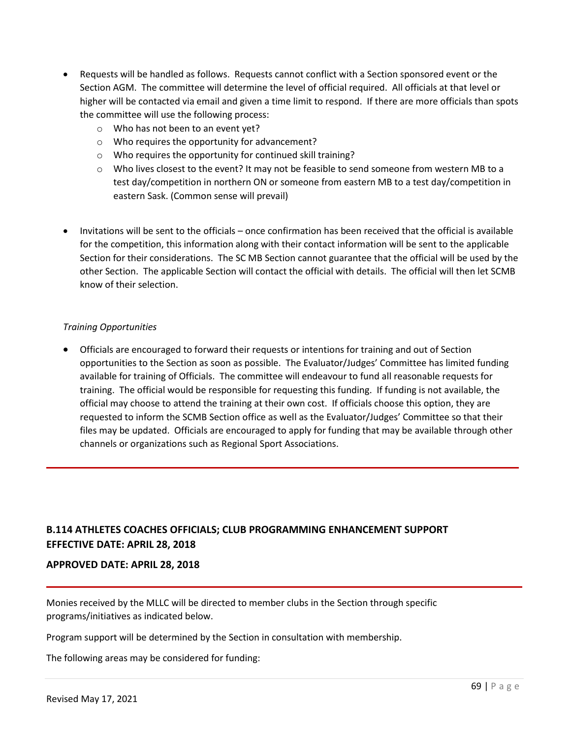- Requests will be handled as follows. Requests cannot conflict with a Section sponsored event or the Section AGM. The committee will determine the level of official required. All officials at that level or higher will be contacted via email and given a time limit to respond. If there are more officials than spots the committee will use the following process:
    - Who has not been to an event yet?
    - Who requires the opportunity for advancement?
    - Who requires the opportunity for continued skill training?
    - Who lives closest to the event? It may not be feasible to send someone from western MB to a test day/competition in northern ON or someone from eastern MB to a test day/competition in eastern Sask. (Common sense will prevail)

- Invitations will be sent to the officials – once confirmation has been received that the official is available for the competition, this information along with their contact information will be sent to the applicable Section for their considerations. The SC MB Section cannot guarantee that the official will be used by the other Section. The applicable Section will contact the official with details. The official will then let SCMB know of their selection.

*Training Opportunities*

- Officials are encouraged to forward their requests or intentions for training and out of Section opportunities to the Section as soon as possible. The Evaluator/Judges' Committee has limited funding available for training of Officials. The committee will endeavour to fund all reasonable requests for training. The official would be responsible for requesting this funding. If funding is not available, the official may choose to attend the training at their own cost. If officials choose this option, they are requested to inform the SCMB Section office as well as the Evaluator/Judges' Committee so that their files may be updated. Officials are encouraged to apply for funding that may be available through other channels or organizations such as Regional Sport Associations.

---

## B.114 ATHLETES COACHES OFFICIALS; CLUB PROGRAMMING ENHANCEMENT SUPPORT
## EFFECTIVE DATE: APRIL 28, 2018

### APPROVED DATE: APRIL 28, 2018

---

Monies received by the MLLC will be directed to member clubs in the Section through specific programs/initiatives as indicated below.

Program support will be determined by the Section in consultation with membership.

The following areas may be considered for funding: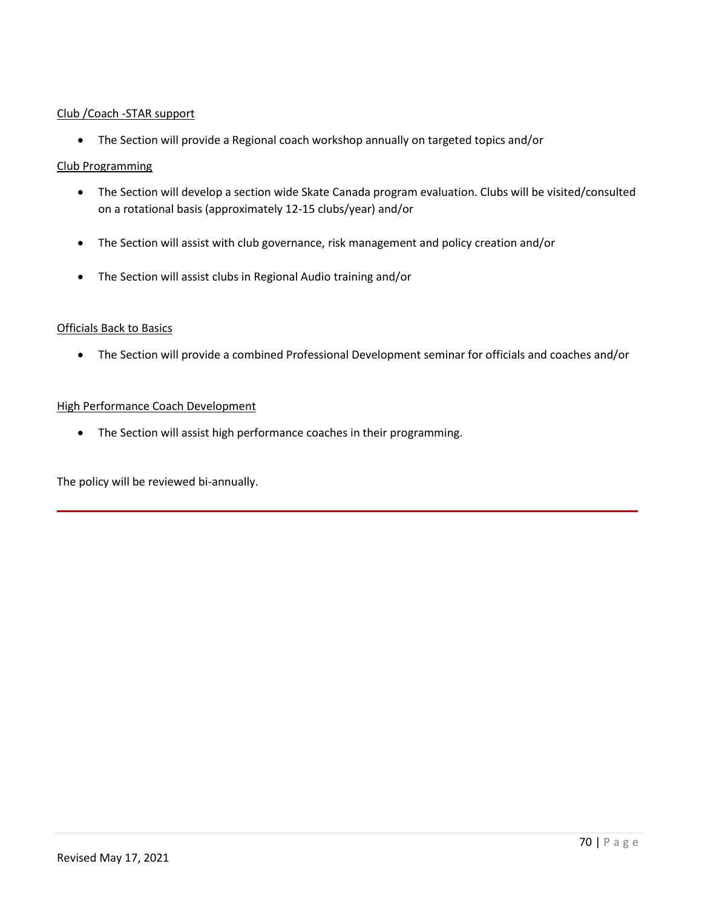Club /Coach -STAR support

- The Section will provide a Regional coach workshop annually on targeted topics and/or

Club Programming

- The Section will develop a section wide Skate Canada program evaluation. Clubs will be visited/consulted on a rotational basis (approximately 12-15 clubs/year) and/or
- The Section will assist with club governance, risk management and policy creation and/or
- The Section will assist clubs in Regional Audio training and/or

Officials Back to Basics

- The Section will provide a combined Professional Development seminar for officials and coaches and/or

High Performance Coach Development

- The Section will assist high performance coaches in their programming.

The policy will be reviewed bi-annually.